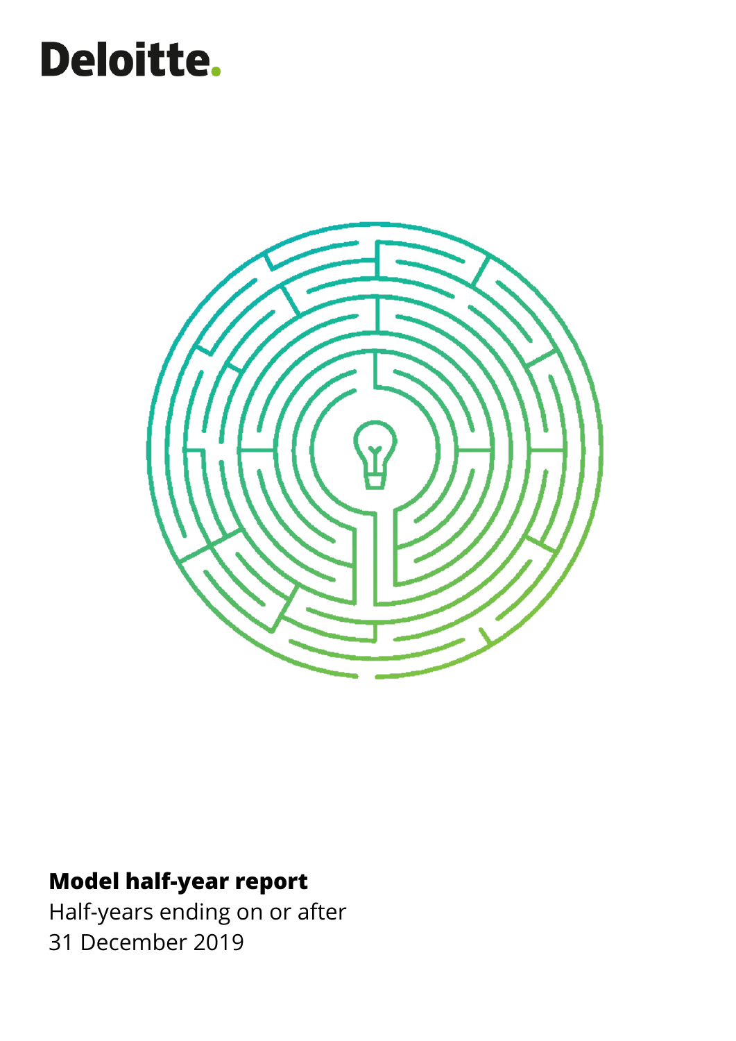Deloitte.

**Model half-year report**

Half-years ending on or after
31 December 2019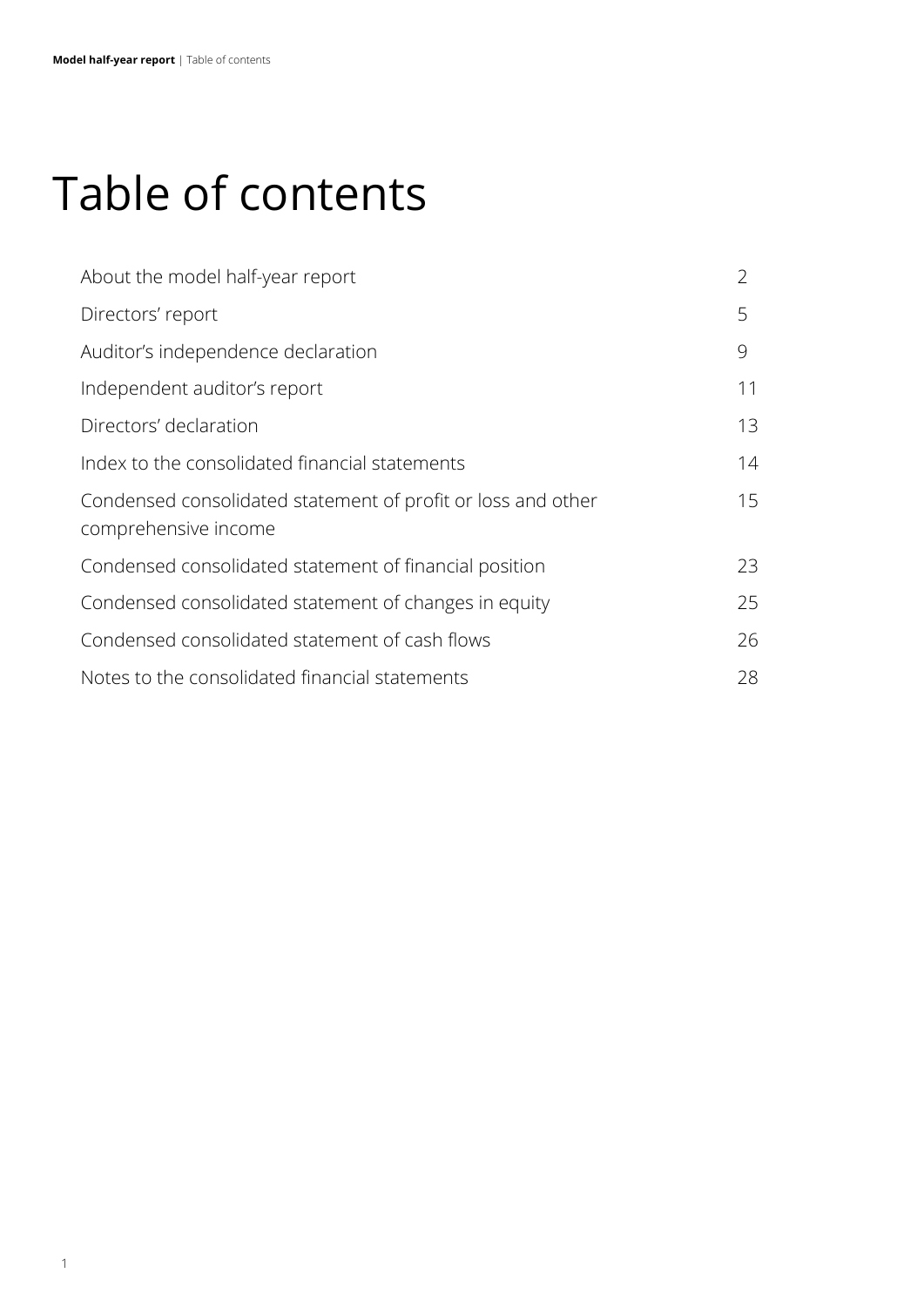# Table of contents

| | |
|---|---|
| About the model half-year report | 2 |
| Directors' report | 5 |
| Auditor's independence declaration | 9 |
| Independent auditor's report | 11 |
| Directors' declaration | 13 |
| Index to the consolidated financial statements | 14 |
| Condensed consolidated statement of profit or loss and other comprehensive income | 15 |
| Condensed consolidated statement of financial position | 23 |
| Condensed consolidated statement of changes in equity | 25 |
| Condensed consolidated statement of cash flows | 26 |
| Notes to the consolidated financial statements | 28 |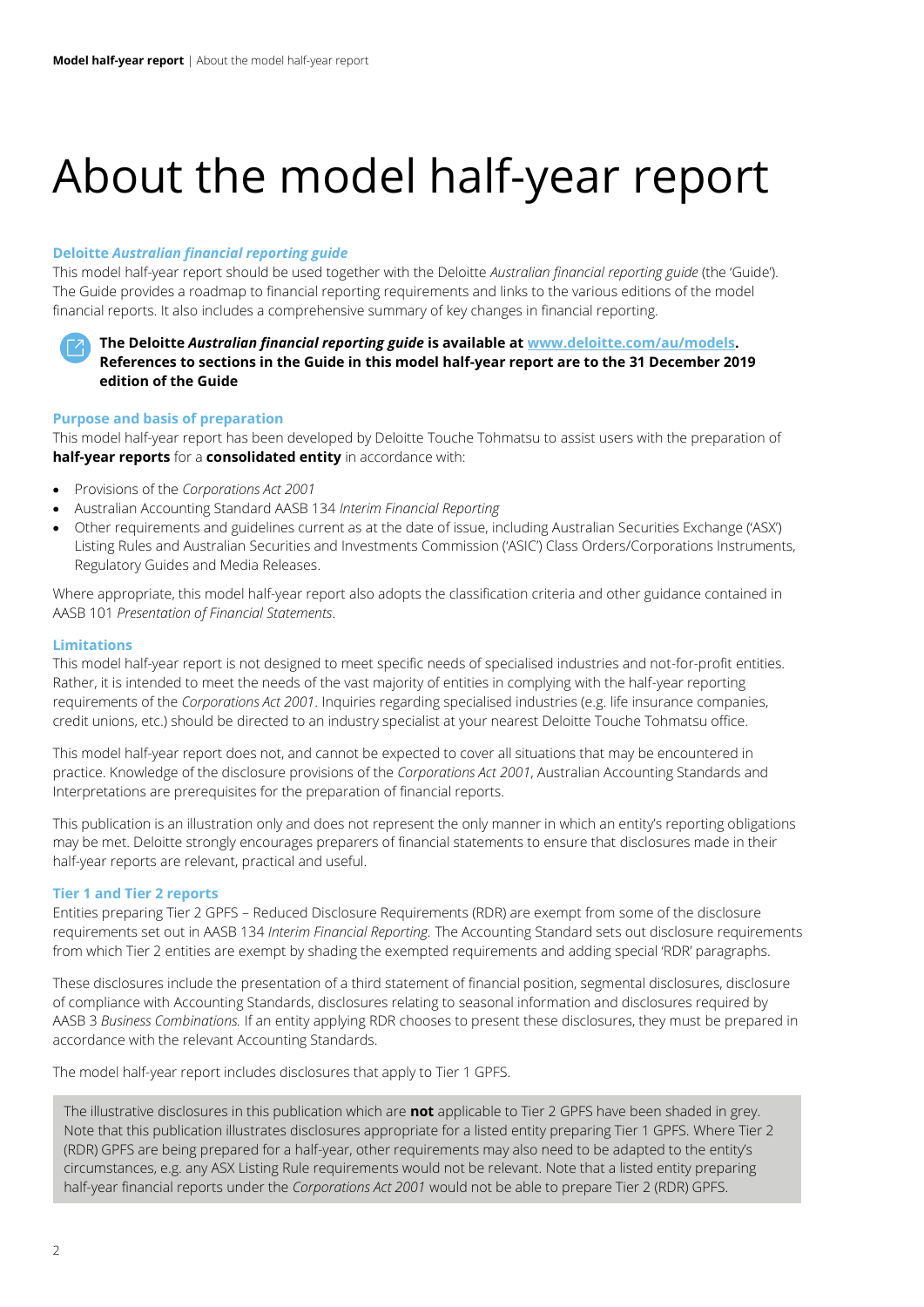# About the model half-year report

### Deloitte *Australian financial reporting guide*

This model half-year report should be used together with the Deloitte *Australian financial reporting guide* (the 'Guide'). The Guide provides a roadmap to financial reporting requirements and links to the various editions of the model financial reports. It also includes a comprehensive summary of key changes in financial reporting.

**The Deloitte *Australian financial reporting guide* is available at [www.deloitte.com/au/models](www.deloitte.com/au/models). References to sections in the Guide in this model half-year report are to the 31 December 2019 edition of the Guide**

### Purpose and basis of preparation

This model half-year report has been developed by Deloitte Touche Tohmatsu to assist users with the preparation of **half-year reports** for a **consolidated entity** in accordance with:

- Provisions of the *Corporations Act 2001*
- Australian Accounting Standard AASB 134 *Interim Financial Reporting*
- Other requirements and guidelines current as at the date of issue, including Australian Securities Exchange ('ASX') Listing Rules and Australian Securities and Investments Commission ('ASIC') Class Orders/Corporations Instruments, Regulatory Guides and Media Releases.

Where appropriate, this model half-year report also adopts the classification criteria and other guidance contained in AASB 101 *Presentation of Financial Statements*.

### Limitations

This model half-year report is not designed to meet specific needs of specialised industries and not-for-profit entities. Rather, it is intended to meet the needs of the vast majority of entities in complying with the half-year reporting requirements of the *Corporations Act 2001*. Inquiries regarding specialised industries (e.g. life insurance companies, credit unions, etc.) should be directed to an industry specialist at your nearest Deloitte Touche Tohmatsu office.

This model half-year report does not, and cannot be expected to cover all situations that may be encountered in practice. Knowledge of the disclosure provisions of the *Corporations Act 2001*, Australian Accounting Standards and Interpretations are prerequisites for the preparation of financial reports.

This publication is an illustration only and does not represent the only manner in which an entity's reporting obligations may be met. Deloitte strongly encourages preparers of financial statements to ensure that disclosures made in their half-year reports are relevant, practical and useful.

### Tier 1 and Tier 2 reports

Entities preparing Tier 2 GPFS – Reduced Disclosure Requirements (RDR) are exempt from some of the disclosure requirements set out in AASB 134 *Interim Financial Reporting.* The Accounting Standard sets out disclosure requirements from which Tier 2 entities are exempt by shading the exempted requirements and adding special 'RDR' paragraphs.

These disclosures include the presentation of a third statement of financial position, segmental disclosures, disclosure of compliance with Accounting Standards, disclosures relating to seasonal information and disclosures required by AASB 3 *Business Combinations.* If an entity applying RDR chooses to present these disclosures, they must be prepared in accordance with the relevant Accounting Standards.

The model half-year report includes disclosures that apply to Tier 1 GPFS.

The illustrative disclosures in this publication which are **not** applicable to Tier 2 GPFS have been shaded in grey. Note that this publication illustrates disclosures appropriate for a listed entity preparing Tier 1 GPFS. Where Tier 2 (RDR) GPFS are being prepared for a half-year, other requirements may also need to be adapted to the entity's circumstances, e.g. any ASX Listing Rule requirements would not be relevant. Note that a listed entity preparing half-year financial reports under the *Corporations Act 2001* would not be able to prepare Tier 2 (RDR) GPFS.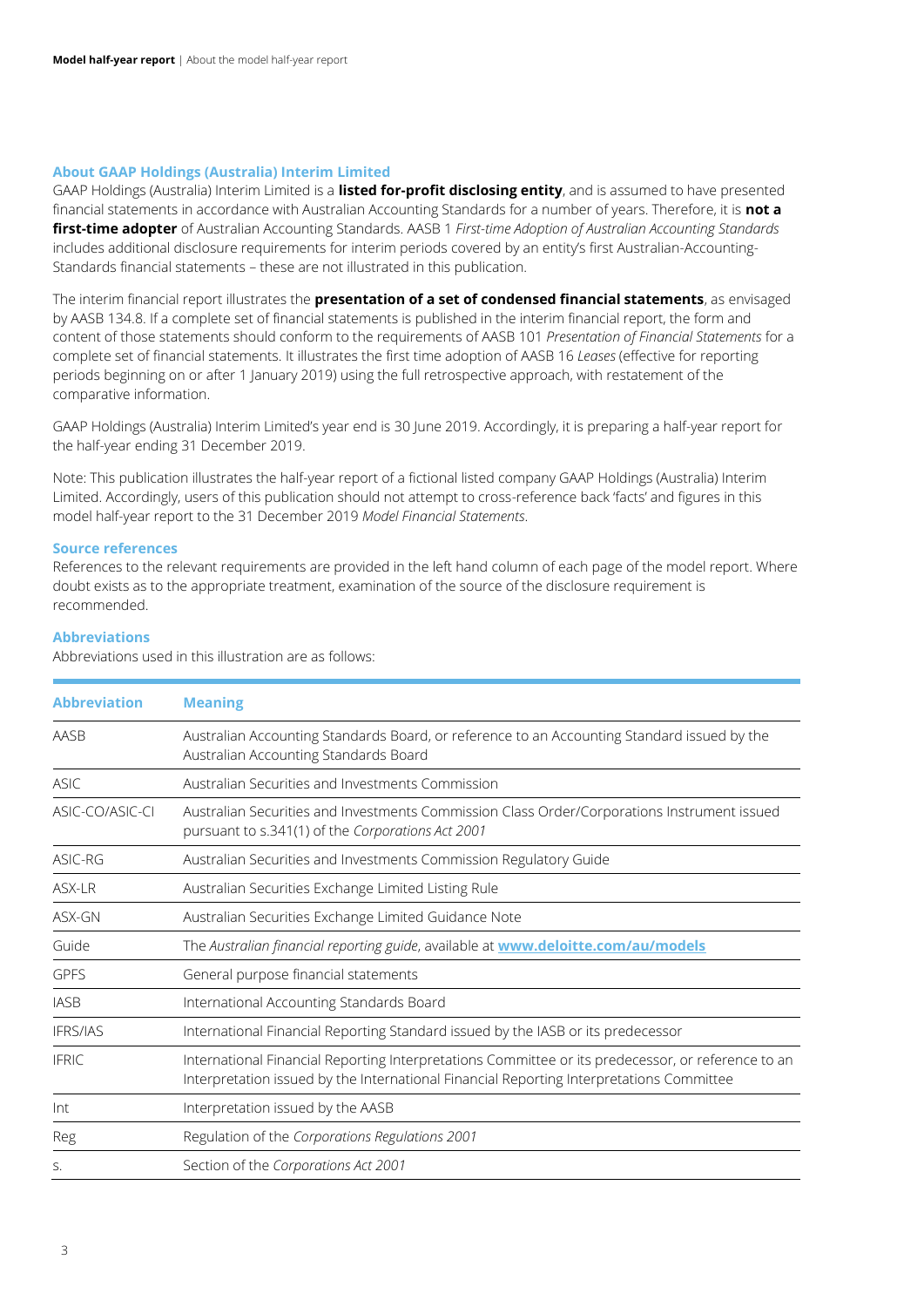### About GAAP Holdings (Australia) Interim Limited

GAAP Holdings (Australia) Interim Limited is a **listed for-profit disclosing entity**, and is assumed to have presented financial statements in accordance with Australian Accounting Standards for a number of years. Therefore, it is **not a first-time adopter** of Australian Accounting Standards. AASB 1 *First-time Adoption of Australian Accounting Standards* includes additional disclosure requirements for interim periods covered by an entity's first Australian-Accounting-Standards financial statements – these are not illustrated in this publication.

The interim financial report illustrates the **presentation of a set of condensed financial statements**, as envisaged by AASB 134.8. If a complete set of financial statements is published in the interim financial report, the form and content of those statements should conform to the requirements of AASB 101 *Presentation of Financial Statements* for a complete set of financial statements. It illustrates the first time adoption of AASB 16 *Leases* (effective for reporting periods beginning on or after 1 January 2019) using the full retrospective approach, with restatement of the comparative information.

GAAP Holdings (Australia) Interim Limited's year end is 30 June 2019. Accordingly, it is preparing a half-year report for the half-year ending 31 December 2019.

Note: This publication illustrates the half-year report of a fictional listed company GAAP Holdings (Australia) Interim Limited. Accordingly, users of this publication should not attempt to cross-reference back 'facts' and figures in this model half-year report to the 31 December 2019 *Model Financial Statements*.

### Source references

References to the relevant requirements are provided in the left hand column of each page of the model report. Where doubt exists as to the appropriate treatment, examination of the source of the disclosure requirement is recommended.

### Abbreviations

Abbreviations used in this illustration are as follows:

| Abbreviation | Meaning |
|---|---|
| AASB | Australian Accounting Standards Board, or reference to an Accounting Standard issued by the Australian Accounting Standards Board |
| ASIC | Australian Securities and Investments Commission |
| ASIC-CO/ASIC-CI | Australian Securities and Investments Commission Class Order/Corporations Instrument issued pursuant to s.341(1) of the *Corporations Act 2001* |
| ASIC-RG | Australian Securities and Investments Commission Regulatory Guide |
| ASX-LR | Australian Securities Exchange Limited Listing Rule |
| ASX-GN | Australian Securities Exchange Limited Guidance Note |
| Guide | The *Australian financial reporting guide*, available at **www.deloitte.com/au/models** |
| GPFS | General purpose financial statements |
| IASB | International Accounting Standards Board |
| IFRS/IAS | International Financial Reporting Standard issued by the IASB or its predecessor |
| IFRIC | International Financial Reporting Interpretations Committee or its predecessor, or reference to an Interpretation issued by the International Financial Reporting Interpretations Committee |
| Int | Interpretation issued by the AASB |
| Reg | Regulation of the *Corporations Regulations 2001* |
| s. | Section of the *Corporations Act 2001* |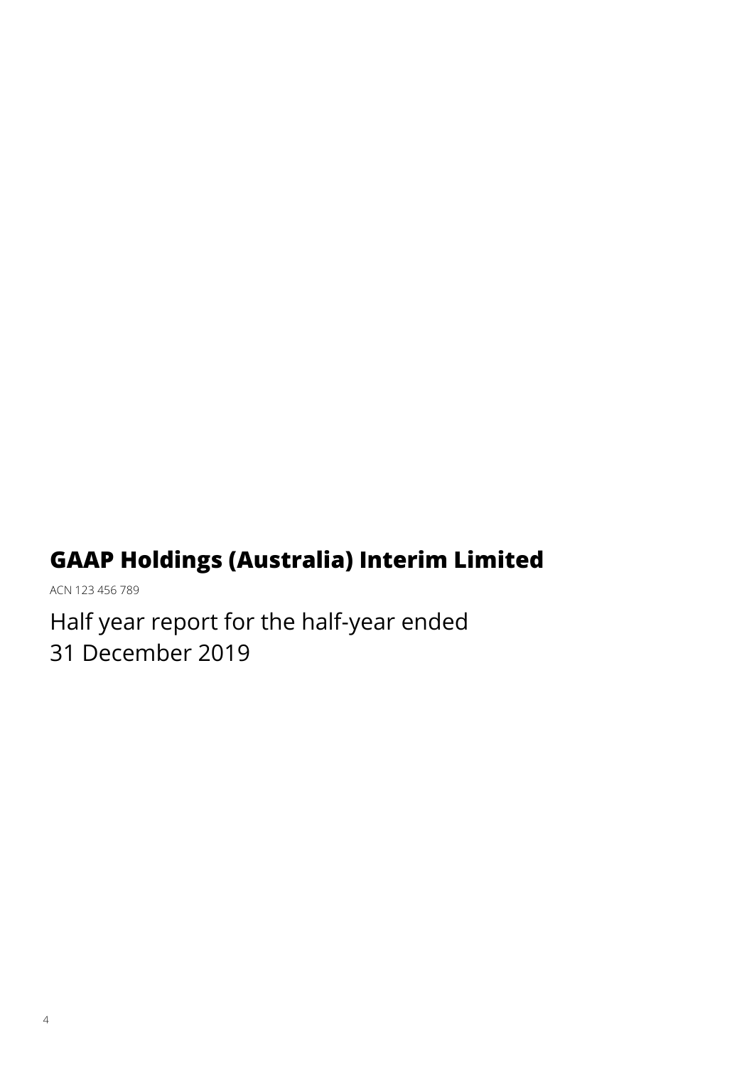# GAAP Holdings (Australia) Interim Limited

ACN 123 456 789

Half year report for the half-year ended
31 December 2019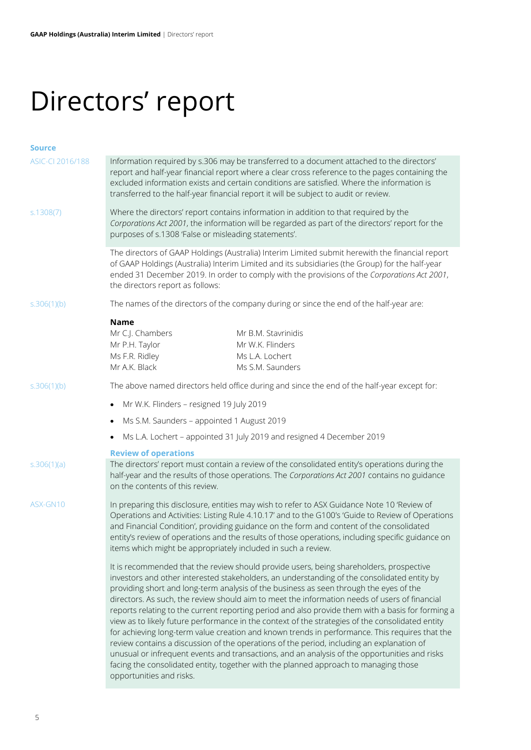# Directors' report

**Source**

ASIC-CI 2016/188

Information required by s.306 may be transferred to a document attached to the directors' report and half-year financial report where a clear cross reference to the pages containing the excluded information exists and certain conditions are satisfied. Where the information is transferred to the half-year financial report it will be subject to audit or review.

s.1308(7)

Where the directors' report contains information in addition to that required by the *Corporations Act 2001*, the information will be regarded as part of the directors' report for the purposes of s.1308 'False or misleading statements'.

The directors of GAAP Holdings (Australia) Interim Limited submit herewith the financial report of GAAP Holdings (Australia) Interim Limited and its subsidiaries (the Group) for the half-year ended 31 December 2019. In order to comply with the provisions of the *Corporations Act 2001*, the directors report as follows:

s.306(1)(b)

The names of the directors of the company during or since the end of the half-year are:

| **Name** | |
|---|---|
| Mr C.J. Chambers | Mr B.M. Stavrinidis |
| Mr P.H. Taylor | Mr W.K. Flinders |
| Ms F.R. Ridley | Ms L.A. Lochert |
| Mr A.K. Black | Ms S.M. Saunders |

s.306(1)(b)

The above named directors held office during and since the end of the half-year except for:

- Mr W.K. Flinders – resigned 19 July 2019
- Ms S.M. Saunders – appointed 1 August 2019
- Ms L.A. Lochert – appointed 31 July 2019 and resigned 4 December 2019

**Review of operations**

s.306(1)(a)

The directors' report must contain a review of the consolidated entity's operations during the half-year and the results of those operations. The *Corporations Act 2001* contains no guidance on the contents of this review.

ASX-GN10

In preparing this disclosure, entities may wish to refer to ASX Guidance Note 10 'Review of Operations and Activities: Listing Rule 4.10.17' and to the G100's 'Guide to Review of Operations and Financial Condition', providing guidance on the form and content of the consolidated entity's review of operations and the results of those operations, including specific guidance on items which might be appropriately included in such a review.

It is recommended that the review should provide users, being shareholders, prospective investors and other interested stakeholders, an understanding of the consolidated entity by providing short and long-term analysis of the business as seen through the eyes of the directors. As such, the review should aim to meet the information needs of users of financial reports relating to the current reporting period and also provide them with a basis for forming a view as to likely future performance in the context of the strategies of the consolidated entity for achieving long-term value creation and known trends in performance. This requires that the review contains a discussion of the operations of the period, including an explanation of unusual or infrequent events and transactions, and an analysis of the opportunities and risks facing the consolidated entity, together with the planned approach to managing those opportunities and risks.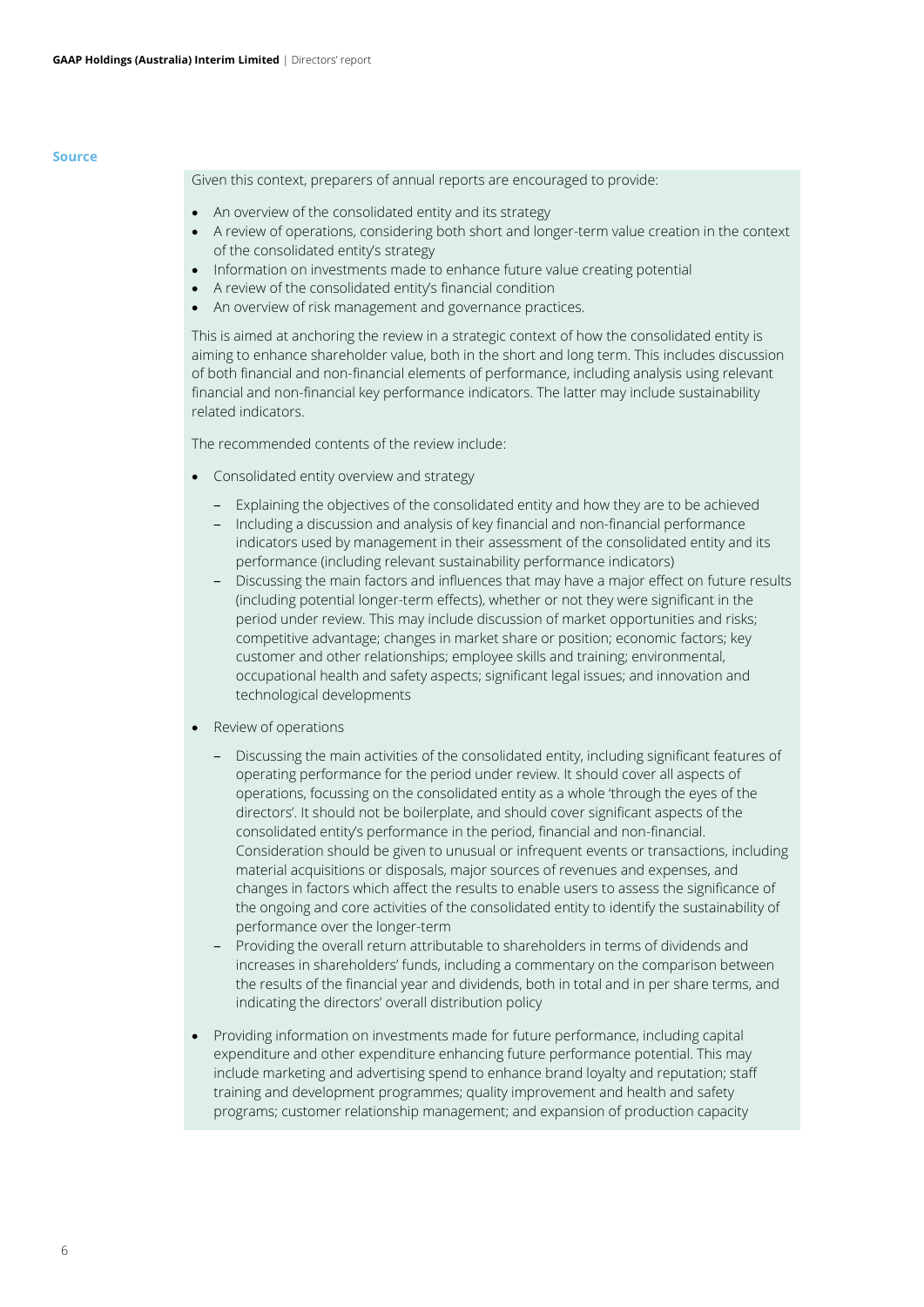**Source**

Given this context, preparers of annual reports are encouraged to provide:

- An overview of the consolidated entity and its strategy
- A review of operations, considering both short and longer-term value creation in the context of the consolidated entity's strategy
- Information on investments made to enhance future value creating potential
- A review of the consolidated entity's financial condition
- An overview of risk management and governance practices.

This is aimed at anchoring the review in a strategic context of how the consolidated entity is aiming to enhance shareholder value, both in the short and long term. This includes discussion of both financial and non-financial elements of performance, including analysis using relevant financial and non-financial key performance indicators. The latter may include sustainability related indicators.

The recommended contents of the review include:

- Consolidated entity overview and strategy
  - Explaining the objectives of the consolidated entity and how they are to be achieved
  - Including a discussion and analysis of key financial and non-financial performance indicators used by management in their assessment of the consolidated entity and its performance (including relevant sustainability performance indicators)
  - Discussing the main factors and influences that may have a major effect on future results (including potential longer-term effects), whether or not they were significant in the period under review. This may include discussion of market opportunities and risks; competitive advantage; changes in market share or position; economic factors; key customer and other relationships; employee skills and training; environmental, occupational health and safety aspects; significant legal issues; and innovation and technological developments
- Review of operations
  - Discussing the main activities of the consolidated entity, including significant features of operating performance for the period under review. It should cover all aspects of operations, focussing on the consolidated entity as a whole 'through the eyes of the directors'. It should not be boilerplate, and should cover significant aspects of the consolidated entity's performance in the period, financial and non-financial. Consideration should be given to unusual or infrequent events or transactions, including material acquisitions or disposals, major sources of revenues and expenses, and changes in factors which affect the results to enable users to assess the significance of the ongoing and core activities of the consolidated entity to identify the sustainability of performance over the longer-term
  - Providing the overall return attributable to shareholders in terms of dividends and increases in shareholders' funds, including a commentary on the comparison between the results of the financial year and dividends, both in total and in per share terms, and indicating the directors' overall distribution policy
- Providing information on investments made for future performance, including capital expenditure and other expenditure enhancing future performance potential. This may include marketing and advertising spend to enhance brand loyalty and reputation; staff training and development programmes; quality improvement and health and safety programs; customer relationship management; and expansion of production capacity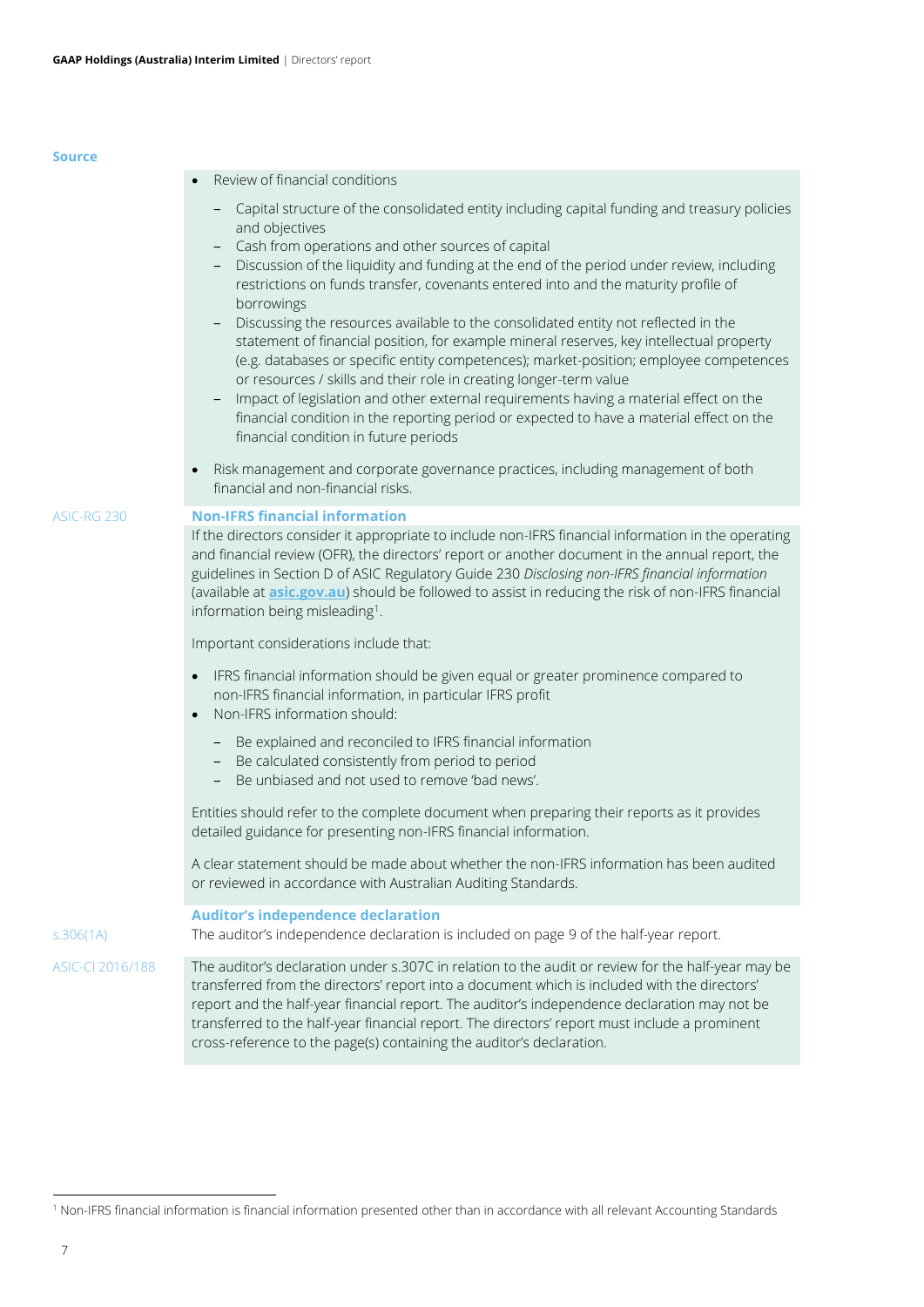Source

- Review of financial conditions
  - Capital structure of the consolidated entity including capital funding and treasury policies and objectives
  - Cash from operations and other sources of capital
  - Discussion of the liquidity and funding at the end of the period under review, including restrictions on funds transfer, covenants entered into and the maturity profile of borrowings
  - Discussing the resources available to the consolidated entity not reflected in the statement of financial position, for example mineral reserves, key intellectual property (e.g. databases or specific entity competences); market-position; employee competences or resources / skills and their role in creating longer-term value
  - Impact of legislation and other external requirements having a material effect on the financial condition in the reporting period or expected to have a material effect on the financial condition in future periods
- Risk management and corporate governance practices, including management of both financial and non-financial risks.

ASIC-RG 230

### Non-IFRS financial information

If the directors consider it appropriate to include non-IFRS financial information in the operating and financial review (OFR), the directors' report or another document in the annual report, the guidelines in Section D of ASIC Regulatory Guide 230 *Disclosing non-IFRS financial information* (available at **asic.gov.au**) should be followed to assist in reducing the risk of non-IFRS financial information being misleading[1].

Important considerations include that:

- IFRS financial information should be given equal or greater prominence compared to non-IFRS financial information, in particular IFRS profit
- Non-IFRS information should:
  - Be explained and reconciled to IFRS financial information
  - Be calculated consistently from period to period
  - Be unbiased and not used to remove 'bad news'.

Entities should refer to the complete document when preparing their reports as it provides detailed guidance for presenting non-IFRS financial information.

A clear statement should be made about whether the non-IFRS information has been audited or reviewed in accordance with Australian Auditing Standards.

### Auditor's independence declaration

s.306(1A)

The auditor's independence declaration is included on page 9 of the half-year report.

ASIC-CI 2016/188

The auditor's declaration under s.307C in relation to the audit or review for the half-year may be transferred from the directors' report into a document which is included with the directors' report and the half-year financial report. The auditor's independence declaration may not be transferred to the half-year financial report. The directors' report must include a prominent cross-reference to the page(s) containing the auditor's declaration.

[1] Non-IFRS financial information is financial information presented other than in accordance with all relevant Accounting Standards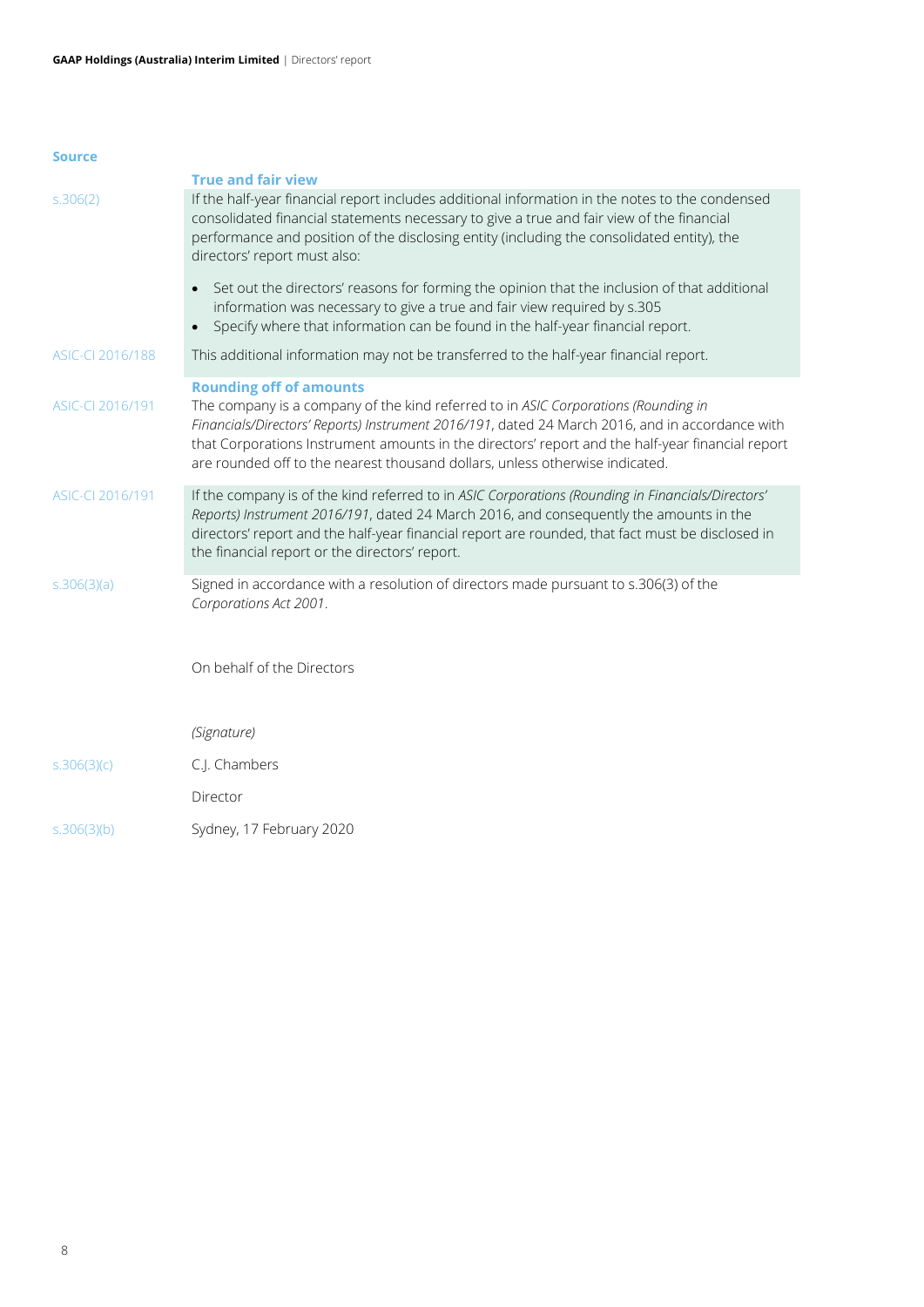**Source**

### True and fair view

s.306(2)

If the half-year financial report includes additional information in the notes to the condensed consolidated financial statements necessary to give a true and fair view of the financial performance and position of the disclosing entity (including the consolidated entity), the directors' report must also:

- Set out the directors' reasons for forming the opinion that the inclusion of that additional information was necessary to give a true and fair view required by s.305
- Specify where that information can be found in the half-year financial report.

ASIC-CI 2016/188

This additional information may not be transferred to the half-year financial report.

### Rounding off of amounts

ASIC-CI 2016/191

The company is a company of the kind referred to in *ASIC Corporations (Rounding in Financials/Directors' Reports) Instrument 2016/191*, dated 24 March 2016, and in accordance with that Corporations Instrument amounts in the directors' report and the half-year financial report are rounded off to the nearest thousand dollars, unless otherwise indicated.

ASIC-CI 2016/191

If the company is of the kind referred to in *ASIC Corporations (Rounding in Financials/Directors' Reports) Instrument 2016/191*, dated 24 March 2016, and consequently the amounts in the directors' report and the half-year financial report are rounded, that fact must be disclosed in the financial report or the directors' report.

s.306(3)(a)

Signed in accordance with a resolution of directors made pursuant to s.306(3) of the *Corporations Act 2001*.

On behalf of the Directors

*(Signature)*

s.306(3)(c)

C.J. Chambers

Director

s.306(3)(b)

Sydney, 17 February 2020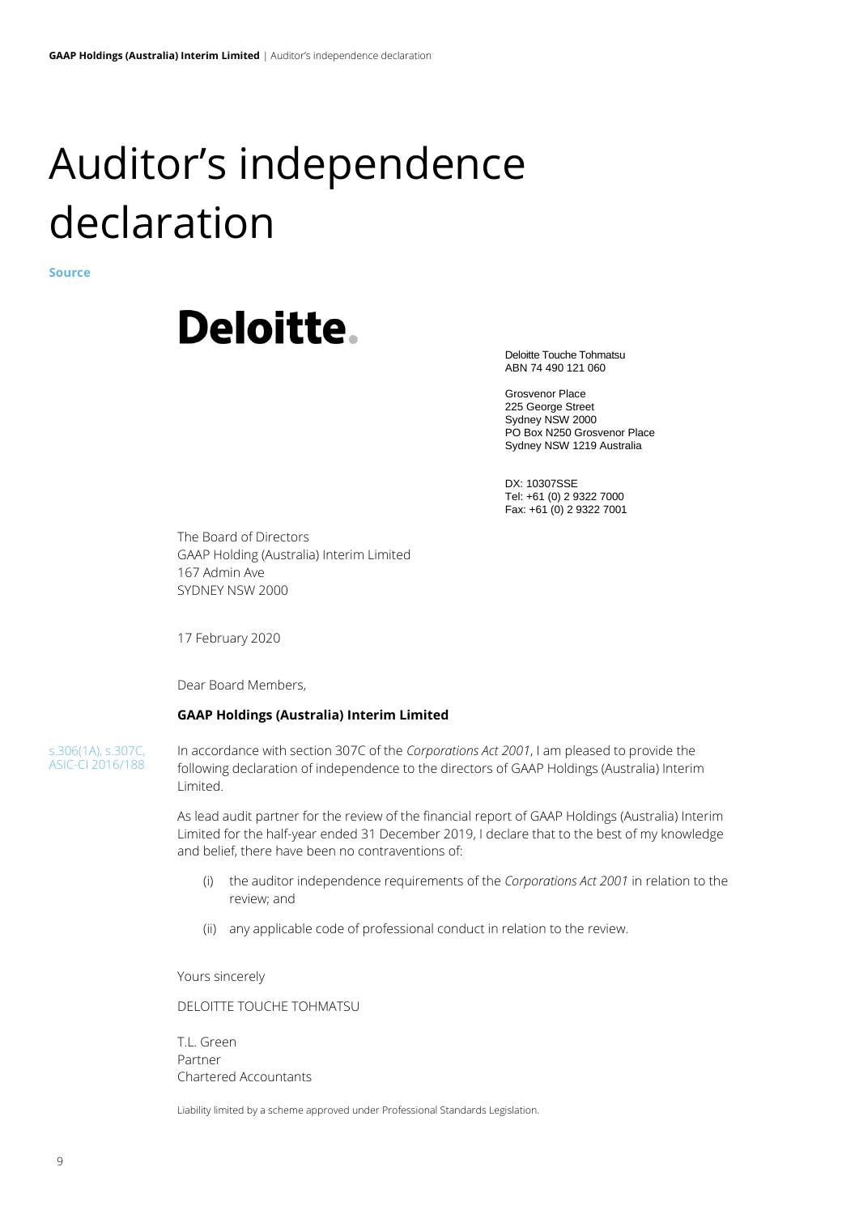# Auditor's independence declaration

**Source**

**Deloitte.**

Deloitte Touche Tohmatsu
ABN 74 490 121 060

Grosvenor Place
225 George Street
Sydney NSW 2000
PO Box N250 Grosvenor Place
Sydney NSW 1219 Australia

DX: 10307SSE
Tel: +61 (0) 2 9322 7000
Fax: +61 (0) 2 9322 7001

The Board of Directors
GAAP Holding (Australia) Interim Limited
167 Admin Ave
SYDNEY NSW 2000

17 February 2020

Dear Board Members,

**GAAP Holdings (Australia) Interim Limited**

s.306(1A), s.307C, ASIC-CI 2016/188

In accordance with section 307C of the *Corporations Act 2001*, I am pleased to provide the following declaration of independence to the directors of GAAP Holdings (Australia) Interim Limited.

As lead audit partner for the review of the financial report of GAAP Holdings (Australia) Interim Limited for the half-year ended 31 December 2019, I declare that to the best of my knowledge and belief, there have been no contraventions of:

(i) the auditor independence requirements of the *Corporations Act 2001* in relation to the review; and

(ii) any applicable code of professional conduct in relation to the review.

Yours sincerely

DELOITTE TOUCHE TOHMATSU

T.L. Green
Partner
Chartered Accountants

Liability limited by a scheme approved under Professional Standards Legislation.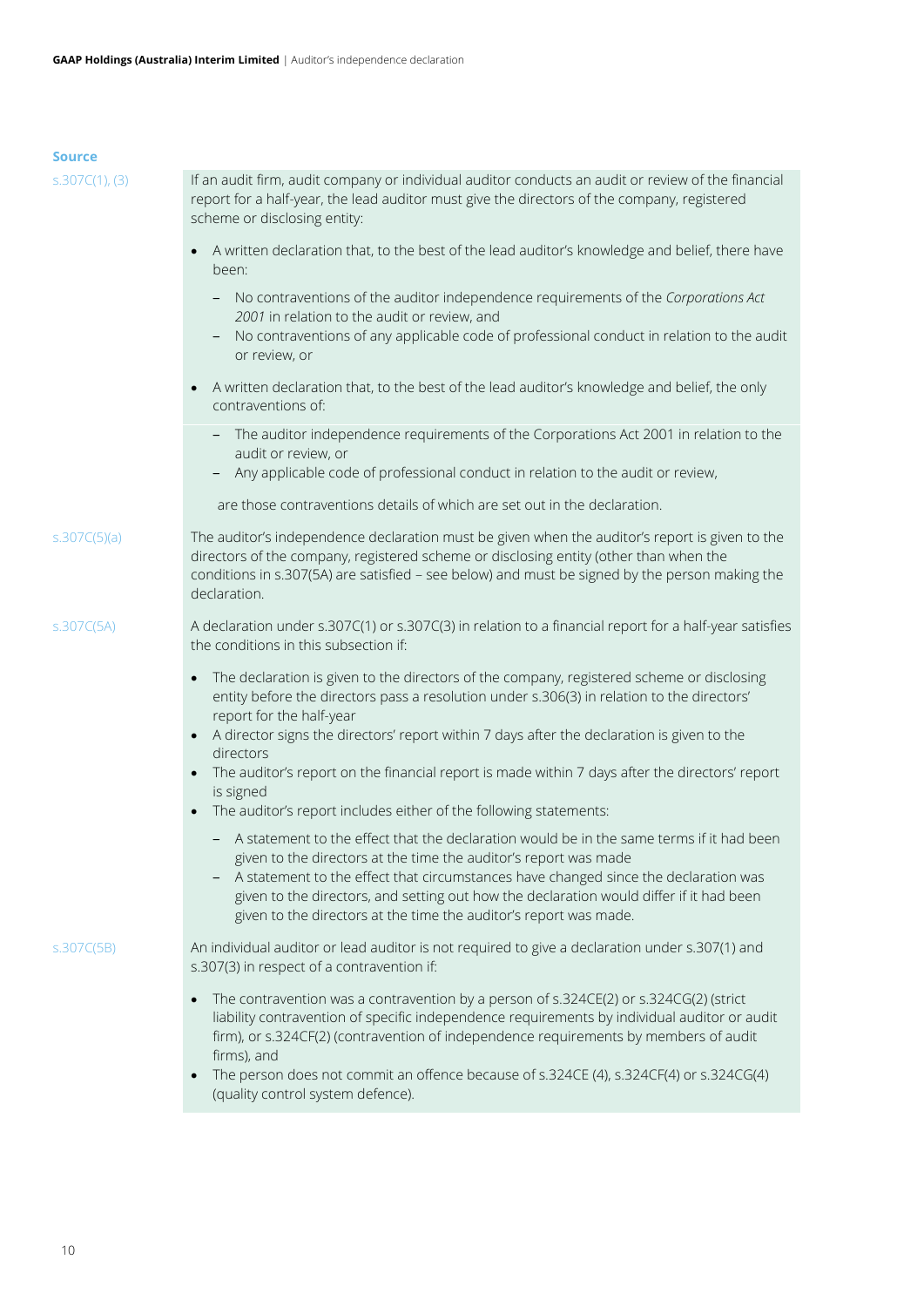**Source**

| | |
|---|---|
| s.307C(1), (3) | If an audit firm, audit company or individual auditor conducts an audit or review of the financial report for a half-year, the lead auditor must give the directors of the company, registered scheme or disclosing entity: |

s.307C(1), (3)

If an audit firm, audit company or individual auditor conducts an audit or review of the financial report for a half-year, the lead auditor must give the directors of the company, registered scheme or disclosing entity:

- A written declaration that, to the best of the lead auditor's knowledge and belief, there have been:
  - No contraventions of the auditor independence requirements of the *Corporations Act 2001* in relation to the audit or review, and
  - No contraventions of any applicable code of professional conduct in relation to the audit or review, or
- A written declaration that, to the best of the lead auditor's knowledge and belief, the only contraventions of:
  - The auditor independence requirements of the Corporations Act 2001 in relation to the audit or review, or
  - Any applicable code of professional conduct in relation to the audit or review,

  are those contraventions details of which are set out in the declaration.

s.307C(5)(a)

The auditor's independence declaration must be given when the auditor's report is given to the directors of the company, registered scheme or disclosing entity (other than when the conditions in s.307(5A) are satisfied – see below) and must be signed by the person making the declaration.

s.307C(5A)

A declaration under s.307C(1) or s.307C(3) in relation to a financial report for a half-year satisfies the conditions in this subsection if:

- The declaration is given to the directors of the company, registered scheme or disclosing entity before the directors pass a resolution under s.306(3) in relation to the directors' report for the half-year
- A director signs the directors' report within 7 days after the declaration is given to the directors
- The auditor's report on the financial report is made within 7 days after the directors' report is signed
- The auditor's report includes either of the following statements:
  - A statement to the effect that the declaration would be in the same terms if it had been given to the directors at the time the auditor's report was made
  - A statement to the effect that circumstances have changed since the declaration was given to the directors, and setting out how the declaration would differ if it had been given to the directors at the time the auditor's report was made.

s.307C(5B)

An individual auditor or lead auditor is not required to give a declaration under s.307(1) and s.307(3) in respect of a contravention if:

- The contravention was a contravention by a person of s.324CE(2) or s.324CG(2) (strict liability contravention of specific independence requirements by individual auditor or audit firm), or s.324CF(2) (contravention of independence requirements by members of audit firms), and
- The person does not commit an offence because of s.324CE (4), s.324CF(4) or s.324CG(4) (quality control system defence).

**Source**

s.307C(1), (3)

If an audit firm, audit company or individual auditor conducts an audit or review of the financial report for a half-year, the lead auditor must give the directors of the company, registered scheme or disclosing entity:

- A written declaration that, to the best of the lead auditor's knowledge and belief, there have been:
  - No contraventions of the auditor independence requirements of the *Corporations Act 2001* in relation to the audit or review, and
  - No contraventions of any applicable code of professional conduct in relation to the audit or review, or
- A written declaration that, to the best of the lead auditor's knowledge and belief, the only contraventions of:
  - The auditor independence requirements of the Corporations Act 2001 in relation to the audit or review, or
  - Any applicable code of professional conduct in relation to the audit or review,

  are those contraventions details of which are set out in the declaration.

s.307C(5)(a)

The auditor's independence declaration must be given when the auditor's report is given to the directors of the company, registered scheme or disclosing entity (other than when the conditions in s.307(5A) are satisfied – see below) and must be signed by the person making the declaration.

s.307C(5A)

A declaration under s.307C(1) or s.307C(3) in relation to a financial report for a half-year satisfies the conditions in this subsection if:

- The declaration is given to the directors of the company, registered scheme or disclosing entity before the directors pass a resolution under s.306(3) in relation to the directors' report for the half-year
- A director signs the directors' report within 7 days after the declaration is given to the directors
- The auditor's report on the financial report is made within 7 days after the directors' report is signed
- The auditor's report includes either of the following statements:
  - A statement to the effect that the declaration would be in the same terms if it had been given to the directors at the time the auditor's report was made
  - A statement to the effect that circumstances have changed since the declaration was given to the directors, and setting out how the declaration would differ if it had been given to the directors at the time the auditor's report was made.

s.307C(5B)

An individual auditor or lead auditor is not required to give a declaration under s.307(1) and s.307(3) in respect of a contravention if:

- The contravention was a contravention by a person of s.324CE(2) or s.324CG(2) (strict liability contravention of specific independence requirements by individual auditor or audit firm), or s.324CF(2) (contravention of independence requirements by members of audit firms), and
- The person does not commit an offence because of s.324CE (4), s.324CF(4) or s.324CG(4) (quality control system defence).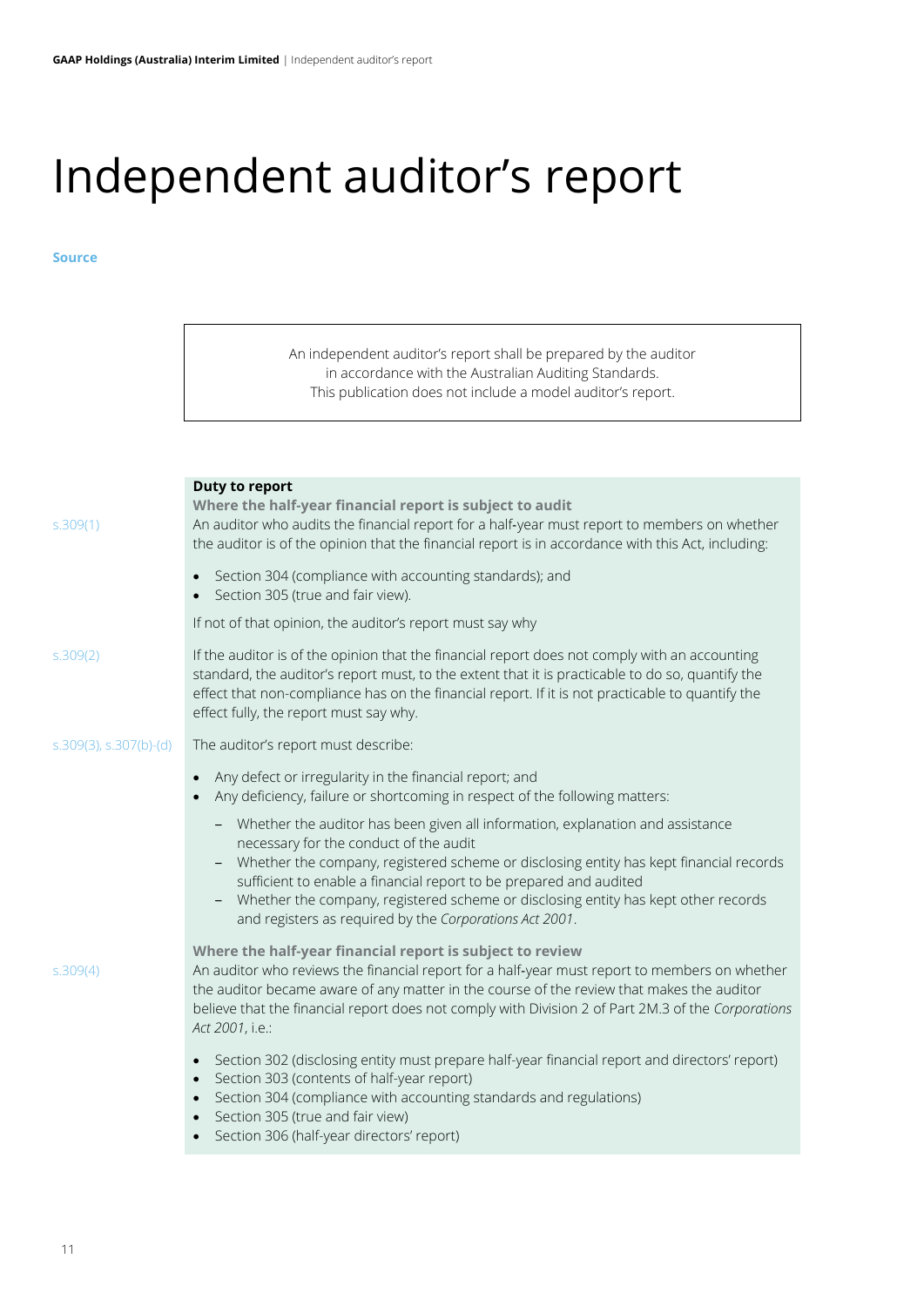# Independent auditor's report

**Source**

An independent auditor's report shall be prepared by the auditor in accordance with the Australian Auditing Standards.
This publication does not include a model auditor's report.

**Duty to report**

**Where the half-year financial report is subject to audit**

s.309(1)

An auditor who audits the financial report for a half-year must report to members on whether the auditor is of the opinion that the financial report is in accordance with this Act, including:

- Section 304 (compliance with accounting standards); and
- Section 305 (true and fair view).

If not of that opinion, the auditor's report must say why

s.309(2)

If the auditor is of the opinion that the financial report does not comply with an accounting standard, the auditor's report must, to the extent that it is practicable to do so, quantify the effect that non-compliance has on the financial report. If it is not practicable to quantify the effect fully, the report must say why.

s.309(3), s.307(b)-(d)

The auditor's report must describe:

- Any defect or irregularity in the financial report; and
- Any deficiency, failure or shortcoming in respect of the following matters:
  - Whether the auditor has been given all information, explanation and assistance necessary for the conduct of the audit
  - Whether the company, registered scheme or disclosing entity has kept financial records sufficient to enable a financial report to be prepared and audited
  - Whether the company, registered scheme or disclosing entity has kept other records and registers as required by the *Corporations Act 2001*.

**Where the half-year financial report is subject to review**

s.309(4)

An auditor who reviews the financial report for a half-year must report to members on whether the auditor became aware of any matter in the course of the review that makes the auditor believe that the financial report does not comply with Division 2 of Part 2M.3 of the *Corporations Act 2001*, i.e.:

- Section 302 (disclosing entity must prepare half-year financial report and directors' report)
- Section 303 (contents of half-year report)
- Section 304 (compliance with accounting standards and regulations)
- Section 305 (true and fair view)
- Section 306 (half-year directors' report)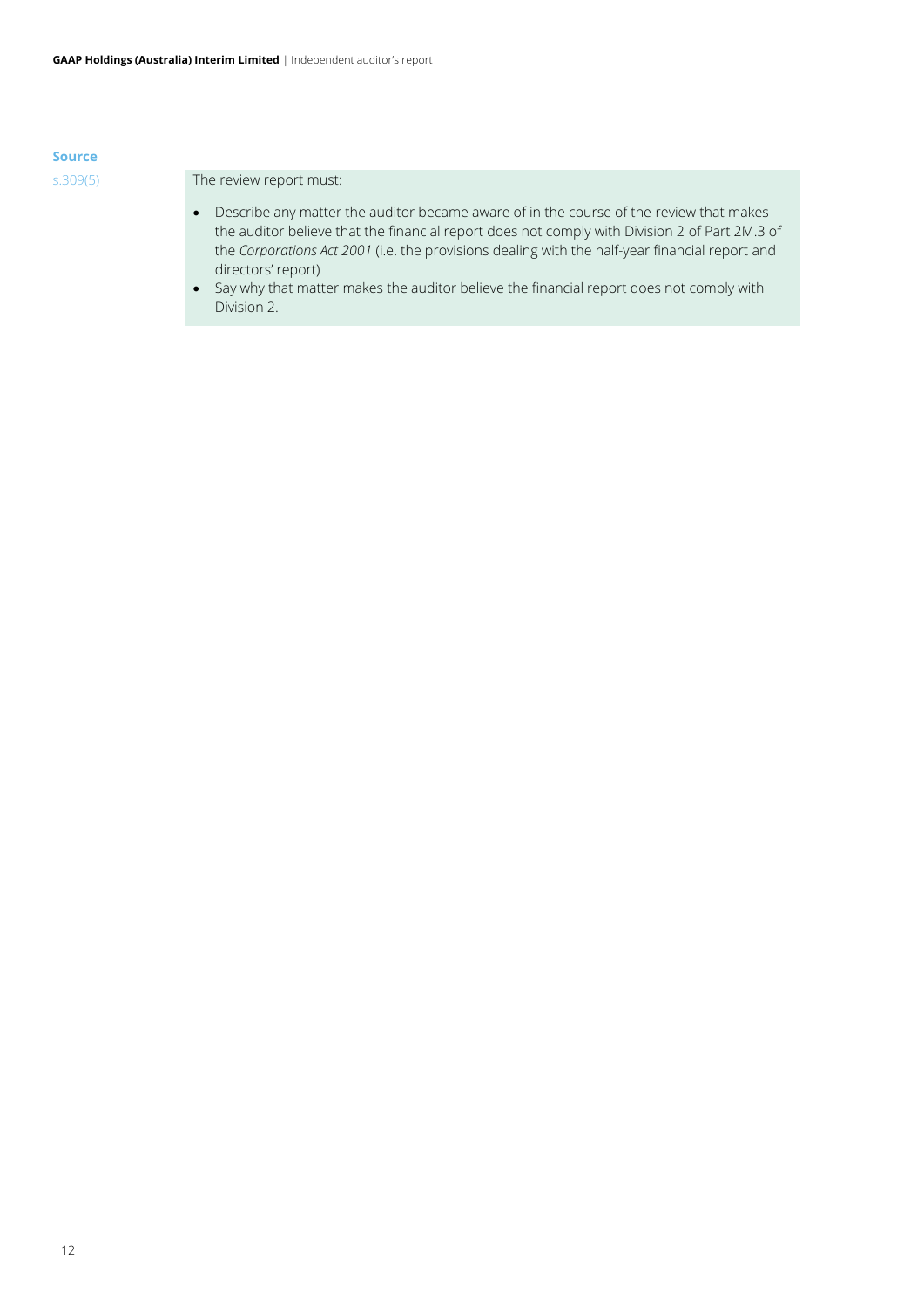**Source**

s.309(5)

The review report must:

- Describe any matter the auditor became aware of in the course of the review that makes the auditor believe that the financial report does not comply with Division 2 of Part 2M.3 of the *Corporations Act 2001* (i.e. the provisions dealing with the half-year financial report and directors' report)
- Say why that matter makes the auditor believe the financial report does not comply with Division 2.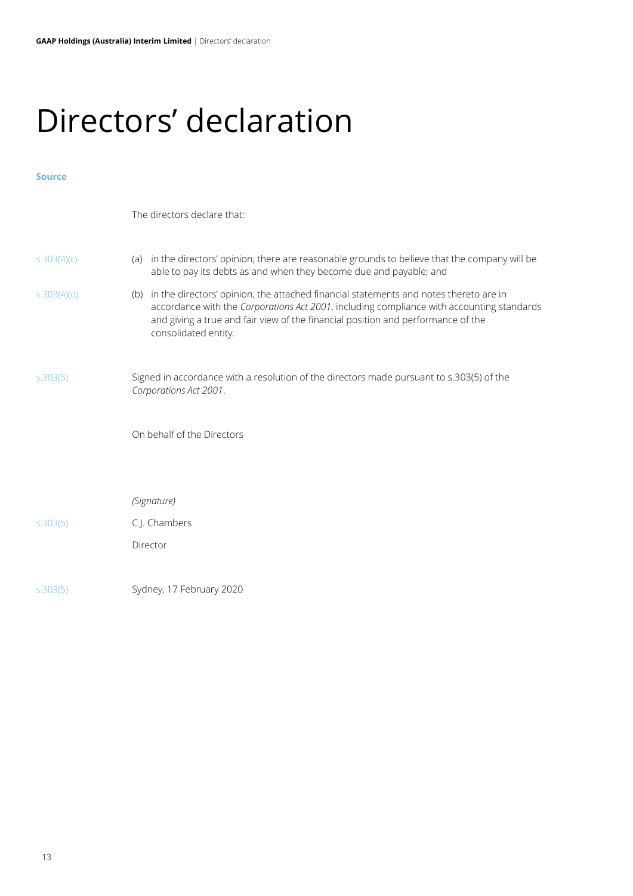# Directors' declaration

**Source**

The directors declare that:

| Source | |
|---|---|
| s.303(4)(c) | (a) in the directors' opinion, there are reasonable grounds to believe that the company will be able to pay its debts as and when they become due and payable; and |
| s.303(4)(d) | (b) in the directors' opinion, the attached financial statements and notes thereto are in accordance with the *Corporations Act 2001*, including compliance with accounting standards and giving a true and fair view of the financial position and performance of the consolidated entity. |
| s.303(5) | Signed in accordance with a resolution of the directors made pursuant to s.303(5) of the *Corporations Act 2001*. |

On behalf of the Directors

*(Signature)*

s.303(5) C.J. Chambers

Director

s.303(5) Sydney, 17 February 2020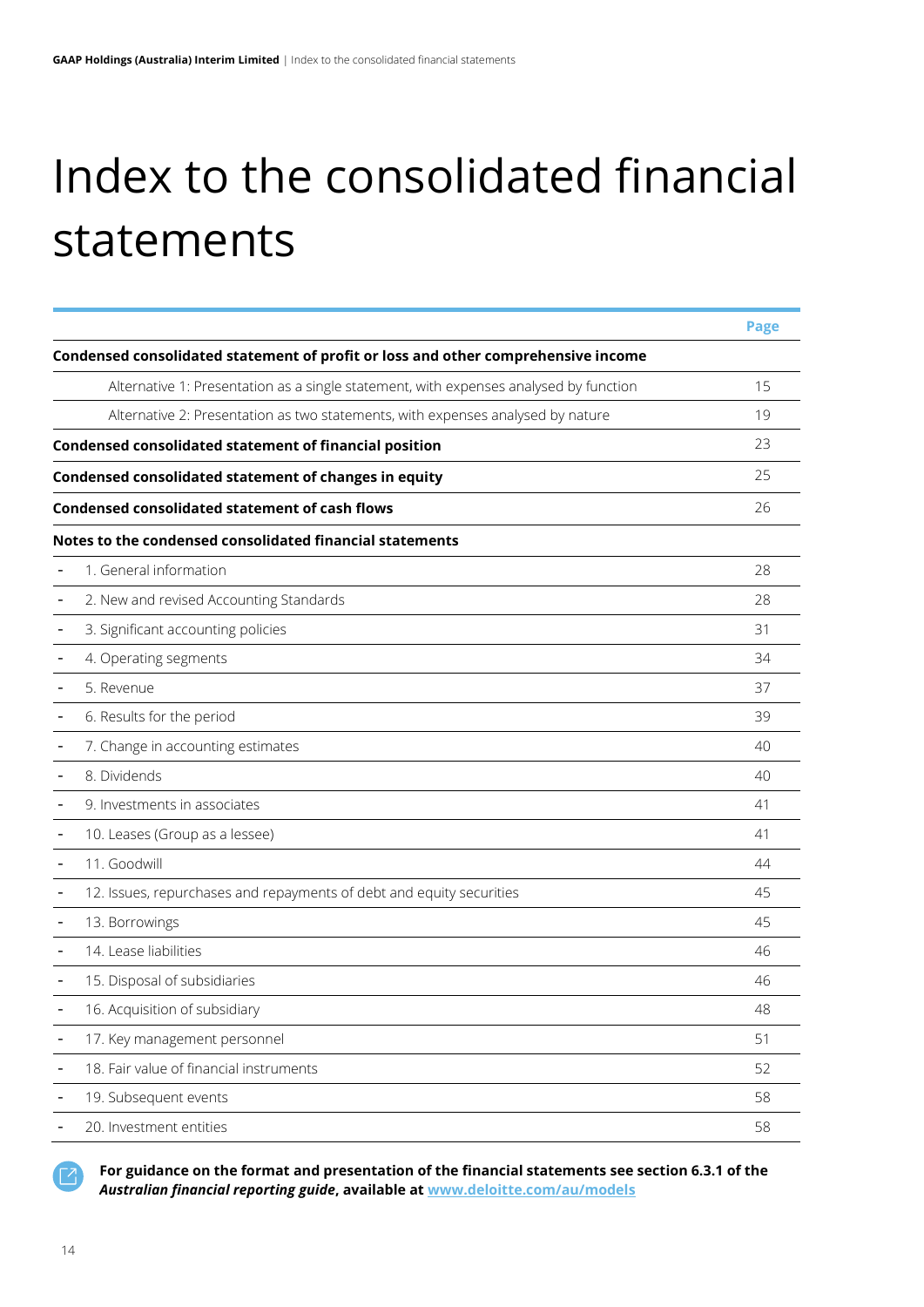# Index to the consolidated financial statements

| | Page |
|---|---|
| **Condensed consolidated statement of profit or loss and other comprehensive income** | |
| Alternative 1: Presentation as a single statement, with expenses analysed by function | 15 |
| Alternative 2: Presentation as two statements, with expenses analysed by nature | 19 |
| **Condensed consolidated statement of financial position** | 23 |
| **Condensed consolidated statement of changes in equity** | 25 |
| **Condensed consolidated statement of cash flows** | 26 |
| **Notes to the condensed consolidated financial statements** | |
| - 1. General information | 28 |
| - 2. New and revised Accounting Standards | 28 |
| - 3. Significant accounting policies | 31 |
| - 4. Operating segments | 34 |
| - 5. Revenue | 37 |
| - 6. Results for the period | 39 |
| - 7. Change in accounting estimates | 40 |
| - 8. Dividends | 40 |
| - 9. Investments in associates | 41 |
| - 10. Leases (Group as a lessee) | 41 |
| - 11. Goodwill | 44 |
| - 12. Issues, repurchases and repayments of debt and equity securities | 45 |
| - 13. Borrowings | 45 |
| - 14. Lease liabilities | 46 |
| - 15. Disposal of subsidiaries | 46 |
| - 16. Acquisition of subsidiary | 48 |
| - 17. Key management personnel | 51 |
| - 18. Fair value of financial instruments | 52 |
| - 19. Subsequent events | 58 |
| - 20. Investment entities | 58 |

**For guidance on the format and presentation of the financial statements see section 6.3.1 of the *Australian financial reporting guide*, available at [www.deloitte.com/au/models](www.deloitte.com/au/models)**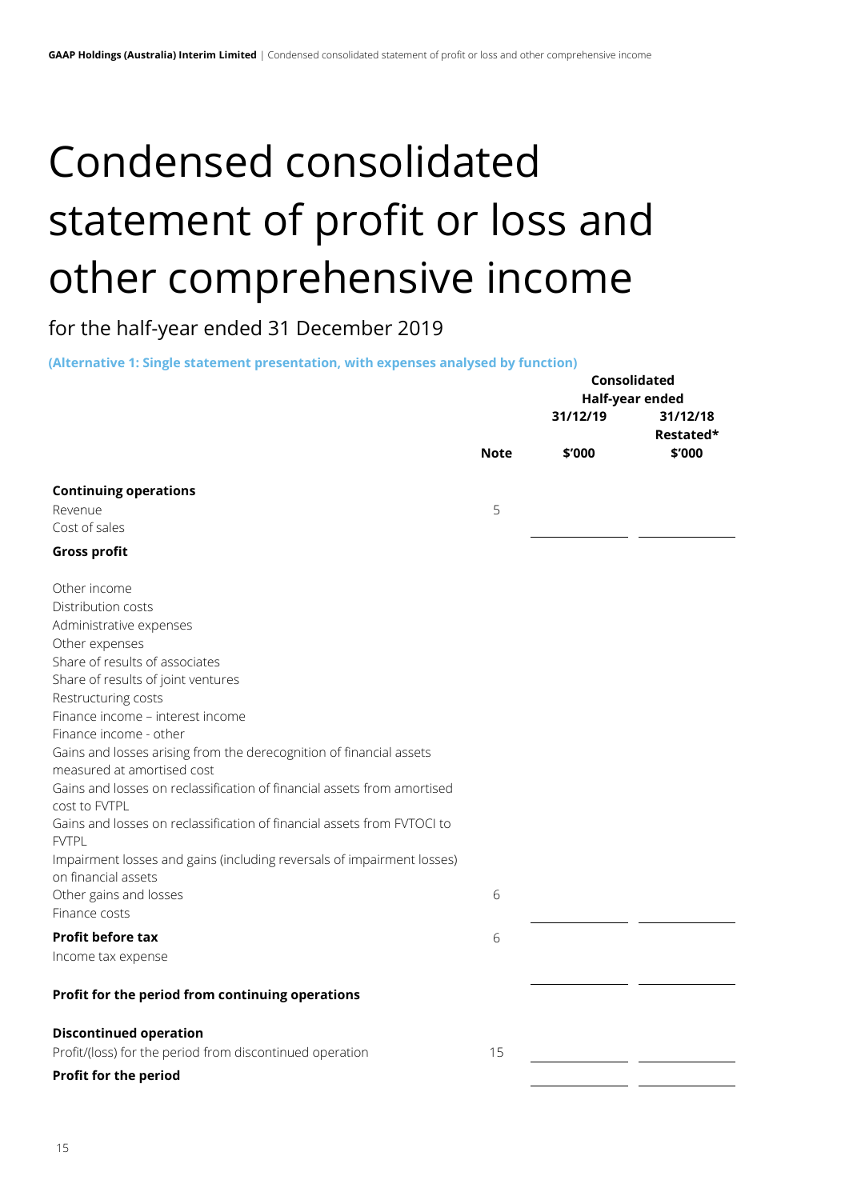# Condensed consolidated statement of profit or loss and other comprehensive income

for the half-year ended 31 December 2019

**(Alternative 1: Single statement presentation, with expenses analysed by function)**

| | Note | Consolidated Half-year ended 31/12/19 $'000 | 31/12/18 Restated* $'000 |
|---|---|---|---|
| **Continuing operations** | | | |
| Revenue | 5 | | |
| Cost of sales | | | |
| **Gross profit** | | | |
| Other income | | | |
| Distribution costs | | | |
| Administrative expenses | | | |
| Other expenses | | | |
| Share of results of associates | | | |
| Share of results of joint ventures | | | |
| Restructuring costs | | | |
| Finance income – interest income | | | |
| Finance income - other | | | |
| Gains and losses arising from the derecognition of financial assets measured at amortised cost | | | |
| Gains and losses on reclassification of financial assets from amortised cost to FVTPL | | | |
| Gains and losses on reclassification of financial assets from FVTOCI to FVTPL | | | |
| Impairment losses and gains (including reversals of impairment losses) on financial assets | | | |
| Other gains and losses | 6 | | |
| Finance costs | | | |
| **Profit before tax** | 6 | | |
| Income tax expense | | | |
| **Profit for the period from continuing operations** | | | |
| **Discontinued operation** | | | |
| Profit/(loss) for the period from discontinued operation | 15 | | |
| **Profit for the period** | | | |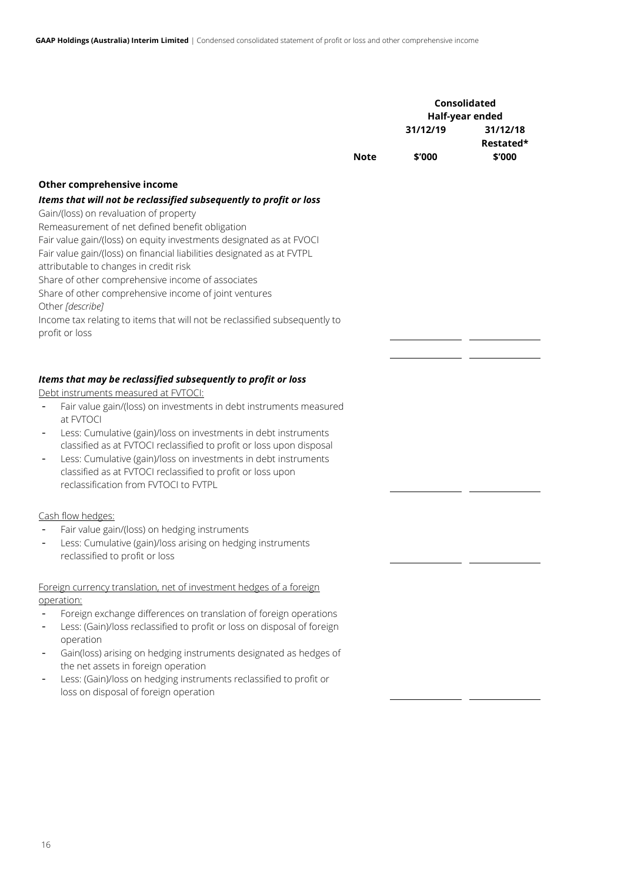| | Note | Consolidated Half-year ended 31/12/19 $'000 | Consolidated Half-year ended 31/12/18 Restated* $'000 |
|---|---|---|---|
| **Other comprehensive income** | | | |
| ***Items that will not be reclassified subsequently to profit or loss*** | | | |
| Gain/(loss) on revaluation of property | | | |
| Remeasurement of net defined benefit obligation | | | |
| Fair value gain/(loss) on equity investments designated as at FVOCI | | | |
| Fair value gain/(loss) on financial liabilities designated as at FVTPL attributable to changes in credit risk | | | |
| Share of other comprehensive income of associates | | | |
| Share of other comprehensive income of joint ventures | | | |
| Other *[describe]* | | | |
| Income tax relating to items that will not be reclassified subsequently to profit or loss | | | |
| | | | |
| ***Items that may be reclassified subsequently to profit or loss*** | | | |
| Debt instruments measured at FVTOCI: | | | |
| - Fair value gain/(loss) on investments in debt instruments measured at FVTOCI | | | |
| - Less: Cumulative (gain)/loss on investments in debt instruments classified as at FVTOCI reclassified to profit or loss upon disposal | | | |
| - Less: Cumulative (gain)/loss on investments in debt instruments classified as at FVTOCI reclassified to profit or loss upon reclassification from FVTOCI to FVTPL | | | |
| Cash flow hedges: | | | |
| - Fair value gain/(loss) on hedging instruments | | | |
| - Less: Cumulative (gain)/loss arising on hedging instruments reclassified to profit or loss | | | |
| Foreign currency translation, net of investment hedges of a foreign operation: | | | |
| - Foreign exchange differences on translation of foreign operations | | | |
| - Less: (Gain)/loss reclassified to profit or loss on disposal of foreign operation | | | |
| - Gain(loss) arising on hedging instruments designated as hedges of the net assets in foreign operation | | | |
| - Less: (Gain)/loss on hedging instruments reclassified to profit or loss on disposal of foreign operation | | | |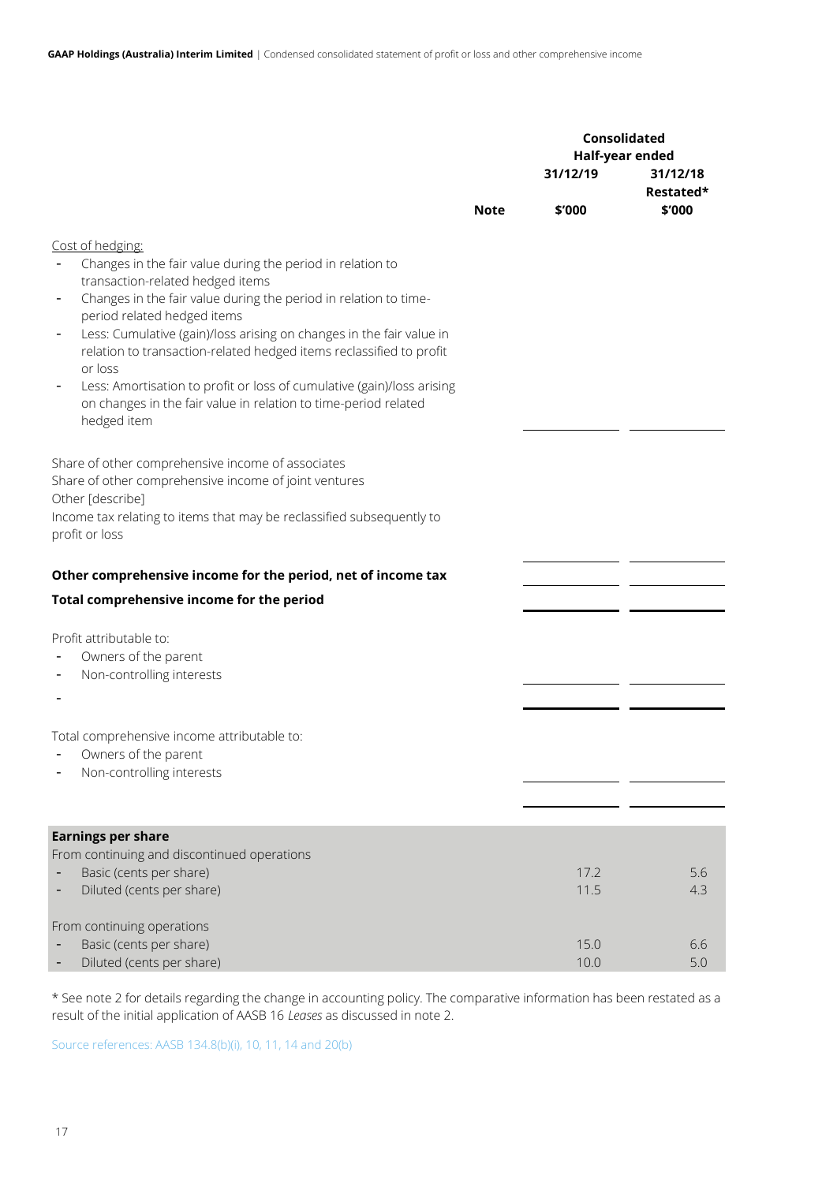| | Note | Consolidated Half-year ended 31/12/19 $'000 | 31/12/18 Restated* $'000 |
|---|---|---|---|
| Cost of hedging: | | | |
| - Changes in the fair value during the period in relation to transaction-related hedged items | | | |
| - Changes in the fair value during the period in relation to time-period related hedged items | | | |
| - Less: Cumulative (gain)/loss arising on changes in the fair value in relation to transaction-related hedged items reclassified to profit or loss | | | |
| - Less: Amortisation to profit or loss of cumulative (gain)/loss arising on changes in the fair value in relation to time-period related hedged item | | | |
| Share of other comprehensive income of associates | | | |
| Share of other comprehensive income of joint ventures | | | |
| Other [describe] | | | |
| Income tax relating to items that may be reclassified subsequently to profit or loss | | | |
| **Other comprehensive income for the period, net of income tax** | | | |
| **Total comprehensive income for the period** | | | |
| Profit attributable to: | | | |
| - Owners of the parent | | | |
| - Non-controlling interests | | | |
| - | | | |
| Total comprehensive income attributable to: | | | |
| - Owners of the parent | | | |
| - Non-controlling interests | | | |
| **Earnings per share** | | | |
| From continuing and discontinued operations | | | |
| - Basic (cents per share) | | 17.2 | 5.6 |
| - Diluted (cents per share) | | 11.5 | 4.3 |
| From continuing operations | | | |
| - Basic (cents per share) | | 15.0 | 6.6 |
| - Diluted (cents per share) | | 10.0 | 5.0 |

* See note 2 for details regarding the change in accounting policy. The comparative information has been restated as a result of the initial application of AASB 16 *Leases* as discussed in note 2.

Source references: AASB 134.8(b)(i), 10, 11, 14 and 20(b)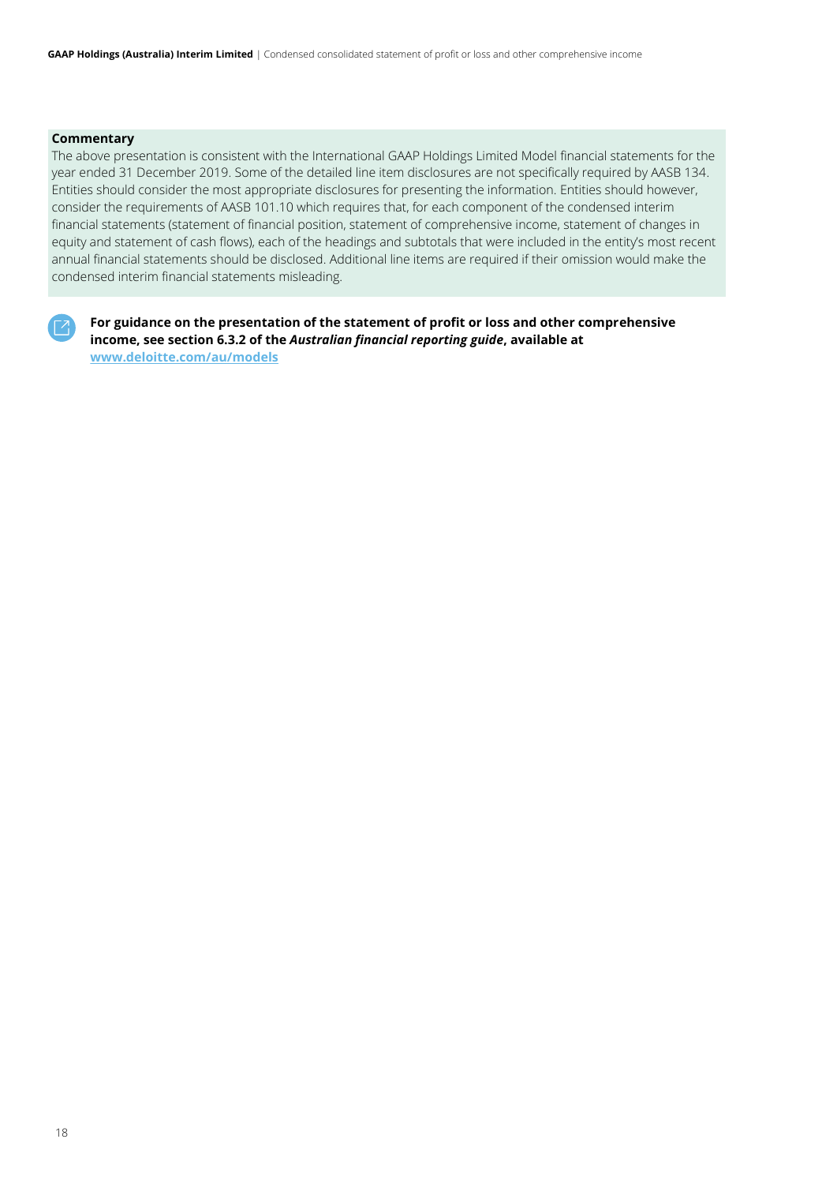**Commentary**

The above presentation is consistent with the International GAAP Holdings Limited Model financial statements for the year ended 31 December 2019. Some of the detailed line item disclosures are not specifically required by AASB 134. Entities should consider the most appropriate disclosures for presenting the information. Entities should however, consider the requirements of AASB 101.10 which requires that, for each component of the condensed interim financial statements (statement of financial position, statement of comprehensive income, statement of changes in equity and statement of cash flows), each of the headings and subtotals that were included in the entity's most recent annual financial statements should be disclosed. Additional line items are required if their omission would make the condensed interim financial statements misleading.

**For guidance on the presentation of the statement of profit or loss and other comprehensive income, see section 6.3.2 of the *Australian financial reporting guide*, available at [www.deloitte.com/au/models](www.deloitte.com/au/models)**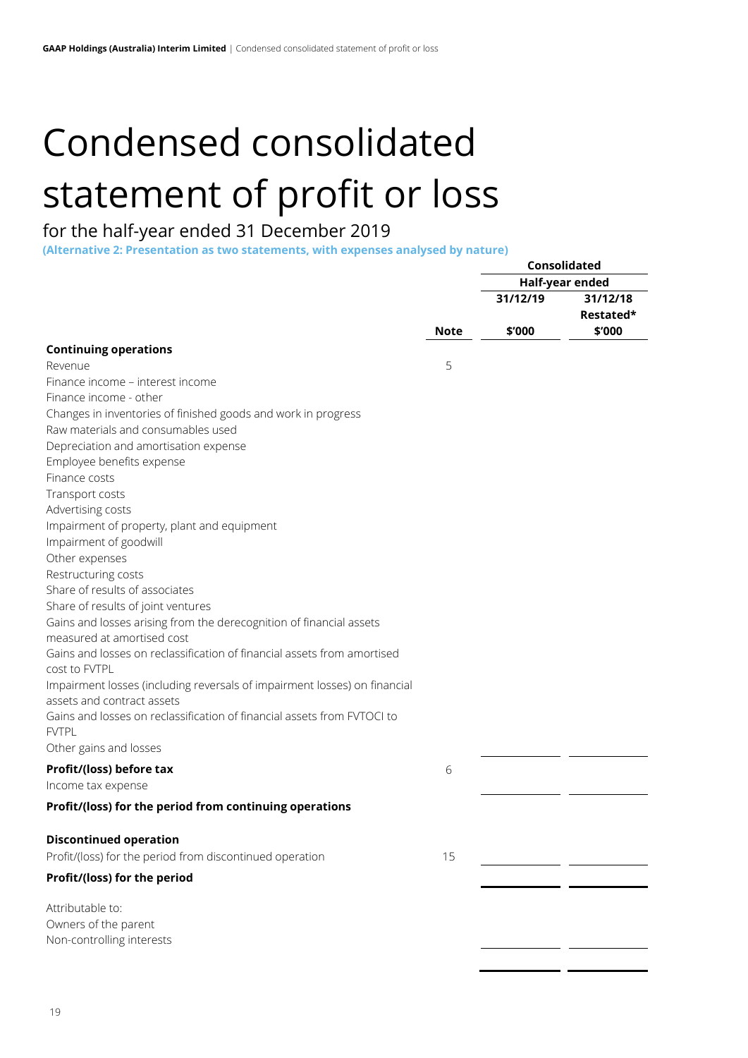# Condensed consolidated statement of profit or loss

## for the half-year ended 31 December 2019

**(Alternative 2: Presentation as two statements, with expenses analysed by nature)**

| | | Consolidated | |
|---|---|---|---|
| | | Half-year ended | |
| | | 31/12/19 | 31/12/18 Restated* |
| | Note | $'000 | $'000 |
| **Continuing operations** | | | |
| Revenue | 5 | | |
| Finance income – interest income | | | |
| Finance income - other | | | |
| Changes in inventories of finished goods and work in progress | | | |
| Raw materials and consumables used | | | |
| Depreciation and amortisation expense | | | |
| Employee benefits expense | | | |
| Finance costs | | | |
| Transport costs | | | |
| Advertising costs | | | |
| Impairment of property, plant and equipment | | | |
| Impairment of goodwill | | | |
| Other expenses | | | |
| Restructuring costs | | | |
| Share of results of associates | | | |
| Share of results of joint ventures | | | |
| Gains and losses arising from the derecognition of financial assets measured at amortised cost | | | |
| Gains and losses on reclassification of financial assets from amortised cost to FVTPL | | | |
| Impairment losses (including reversals of impairment losses) on financial assets and contract assets | | | |
| Gains and losses on reclassification of financial assets from FVTOCI to FVTPL | | | |
| Other gains and losses | | | |
| **Profit/(loss) before tax** | 6 | | |
| Income tax expense | | | |
| **Profit/(loss) for the period from continuing operations** | | | |
| | | | |
| **Discontinued operation** | | | |
| Profit/(loss) for the period from discontinued operation | 15 | | |
| **Profit/(loss) for the period** | | | |
| | | | |
| Attributable to: | | | |
| Owners of the parent | | | |
| Non-controlling interests | | | |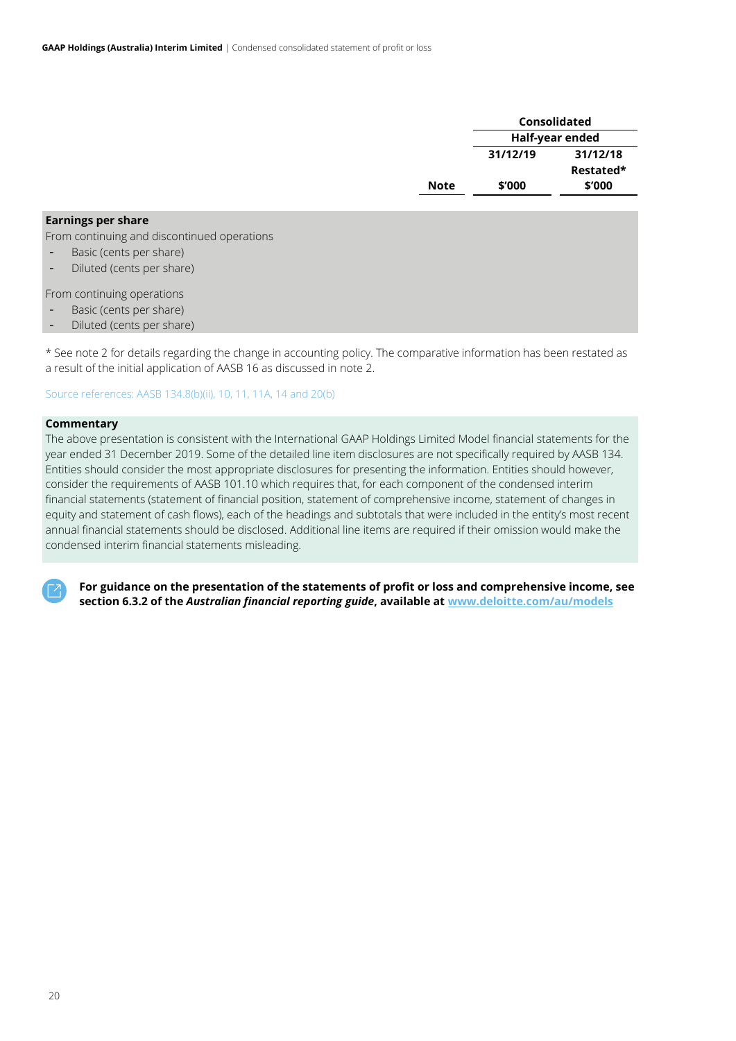| | Note | Consolidated | |
|---|---|---|---|
| | | Half-year ended | |
| | | 31/12/19 | 31/12/18 Restated* |
| | | $'000 | $'000 |
| **Earnings per share** | | | |
| From continuing and discontinued operations | | | |
| - Basic (cents per share) | | | |
| - Diluted (cents per share) | | | |
| From continuing operations | | | |
| - Basic (cents per share) | | | |
| - Diluted (cents per share) | | | |

* See note 2 for details regarding the change in accounting policy. The comparative information has been restated as a result of the initial application of AASB 16 as discussed in note 2.

Source references: AASB 134.8(b)(ii), 10, 11, 11A, 14 and 20(b)

**Commentary**

The above presentation is consistent with the International GAAP Holdings Limited Model financial statements for the year ended 31 December 2019. Some of the detailed line item disclosures are not specifically required by AASB 134. Entities should consider the most appropriate disclosures for presenting the information. Entities should however, consider the requirements of AASB 101.10 which requires that, for each component of the condensed interim financial statements (statement of financial position, statement of comprehensive income, statement of changes in equity and statement of cash flows), each of the headings and subtotals that were included in the entity's most recent annual financial statements should be disclosed. Additional line items are required if their omission would make the condensed interim financial statements misleading.

**For guidance on the presentation of the statements of profit or loss and comprehensive income, see section 6.3.2 of the *Australian financial reporting guide*, available at [www.deloitte.com/au/models](www.deloitte.com/au/models)**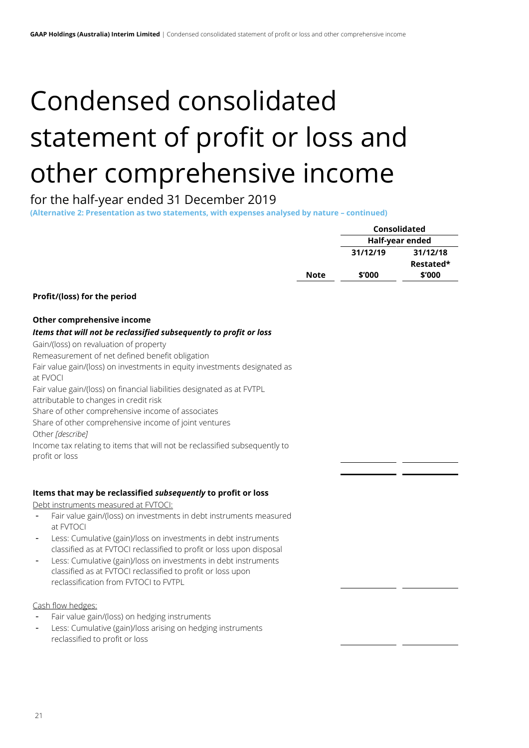# Condensed consolidated statement of profit or loss and other comprehensive income

for the half-year ended 31 December 2019

**(Alternative 2: Presentation as two statements, with expenses analysed by nature – continued)**

| | | Consolidated | |
|---|---|---|---|
| | | Half-year ended | |
| | | 31/12/19 | 31/12/18 Restated* |
| | Note | $'000 | $'000 |
| **Profit/(loss) for the period** | | | |
| **Other comprehensive income** | | | |
| ***Items that will not be reclassified subsequently to profit or loss*** | | | |
| Gain/(loss) on revaluation of property | | | |
| Remeasurement of net defined benefit obligation | | | |
| Fair value gain/(loss) on investments in equity investments designated as at FVOCI | | | |
| Fair value gain/(loss) on financial liabilities designated as at FVTPL attributable to changes in credit risk | | | |
| Share of other comprehensive income of associates | | | |
| Share of other comprehensive income of joint ventures | | | |
| Other *[describe]* | | | |
| Income tax relating to items that will not be reclassified subsequently to profit or loss | | | |
| | | | |
| **Items that may be reclassified *subsequently* to profit or loss** | | | |
| Debt instruments measured at FVTOCI: | | | |
| - Fair value gain/(loss) on investments in debt instruments measured at FVTOCI | | | |
| - Less: Cumulative (gain)/loss on investments in debt instruments classified as at FVTOCI reclassified to profit or loss upon disposal | | | |
| - Less: Cumulative (gain)/loss on investments in debt instruments classified as at FVTOCI reclassified to profit or loss upon reclassification from FVTOCI to FVTPL | | | |
| Cash flow hedges: | | | |
| - Fair value gain/(loss) on hedging instruments | | | |
| - Less: Cumulative (gain)/loss arising on hedging instruments reclassified to profit or loss | | | |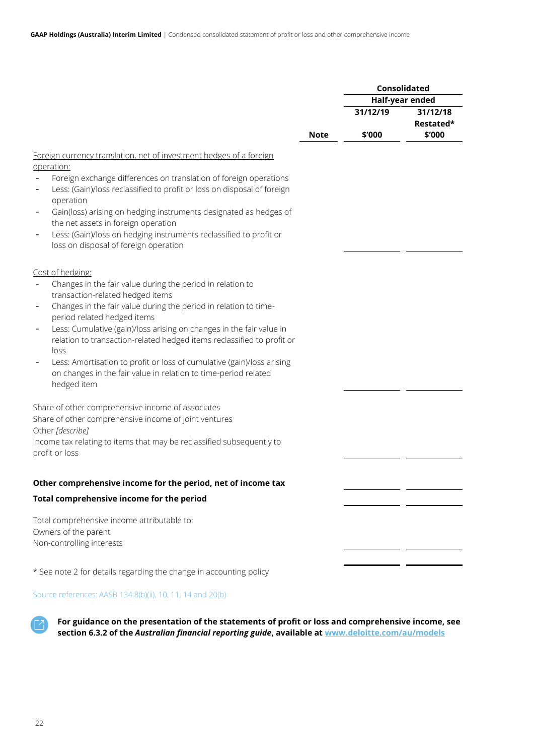| | Note | Consolidated | |
|---|---|---|---|
| | | Half-year ended | |
| | | 31/12/19 | 31/12/18 Restated* |
| | | $'000 | $'000 |
| Foreign currency translation, net of investment hedges of a foreign operation: | | | |
| - Foreign exchange differences on translation of foreign operations | | | |
| - Less: (Gain)/loss reclassified to profit or loss on disposal of foreign operation | | | |
| - Gain(loss) arising on hedging instruments designated as hedges of the net assets in foreign operation | | | |
| - Less: (Gain)/loss on hedging instruments reclassified to profit or loss on disposal of foreign operation | | | |
| Cost of hedging: | | | |
| - Changes in the fair value during the period in relation to transaction-related hedged items | | | |
| - Changes in the fair value during the period in relation to time-period related hedged items | | | |
| - Less: Cumulative (gain)/loss arising on changes in the fair value in relation to transaction-related hedged items reclassified to profit or loss | | | |
| - Less: Amortisation to profit or loss of cumulative (gain)/loss arising on changes in the fair value in relation to time-period related hedged item | | | |
| Share of other comprehensive income of associates | | | |
| Share of other comprehensive income of joint ventures | | | |
| Other *[describe]* | | | |
| Income tax relating to items that may be reclassified subsequently to profit or loss | | | |
| **Other comprehensive income for the period, net of income tax** | | | |
| **Total comprehensive income for the period** | | | |
| Total comprehensive income attributable to: | | | |
| Owners of the parent | | | |
| Non-controlling interests | | | |

\* See note 2 for details regarding the change in accounting policy

Source references: AASB 134.8(b)(ii), 10, 11, 14 and 20(b)

**For guidance on the presentation of the statements of profit or loss and comprehensive income, see section 6.3.2 of the *Australian financial reporting guide*, available at www.deloitte.com/au/models**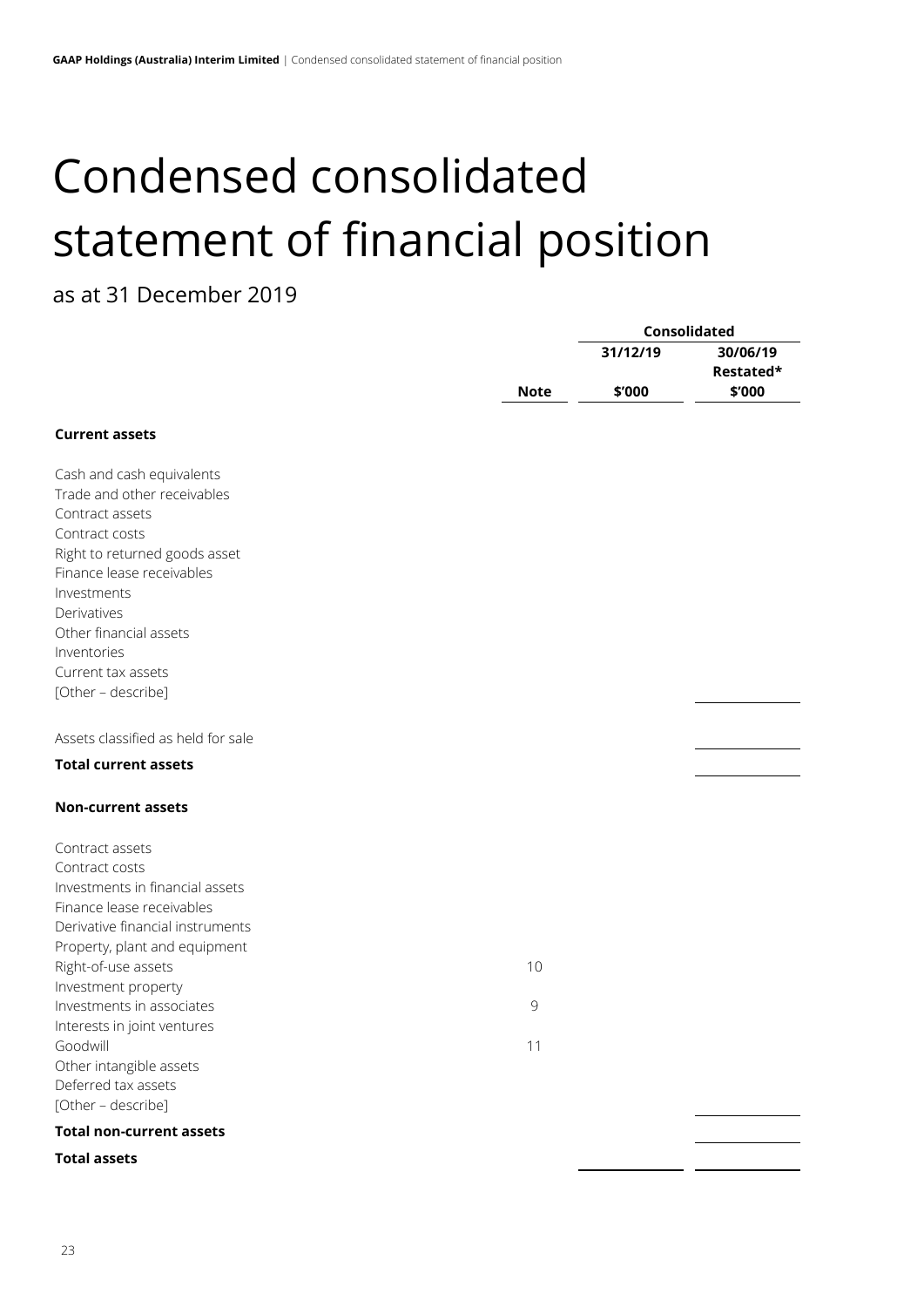# Condensed consolidated statement of financial position

as at 31 December 2019

| | | Consolidated | |
|---|---|---|---|
| | | 31/12/19 | 30/06/19 Restated* |
| | Note | $'000 | $'000 |
| **Current assets** | | | |
| Cash and cash equivalents | | | |
| Trade and other receivables | | | |
| Contract assets | | | |
| Contract costs | | | |
| Right to returned goods asset | | | |
| Finance lease receivables | | | |
| Investments | | | |
| Derivatives | | | |
| Other financial assets | | | |
| Inventories | | | |
| Current tax assets | | | |
| [Other – describe] | | | |
| Assets classified as held for sale | | | |
| **Total current assets** | | | |
| **Non-current assets** | | | |
| Contract assets | | | |
| Contract costs | | | |
| Investments in financial assets | | | |
| Finance lease receivables | | | |
| Derivative financial instruments | | | |
| Property, plant and equipment | | | |
| Right-of-use assets | 10 | | |
| Investment property | | | |
| Investments in associates | 9 | | |
| Interests in joint ventures | | | |
| Goodwill | 11 | | |
| Other intangible assets | | | |
| Deferred tax assets | | | |
| [Other – describe] | | | |
| **Total non-current assets** | | | |
| **Total assets** | | | |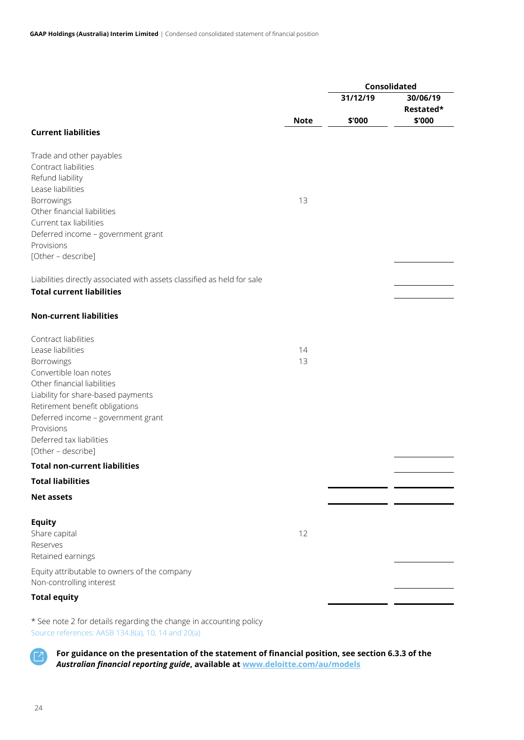| | | Consolidated | |
|---|---|---|---|
| | | 31/12/19 | 30/06/19 Restated* |
| | Note | $'000 | $'000 |
| **Current liabilities** | | | |
| Trade and other payables | | | |
| Contract liabilities | | | |
| Refund liability | | | |
| Lease liabilities | | | |
| Borrowings | 13 | | |
| Other financial liabilities | | | |
| Current tax liabilities | | | |
| Deferred income – government grant | | | |
| Provisions | | | |
| [Other – describe] | | | |
| Liabilities directly associated with assets classified as held for sale | | | |
| **Total current liabilities** | | | |
| **Non-current liabilities** | | | |
| Contract liabilities | | | |
| Lease liabilities | 14 | | |
| Borrowings | 13 | | |
| Convertible loan notes | | | |
| Other financial liabilities | | | |
| Liability for share-based payments | | | |
| Retirement benefit obligations | | | |
| Deferred income – government grant | | | |
| Provisions | | | |
| Deferred tax liabilities | | | |
| [Other – describe] | | | |
| **Total non-current liabilities** | | | |
| **Total liabilities** | | | |
| **Net assets** | | | |
| **Equity** | | | |
| Share capital | 12 | | |
| Reserves | | | |
| Retained earnings | | | |
| Equity attributable to owners of the company | | | |
| Non-controlling interest | | | |
| **Total equity** | | | |

* See note 2 for details regarding the change in accounting policy

Source references: AASB 134.8(a), 10, 14 and 20(a)

**For guidance on the presentation of the statement of financial position, see section 6.3.3 of the *Australian financial reporting guide*, available at [www.deloitte.com/au/models](www.deloitte.com/au/models)**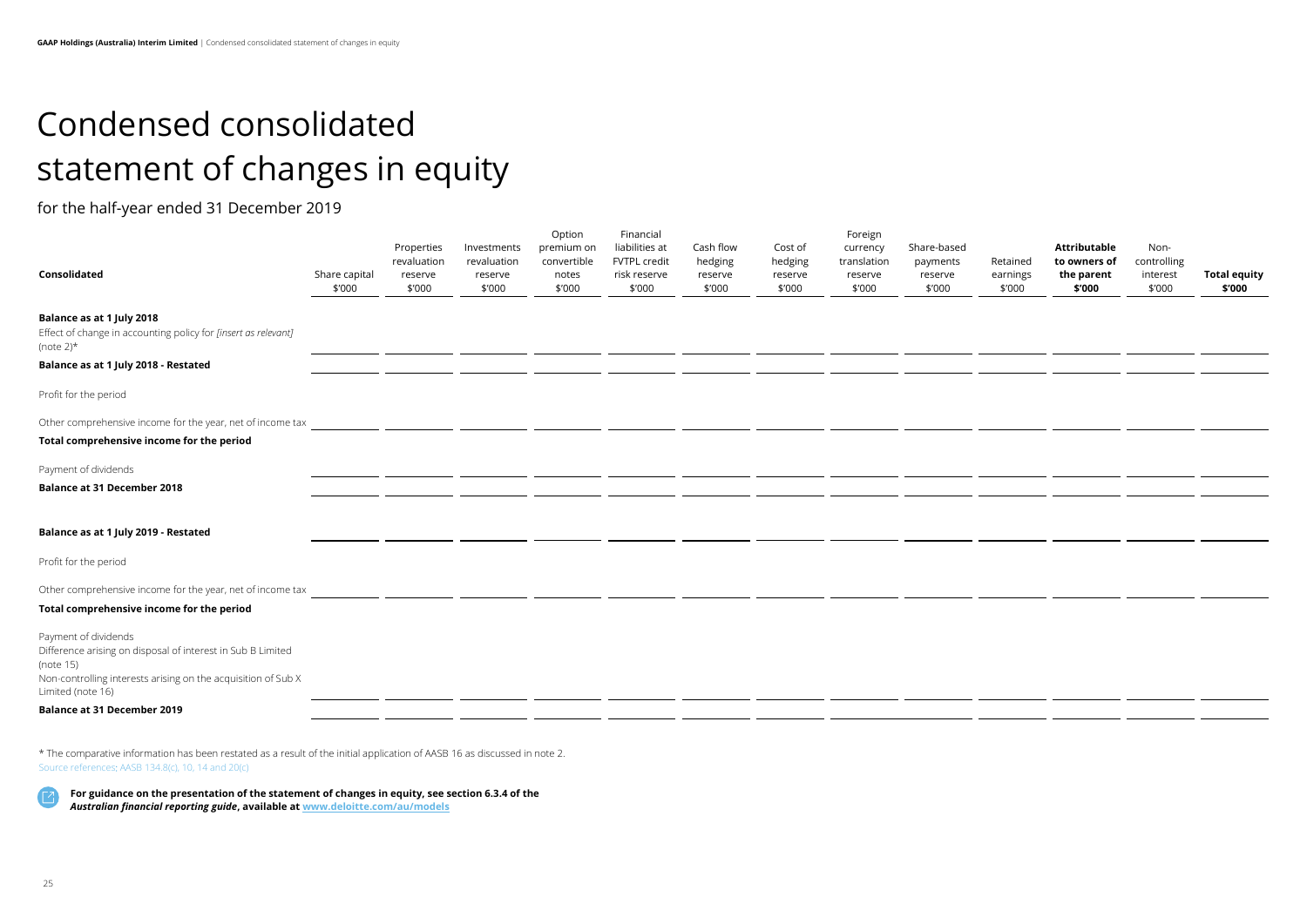# Condensed consolidated statement of changes in equity

for the half-year ended 31 December 2019

| Consolidated | Share capital $'000 | Properties revaluation reserve $'000 | Investments revaluation reserve $'000 | Option premium on convertible notes $'000 | Financial liabilities at FVTPL credit risk reserve $'000 | Cash flow hedging reserve $'000 | Cost of hedging reserve $'000 | Foreign currency translation reserve $'000 | Share-based payments reserve $'000 | Retained earnings $'000 | **Attributable to owners of the parent $'000** | Non-controlling interest $'000 | **Total equity $'000** |
|---|---|---|---|---|---|---|---|---|---|---|---|---|---|
| **Balance as at 1 July 2018** | | | | | | | | | | | | | |
| Effect of change in accounting policy for *[insert as relevant]* (note 2)* | | | | | | | | | | | | | |
| **Balance as at 1 July 2018 - Restated** | | | | | | | | | | | | | |
| Profit for the period | | | | | | | | | | | | | |
| Other comprehensive income for the year, net of income tax | | | | | | | | | | | | | |
| **Total comprehensive income for the period** | | | | | | | | | | | | | |
| Payment of dividends | | | | | | | | | | | | | |
| **Balance at 31 December 2018** | | | | | | | | | | | | | |
| **Balance as at 1 July 2019 - Restated** | | | | | | | | | | | | | |
| Profit for the period | | | | | | | | | | | | | |
| Other comprehensive income for the year, net of income tax | | | | | | | | | | | | | |
| **Total comprehensive income for the period** | | | | | | | | | | | | | |
| Payment of dividends | | | | | | | | | | | | | |
| Difference arising on disposal of interest in Sub B Limited (note 15) | | | | | | | | | | | | | |
| Non-controlling interests arising on the acquisition of Sub X Limited (note 16) | | | | | | | | | | | | | |
| **Balance at 31 December 2019** | | | | | | | | | | | | | |

* The comparative information has been restated as a result of the initial application of AASB 16 as discussed in note 2.

Source references: AASB 134.8(c), 10, 14 and 20(c)

**For guidance on the presentation of the statement of changes in equity, see section 6.3.4 of the *Australian financial reporting guide*, available at www.deloitte.com/au/models**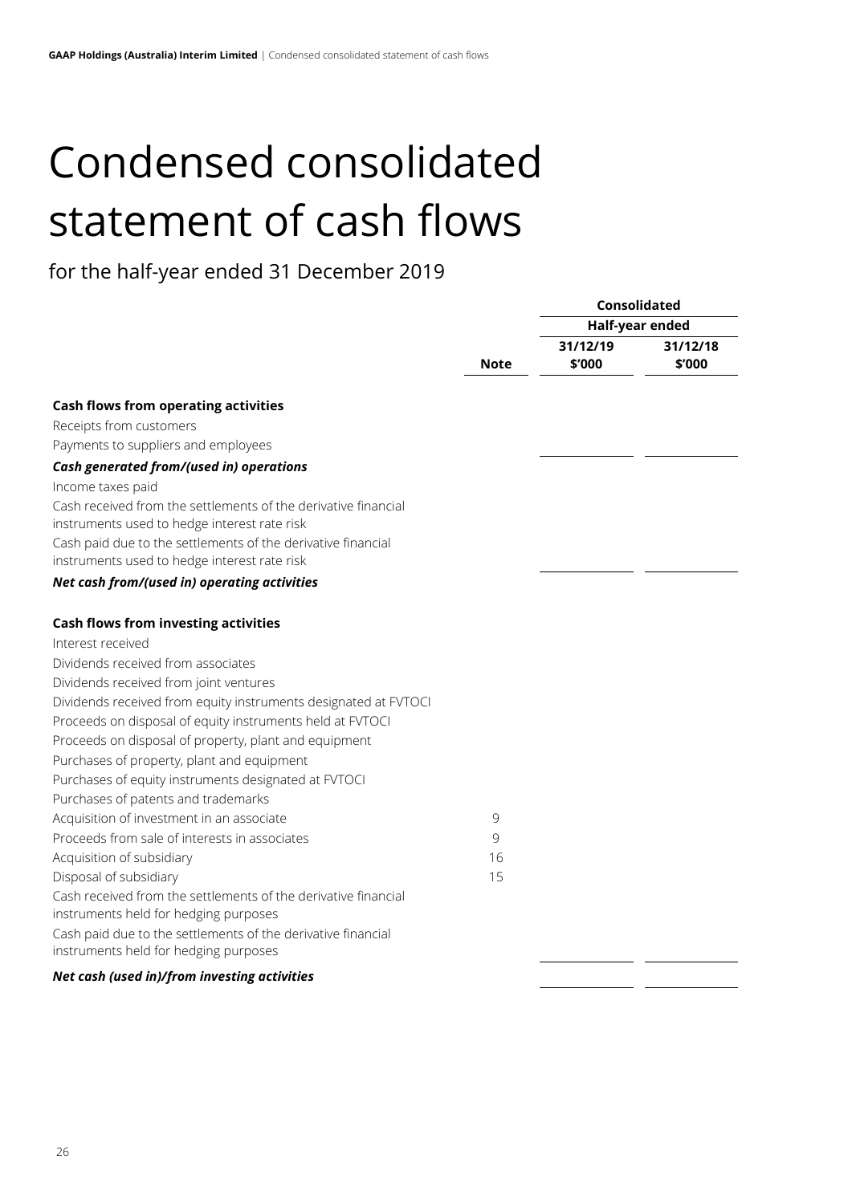# Condensed consolidated statement of cash flows

for the half-year ended 31 December 2019

| | Note | Consolidated Half-year ended 31/12/19 $'000 | 31/12/18 $'000 |
|---|---|---|---|
| **Cash flows from operating activities** | | | |
| Receipts from customers | | | |
| Payments to suppliers and employees | | | |
| ***Cash generated from/(used in) operations*** | | | |
| Income taxes paid | | | |
| Cash received from the settlements of the derivative financial instruments used to hedge interest rate risk | | | |
| Cash paid due to the settlements of the derivative financial instruments used to hedge interest rate risk | | | |
| ***Net cash from/(used in) operating activities*** | | | |
| **Cash flows from investing activities** | | | |
| Interest received | | | |
| Dividends received from associates | | | |
| Dividends received from joint ventures | | | |
| Dividends received from equity instruments designated at FVTOCI | | | |
| Proceeds on disposal of equity instruments held at FVTOCI | | | |
| Proceeds on disposal of property, plant and equipment | | | |
| Purchases of property, plant and equipment | | | |
| Purchases of equity instruments designated at FVTOCI | | | |
| Purchases of patents and trademarks | | | |
| Acquisition of investment in an associate | 9 | | |
| Proceeds from sale of interests in associates | 9 | | |
| Acquisition of subsidiary | 16 | | |
| Disposal of subsidiary | 15 | | |
| Cash received from the settlements of the derivative financial instruments held for hedging purposes | | | |
| Cash paid due to the settlements of the derivative financial instruments held for hedging purposes | | | |
| ***Net cash (used in)/from investing activities*** | | | |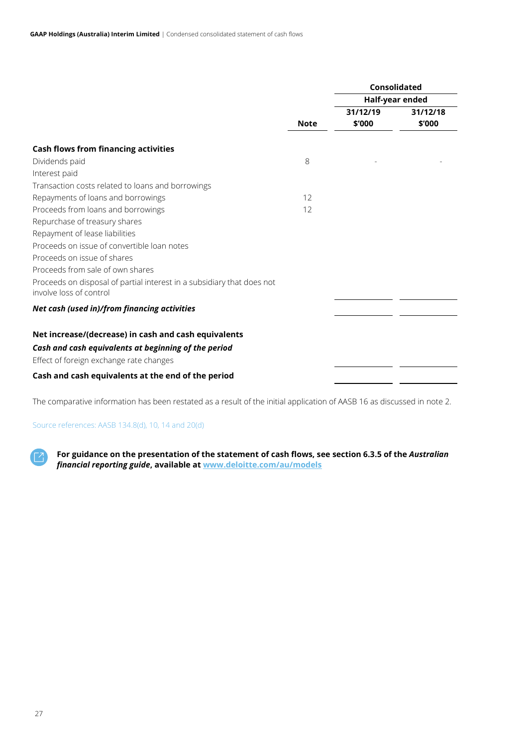| | | Consolidated | |
|---|---|---|---|
| | | Half-year ended | |
| | Note | 31/12/19 $'000 | 31/12/18 $'000 |
| **Cash flows from financing activities** | | | |
| Dividends paid | 8 | - | - |
| Interest paid | | | |
| Transaction costs related to loans and borrowings | | | |
| Repayments of loans and borrowings | 12 | | |
| Proceeds from loans and borrowings | 12 | | |
| Repurchase of treasury shares | | | |
| Repayment of lease liabilities | | | |
| Proceeds on issue of convertible loan notes | | | |
| Proceeds on issue of shares | | | |
| Proceeds from sale of own shares | | | |
| Proceeds on disposal of partial interest in a subsidiary that does not involve loss of control | | | |
| ***Net cash (used in)/from financing activities*** | | | |
| **Net increase/(decrease) in cash and cash equivalents** | | | |
| ***Cash and cash equivalents at beginning of the period*** | | | |
| Effect of foreign exchange rate changes | | | |
| **Cash and cash equivalents at the end of the period** | | | |

The comparative information has been restated as a result of the initial application of AASB 16 as discussed in note 2.

Source references: AASB 134.8(d), 10, 14 and 20(d)

**For guidance on the presentation of the statement of cash flows, see section 6.3.5 of the *Australian financial reporting guide*, available at www.deloitte.com/au/models**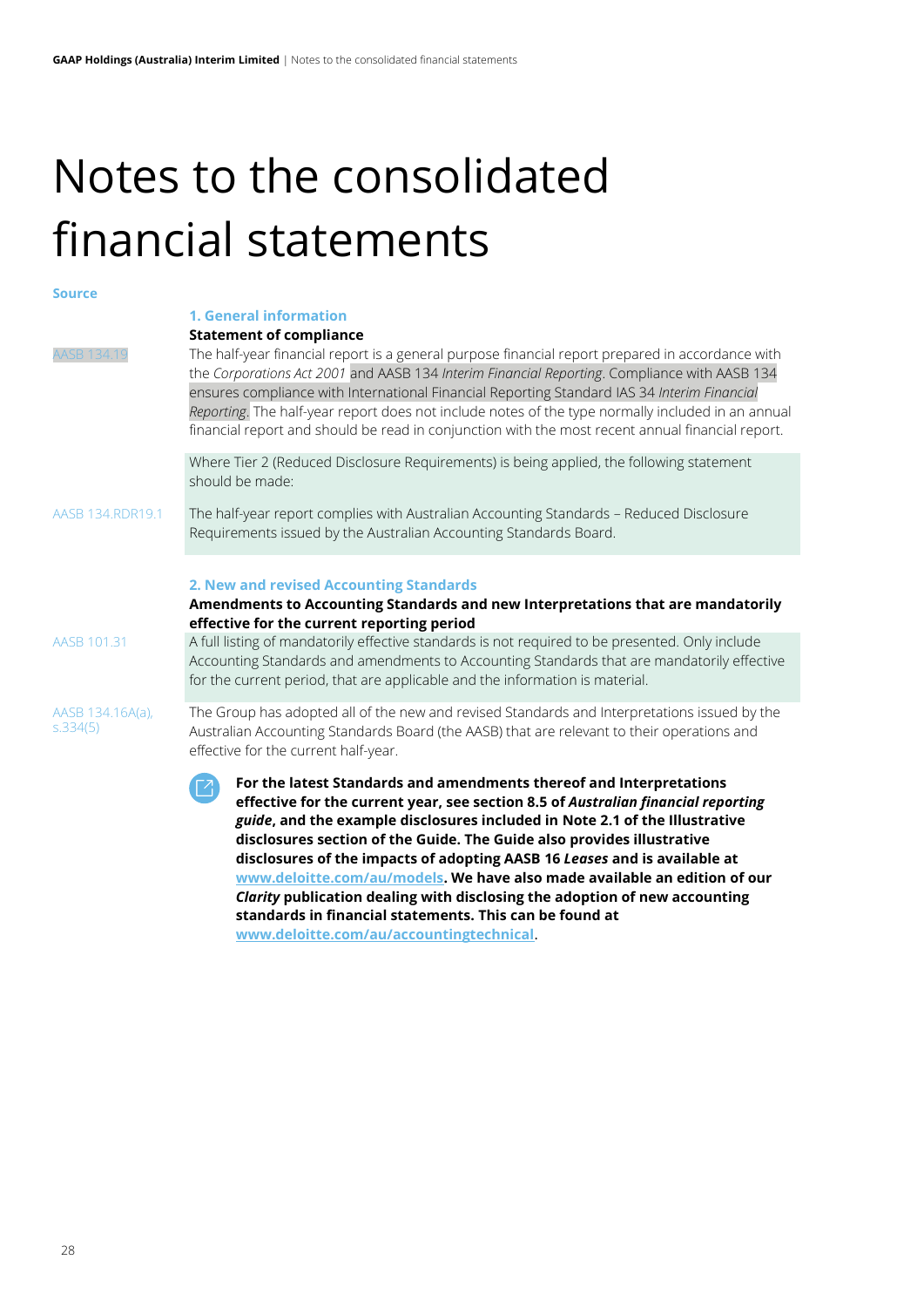# Notes to the consolidated financial statements

**Source**

## 1. General information

**Statement of compliance**

AASB 134.19

The half-year financial report is a general purpose financial report prepared in accordance with the *Corporations Act 2001* and AASB 134 *Interim Financial Reporting*. Compliance with AASB 134 ensures compliance with International Financial Reporting Standard IAS 34 *Interim Financial Reporting*. The half-year report does not include notes of the type normally included in an annual financial report and should be read in conjunction with the most recent annual financial report.

Where Tier 2 (Reduced Disclosure Requirements) is being applied, the following statement should be made:

AASB 134.RDR19.1

The half-year report complies with Australian Accounting Standards – Reduced Disclosure Requirements issued by the Australian Accounting Standards Board.

## 2. New and revised Accounting Standards

**Amendments to Accounting Standards and new Interpretations that are mandatorily effective for the current reporting period**

AASB 101.31

A full listing of mandatorily effective standards is not required to be presented. Only include Accounting Standards and amendments to Accounting Standards that are mandatorily effective for the current period, that are applicable and the information is material.

AASB 134.16A(a), s.334(5)

The Group has adopted all of the new and revised Standards and Interpretations issued by the Australian Accounting Standards Board (the AASB) that are relevant to their operations and effective for the current half-year.

**For the latest Standards and amendments thereof and Interpretations effective for the current year, see section 8.5 of *Australian financial reporting guide*, and the example disclosures included in Note 2.1 of the Illustrative disclosures section of the Guide. The Guide also provides illustrative disclosures of the impacts of adopting AASB 16 *Leases* and is available at [www.deloitte.com/au/models](www.deloitte.com/au/models). We have also made available an edition of our *Clarity* publication dealing with disclosing the adoption of new accounting standards in financial statements. This can be found at [www.deloitte.com/au/accountingtechnical](www.deloitte.com/au/accountingtechnical).**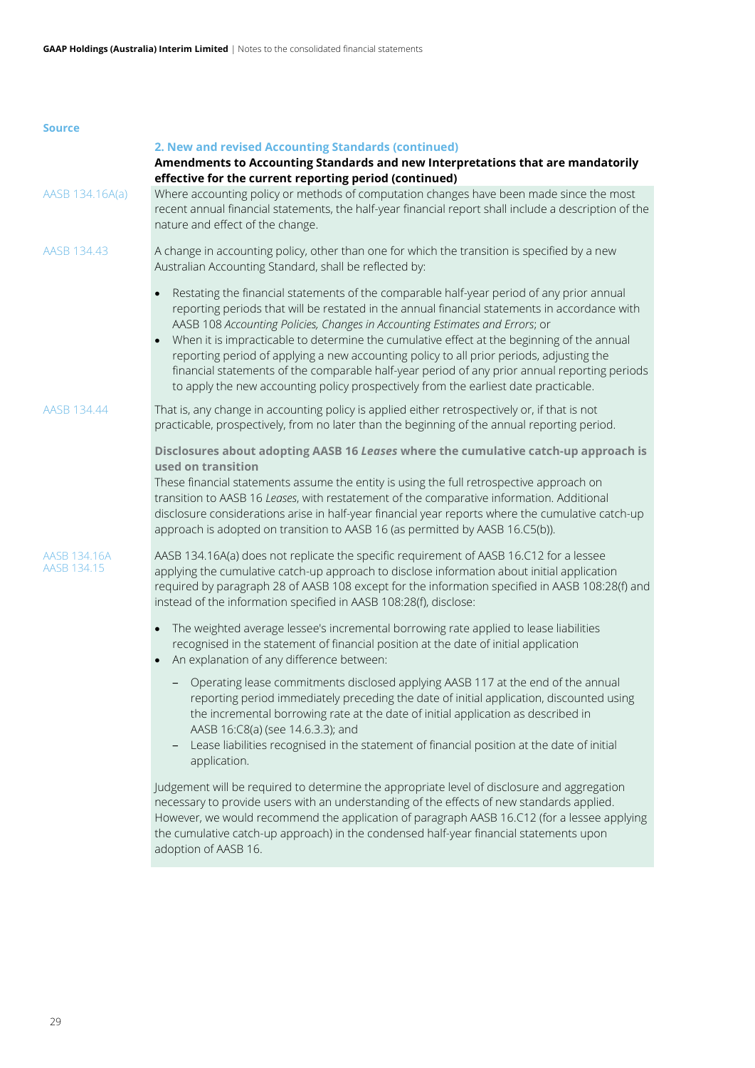Source

### 2. New and revised Accounting Standards (continued)

**Amendments to Accounting Standards and new Interpretations that are mandatorily effective for the current reporting period (continued)**

AASB 134.16A(a)

Where accounting policy or methods of computation changes have been made since the most recent annual financial statements, the half-year financial report shall include a description of the nature and effect of the change.

AASB 134.43

A change in accounting policy, other than one for which the transition is specified by a new Australian Accounting Standard, shall be reflected by:

- Restating the financial statements of the comparable half-year period of any prior annual reporting periods that will be restated in the annual financial statements in accordance with AASB 108 *Accounting Policies, Changes in Accounting Estimates and Errors*; or
- When it is impracticable to determine the cumulative effect at the beginning of the annual reporting period of applying a new accounting policy to all prior periods, adjusting the financial statements of the comparable half-year period of any prior annual reporting periods to apply the new accounting policy prospectively from the earliest date practicable.

AASB 134.44

That is, any change in accounting policy is applied either retrospectively or, if that is not practicable, prospectively, from no later than the beginning of the annual reporting period.

**Disclosures about adopting AASB 16 *Leases* where the cumulative catch-up approach is used on transition**

These financial statements assume the entity is using the full retrospective approach on transition to AASB 16 *Leases*, with restatement of the comparative information. Additional disclosure considerations arise in half-year financial year reports where the cumulative catch-up approach is adopted on transition to AASB 16 (as permitted by AASB 16.C5(b)).

AASB 134.16A
AASB 134.15

AASB 134.16A(a) does not replicate the specific requirement of AASB 16.C12 for a lessee applying the cumulative catch-up approach to disclose information about initial application required by paragraph 28 of AASB 108 except for the information specified in AASB 108:28(f) and instead of the information specified in AASB 108:28(f), disclose:

- The weighted average lessee's incremental borrowing rate applied to lease liabilities recognised in the statement of financial position at the date of initial application
- An explanation of any difference between:
  - Operating lease commitments disclosed applying AASB 117 at the end of the annual reporting period immediately preceding the date of initial application, discounted using the incremental borrowing rate at the date of initial application as described in AASB 16:C8(a) (see 14.6.3.3); and
  - Lease liabilities recognised in the statement of financial position at the date of initial application.

Judgement will be required to determine the appropriate level of disclosure and aggregation necessary to provide users with an understanding of the effects of new standards applied. However, we would recommend the application of paragraph AASB 16.C12 (for a lessee applying the cumulative catch-up approach) in the condensed half-year financial statements upon adoption of AASB 16.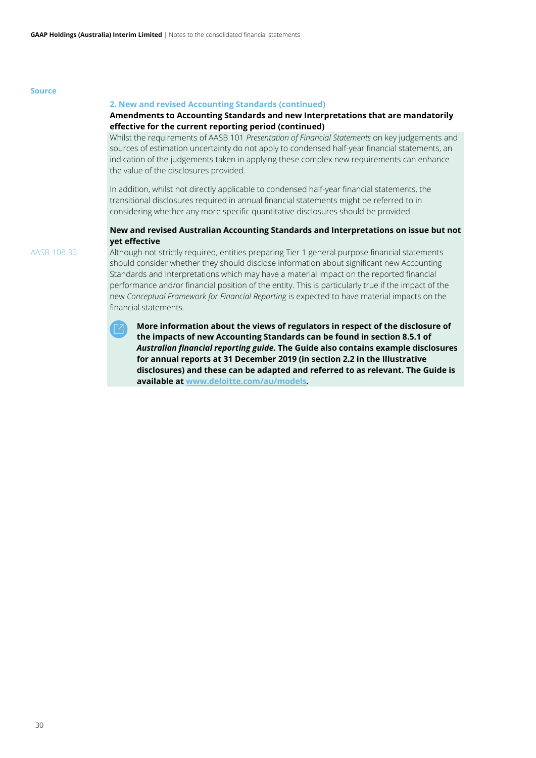Source

## 2. New and revised Accounting Standards (continued)

### Amendments to Accounting Standards and new Interpretations that are mandatorily effective for the current reporting period (continued)

Whilst the requirements of AASB 101 *Presentation of Financial Statements* on key judgements and sources of estimation uncertainty do not apply to condensed half-year financial statements, an indication of the judgements taken in applying these complex new requirements can enhance the value of the disclosures provided.

In addition, whilst not directly applicable to condensed half-year financial statements, the transitional disclosures required in annual financial statements might be referred to in considering whether any more specific quantitative disclosures should be provided.

### New and revised Australian Accounting Standards and Interpretations on issue but not yet effective

AASB 108.30

Although not strictly required, entities preparing Tier 1 general purpose financial statements should consider whether they should disclose information about significant new Accounting Standards and Interpretations which may have a material impact on the reported financial performance and/or financial position of the entity. This is particularly true if the impact of the new *Conceptual Framework for Financial Reporting* is expected to have material impacts on the financial statements.

**More information about the views of regulators in respect of the disclosure of the impacts of new Accounting Standards can be found in section 8.5.1 of *Australian financial reporting guide.* The Guide also contains example disclosures for annual reports at 31 December 2019 (in section 2.2 in the Illustrative disclosures) and these can be adapted and referred to as relevant. The Guide is available at [www.deloitte.com/au/models](www.deloitte.com/au/models).**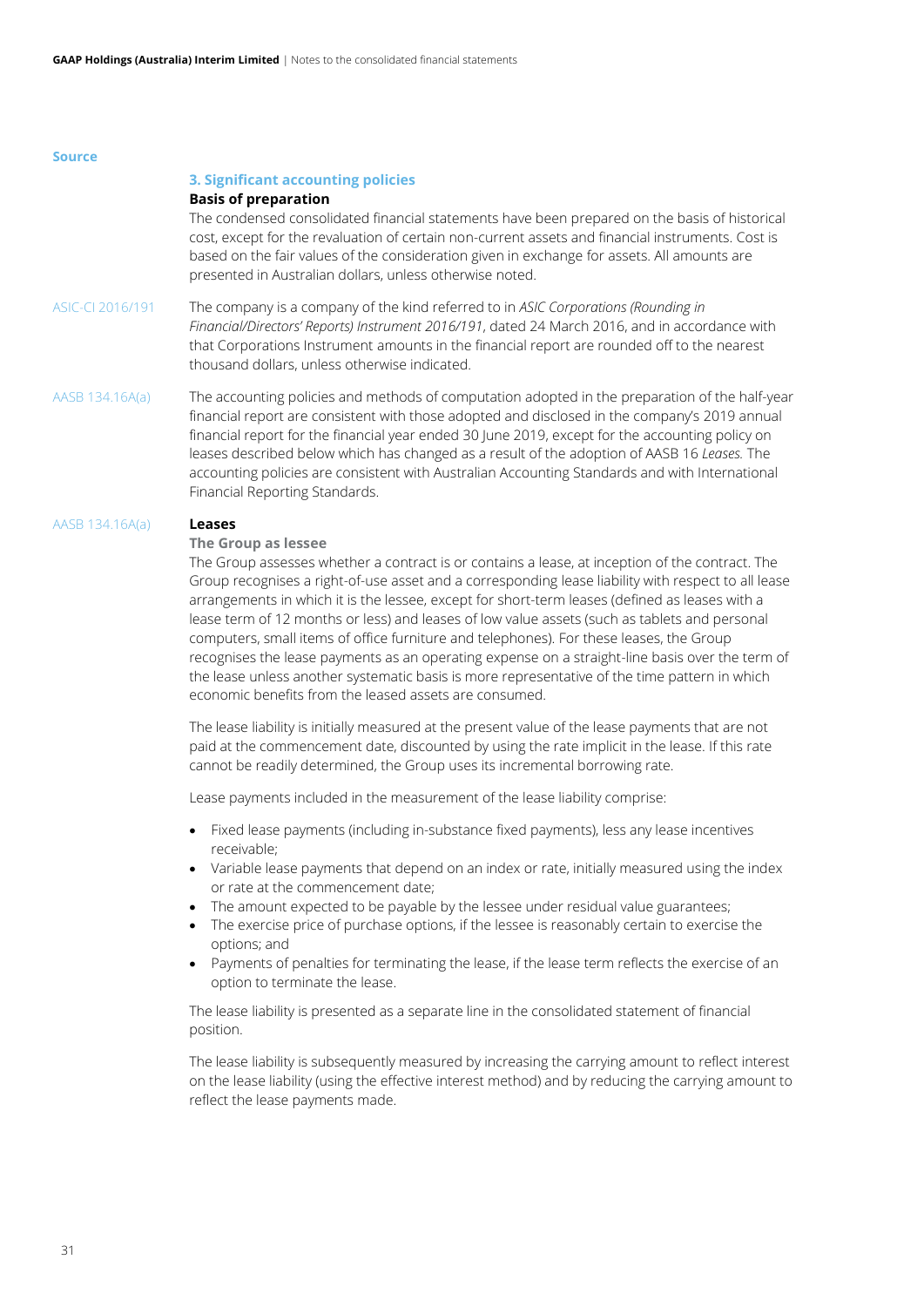Source

### 3. Significant accounting policies

**Basis of preparation**

The condensed consolidated financial statements have been prepared on the basis of historical cost, except for the revaluation of certain non-current assets and financial instruments. Cost is based on the fair values of the consideration given in exchange for assets. All amounts are presented in Australian dollars, unless otherwise noted.

ASIC-CI 2016/191

The company is a company of the kind referred to in *ASIC Corporations (Rounding in Financial/Directors' Reports) Instrument 2016/191*, dated 24 March 2016, and in accordance with that Corporations Instrument amounts in the financial report are rounded off to the nearest thousand dollars, unless otherwise indicated.

AASB 134.16A(a)

The accounting policies and methods of computation adopted in the preparation of the half-year financial report are consistent with those adopted and disclosed in the company's 2019 annual financial report for the financial year ended 30 June 2019, except for the accounting policy on leases described below which has changed as a result of the adoption of AASB 16 *Leases.* The accounting policies are consistent with Australian Accounting Standards and with International Financial Reporting Standards.

AASB 134.16A(a)

**Leases**

**The Group as lessee**

The Group assesses whether a contract is or contains a lease, at inception of the contract. The Group recognises a right-of-use asset and a corresponding lease liability with respect to all lease arrangements in which it is the lessee, except for short-term leases (defined as leases with a lease term of 12 months or less) and leases of low value assets (such as tablets and personal computers, small items of office furniture and telephones). For these leases, the Group recognises the lease payments as an operating expense on a straight-line basis over the term of the lease unless another systematic basis is more representative of the time pattern in which economic benefits from the leased assets are consumed.

The lease liability is initially measured at the present value of the lease payments that are not paid at the commencement date, discounted by using the rate implicit in the lease. If this rate cannot be readily determined, the Group uses its incremental borrowing rate.

Lease payments included in the measurement of the lease liability comprise:

- Fixed lease payments (including in-substance fixed payments), less any lease incentives receivable;
- Variable lease payments that depend on an index or rate, initially measured using the index or rate at the commencement date;
- The amount expected to be payable by the lessee under residual value guarantees;
- The exercise price of purchase options, if the lessee is reasonably certain to exercise the options; and
- Payments of penalties for terminating the lease, if the lease term reflects the exercise of an option to terminate the lease.

The lease liability is presented as a separate line in the consolidated statement of financial position.

The lease liability is subsequently measured by increasing the carrying amount to reflect interest on the lease liability (using the effective interest method) and by reducing the carrying amount to reflect the lease payments made.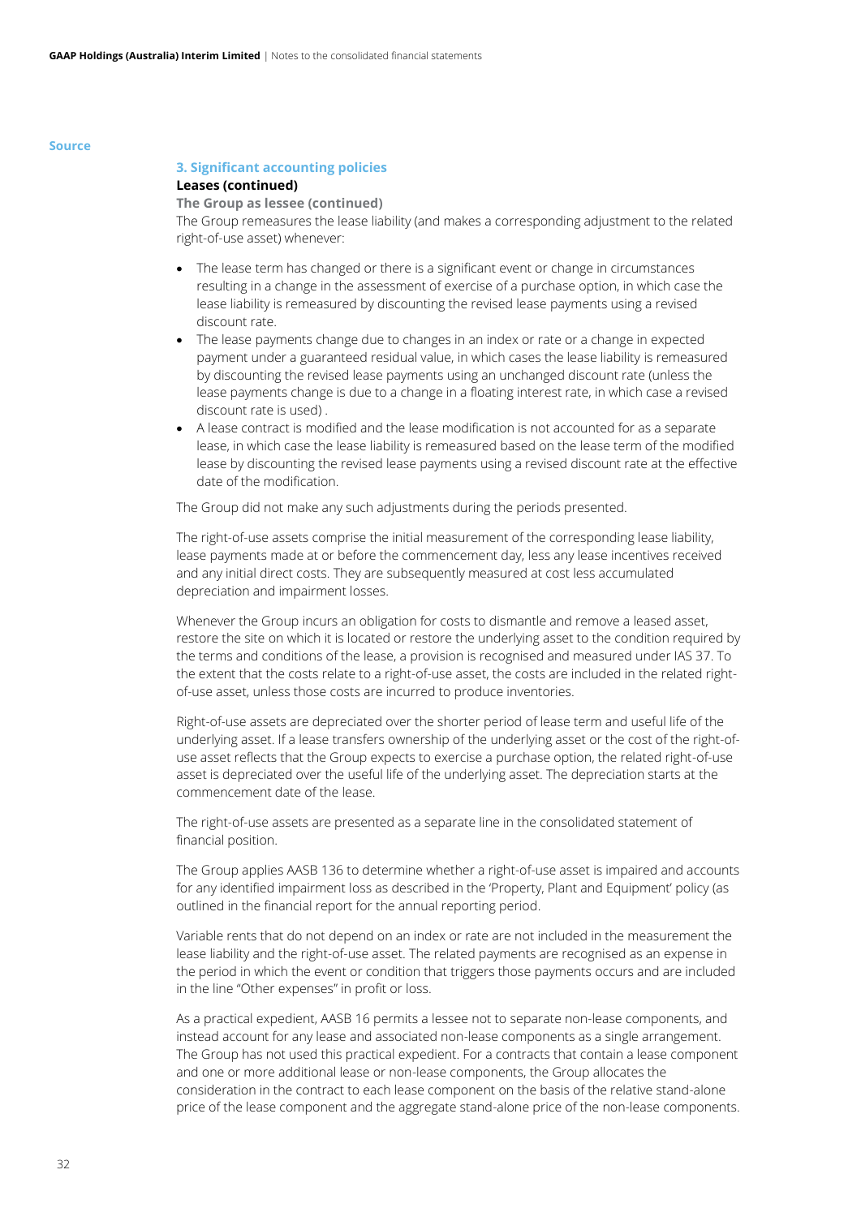Source

### 3. Significant accounting policies

**Leases (continued)**

**The Group as lessee (continued)**

The Group remeasures the lease liability (and makes a corresponding adjustment to the related right-of-use asset) whenever:

- The lease term has changed or there is a significant event or change in circumstances resulting in a change in the assessment of exercise of a purchase option, in which case the lease liability is remeasured by discounting the revised lease payments using a revised discount rate.
- The lease payments change due to changes in an index or rate or a change in expected payment under a guaranteed residual value, in which cases the lease liability is remeasured by discounting the revised lease payments using an unchanged discount rate (unless the lease payments change is due to a change in a floating interest rate, in which case a revised discount rate is used) .
- A lease contract is modified and the lease modification is not accounted for as a separate lease, in which case the lease liability is remeasured based on the lease term of the modified lease by discounting the revised lease payments using a revised discount rate at the effective date of the modification.

The Group did not make any such adjustments during the periods presented.

The right-of-use assets comprise the initial measurement of the corresponding lease liability, lease payments made at or before the commencement day, less any lease incentives received and any initial direct costs. They are subsequently measured at cost less accumulated depreciation and impairment losses.

Whenever the Group incurs an obligation for costs to dismantle and remove a leased asset, restore the site on which it is located or restore the underlying asset to the condition required by the terms and conditions of the lease, a provision is recognised and measured under IAS 37. To the extent that the costs relate to a right-of-use asset, the costs are included in the related right-of-use asset, unless those costs are incurred to produce inventories.

Right-of-use assets are depreciated over the shorter period of lease term and useful life of the underlying asset. If a lease transfers ownership of the underlying asset or the cost of the right-of-use asset reflects that the Group expects to exercise a purchase option, the related right-of-use asset is depreciated over the useful life of the underlying asset. The depreciation starts at the commencement date of the lease.

The right-of-use assets are presented as a separate line in the consolidated statement of financial position.

The Group applies AASB 136 to determine whether a right-of-use asset is impaired and accounts for any identified impairment loss as described in the 'Property, Plant and Equipment' policy (as outlined in the financial report for the annual reporting period.

Variable rents that do not depend on an index or rate are not included in the measurement the lease liability and the right-of-use asset. The related payments are recognised as an expense in the period in which the event or condition that triggers those payments occurs and are included in the line "Other expenses" in profit or loss.

As a practical expedient, AASB 16 permits a lessee not to separate non-lease components, and instead account for any lease and associated non-lease components as a single arrangement. The Group has not used this practical expedient. For a contracts that contain a lease component and one or more additional lease or non-lease components, the Group allocates the consideration in the contract to each lease component on the basis of the relative stand-alone price of the lease component and the aggregate stand-alone price of the non-lease components.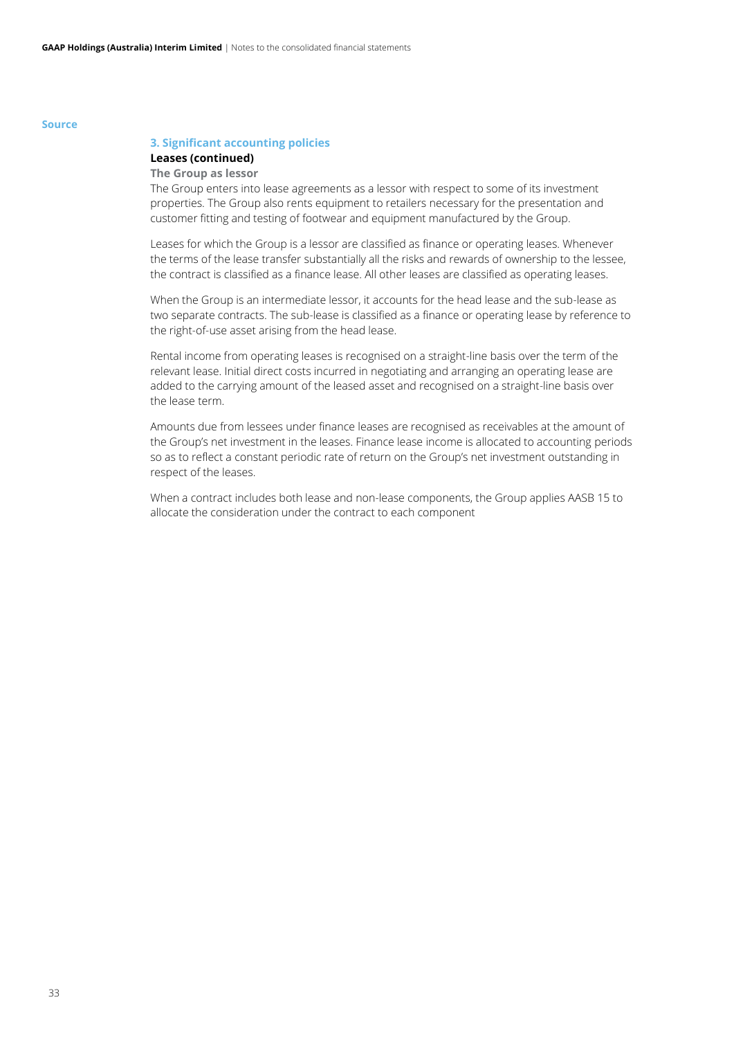Source

### 3. Significant accounting policies

#### Leases (continued)

**The Group as lessor**

The Group enters into lease agreements as a lessor with respect to some of its investment properties. The Group also rents equipment to retailers necessary for the presentation and customer fitting and testing of footwear and equipment manufactured by the Group.

Leases for which the Group is a lessor are classified as finance or operating leases. Whenever the terms of the lease transfer substantially all the risks and rewards of ownership to the lessee, the contract is classified as a finance lease. All other leases are classified as operating leases.

When the Group is an intermediate lessor, it accounts for the head lease and the sub-lease as two separate contracts. The sub-lease is classified as a finance or operating lease by reference to the right-of-use asset arising from the head lease.

Rental income from operating leases is recognised on a straight-line basis over the term of the relevant lease. Initial direct costs incurred in negotiating and arranging an operating lease are added to the carrying amount of the leased asset and recognised on a straight-line basis over the lease term.

Amounts due from lessees under finance leases are recognised as receivables at the amount of the Group's net investment in the leases. Finance lease income is allocated to accounting periods so as to reflect a constant periodic rate of return on the Group's net investment outstanding in respect of the leases.

When a contract includes both lease and non-lease components, the Group applies AASB 15 to allocate the consideration under the contract to each component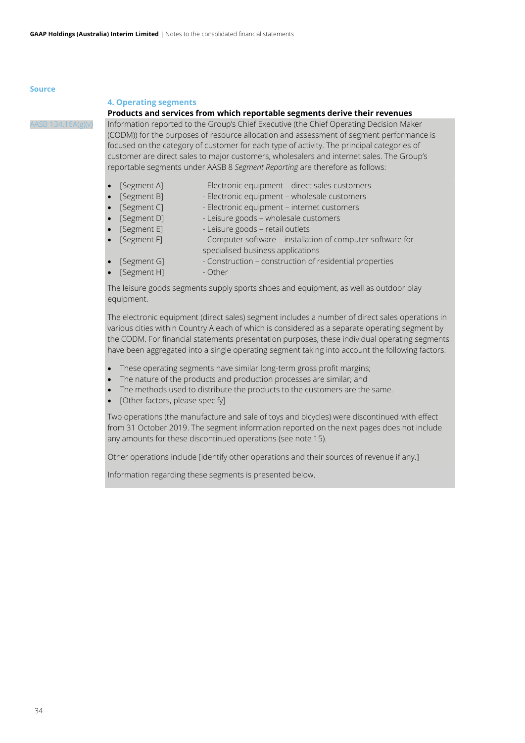Source

## 4. Operating segments

**Products and services from which reportable segments derive their revenues**

AASB 134.16A(g)(v)

Information reported to the Group's Chief Executive (the Chief Operating Decision Maker (CODM)) for the purposes of resource allocation and assessment of segment performance is focused on the category of customer for each type of activity. The principal categories of customer are direct sales to major customers, wholesalers and internet sales. The Group's reportable segments under AASB 8 *Segment Reporting* are therefore as follows:

- [Segment A] - Electronic equipment – direct sales customers
- [Segment B] - Electronic equipment – wholesale customers
- [Segment C] - Electronic equipment – internet customers
- [Segment D] - Leisure goods – wholesale customers
- [Segment E] - Leisure goods – retail outlets
- [Segment F] - Computer software – installation of computer software for specialised business applications
- [Segment G] - Construction – construction of residential properties
- [Segment H] - Other

The leisure goods segments supply sports shoes and equipment, as well as outdoor play equipment.

The electronic equipment (direct sales) segment includes a number of direct sales operations in various cities within Country A each of which is considered as a separate operating segment by the CODM. For financial statements presentation purposes, these individual operating segments have been aggregated into a single operating segment taking into account the following factors:

- These operating segments have similar long-term gross profit margins;
- The nature of the products and production processes are similar; and
- The methods used to distribute the products to the customers are the same.
- [Other factors, please specify]

Two operations (the manufacture and sale of toys and bicycles) were discontinued with effect from 31 October 2019. The segment information reported on the next pages does not include any amounts for these discontinued operations (see note 15).

Other operations include [identify other operations and their sources of revenue if any.]

Information regarding these segments is presented below.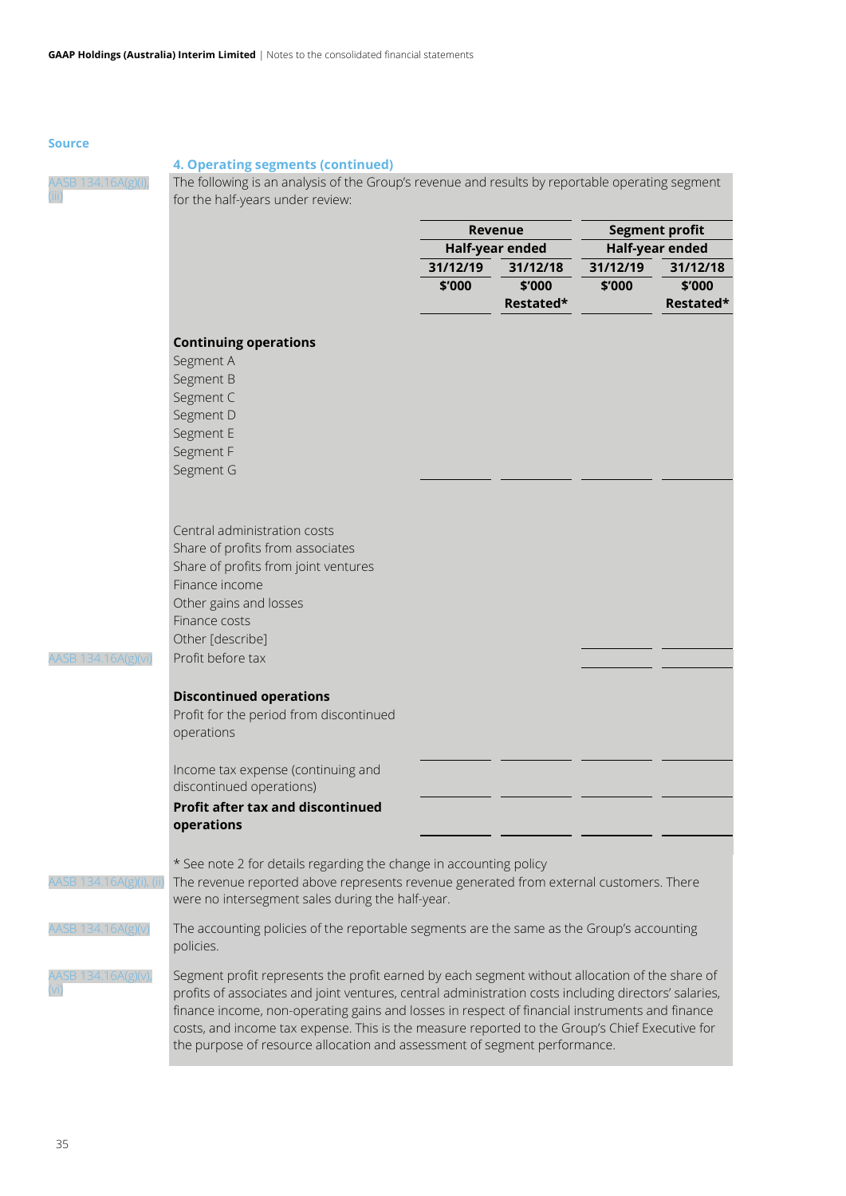Source

### 4. Operating segments (continued)

AASB 134.16A(g)(i),(iii)

The following is an analysis of the Group's revenue and results by reportable operating segment for the half-years under review:

| | Revenue | | Segment profit | |
|---|---|---|---|---|
| | Half-year ended | | Half-year ended | |
| | 31/12/19 | 31/12/18 | 31/12/19 | 31/12/18 |
| | $'000 | $'000 Restated* | $'000 | $'000 Restated* |
| **Continuing operations** | | | | |
| Segment A | | | | |
| Segment B | | | | |
| Segment C | | | | |
| Segment D | | | | |
| Segment E | | | | |
| Segment F | | | | |
| Segment G | | | | |
| | | | | |
| Central administration costs | | | | |
| Share of profits from associates | | | | |
| Share of profits from joint ventures | | | | |
| Finance income | | | | |
| Other gains and losses | | | | |
| Finance costs | | | | |
| Other [describe] | | | | |
| Profit before tax | | | | |
| **Discontinued operations** | | | | |
| Profit for the period from discontinued operations | | | | |
| Income tax expense (continuing and discontinued operations) | | | | |
| **Profit after tax and discontinued operations** | | | | |

AASB 134.16A(g)(vi) — Profit before tax

\* See note 2 for details regarding the change in accounting policy

AASB 134.16A(g)(i), (ii)

The revenue reported above represents revenue generated from external customers. There were no intersegment sales during the half-year.

AASB 134.16A(g)(v)

The accounting policies of the reportable segments are the same as the Group's accounting policies.

AASB 134.16A(g)(v),(vi)

Segment profit represents the profit earned by each segment without allocation of the share of profits of associates and joint ventures, central administration costs including directors' salaries, finance income, non-operating gains and losses in respect of financial instruments and finance costs, and income tax expense. This is the measure reported to the Group's Chief Executive for the purpose of resource allocation and assessment of segment performance.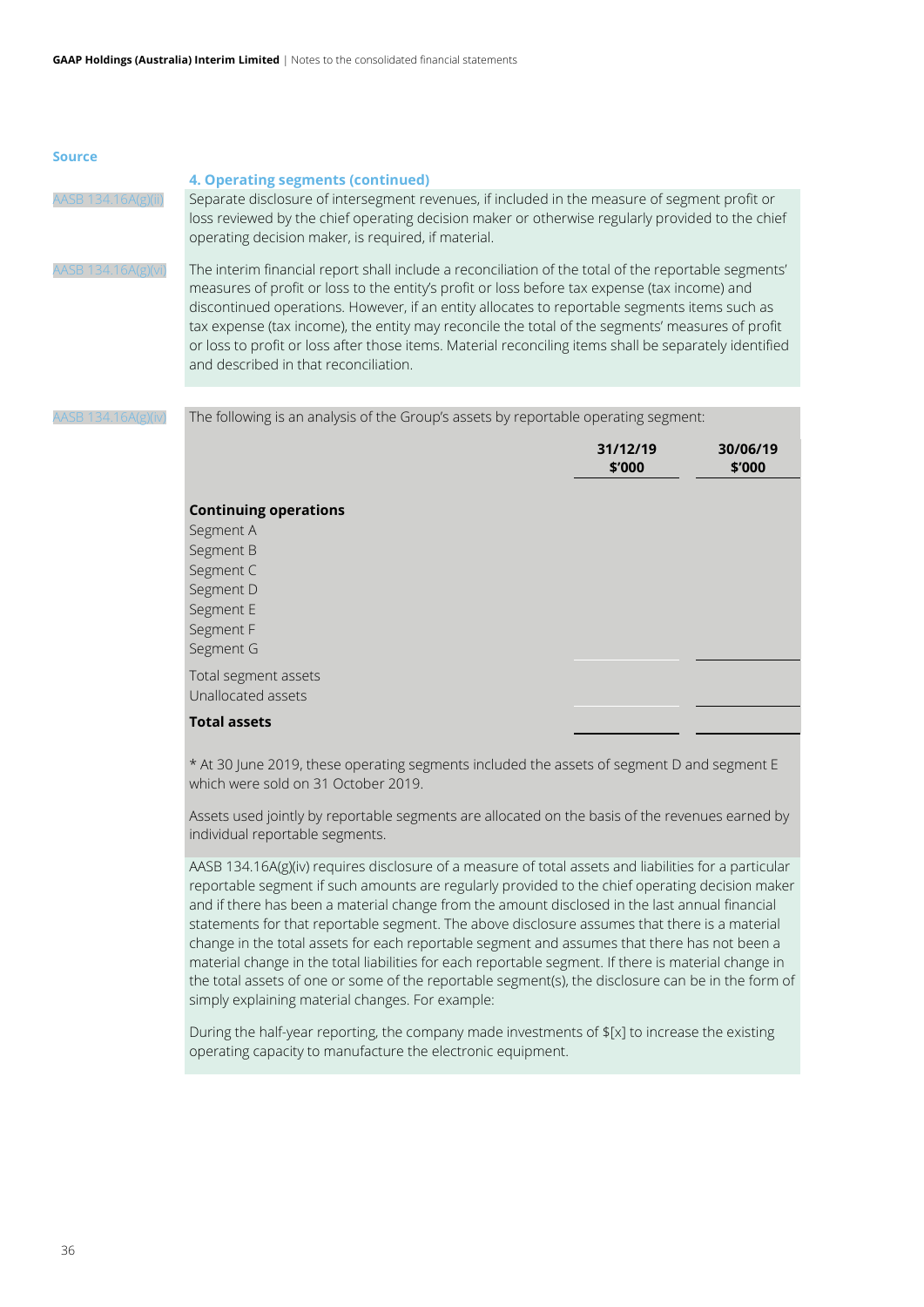Source

## 4. Operating segments (continued)

AASB 134.16A(g)(ii)

Separate disclosure of intersegment revenues, if included in the measure of segment profit or loss reviewed by the chief operating decision maker or otherwise regularly provided to the chief operating decision maker, is required, if material.

AASB 134.16A(g)(vi)

The interim financial report shall include a reconciliation of the total of the reportable segments' measures of profit or loss to the entity's profit or loss before tax expense (tax income) and discontinued operations. However, if an entity allocates to reportable segments items such as tax expense (tax income), the entity may reconcile the total of the segments' measures of profit or loss to profit or loss after those items. Material reconciling items shall be separately identified and described in that reconciliation.

AASB 134.16A(g)(iv)

The following is an analysis of the Group's assets by reportable operating segment:

| | 31/12/19 $'000 | 30/06/19 $'000 |
|---|---|---|
| **Continuing operations** | | |
| Segment A | | |
| Segment B | | |
| Segment C | | |
| Segment D | | |
| Segment E | | |
| Segment F | | |
| Segment G | | |
| Total segment assets | | |
| Unallocated assets | | |
| **Total assets** | | |

* At 30 June 2019, these operating segments included the assets of segment D and segment E which were sold on 31 October 2019.

Assets used jointly by reportable segments are allocated on the basis of the revenues earned by individual reportable segments.

AASB 134.16A(g)(iv) requires disclosure of a measure of total assets and liabilities for a particular reportable segment if such amounts are regularly provided to the chief operating decision maker and if there has been a material change from the amount disclosed in the last annual financial statements for that reportable segment. The above disclosure assumes that there is a material change in the total assets for each reportable segment and assumes that there has not been a material change in the total liabilities for each reportable segment. If there is material change in the total assets of one or some of the reportable segment(s), the disclosure can be in the form of simply explaining material changes. For example:

During the half-year reporting, the company made investments of $[x] to increase the existing operating capacity to manufacture the electronic equipment.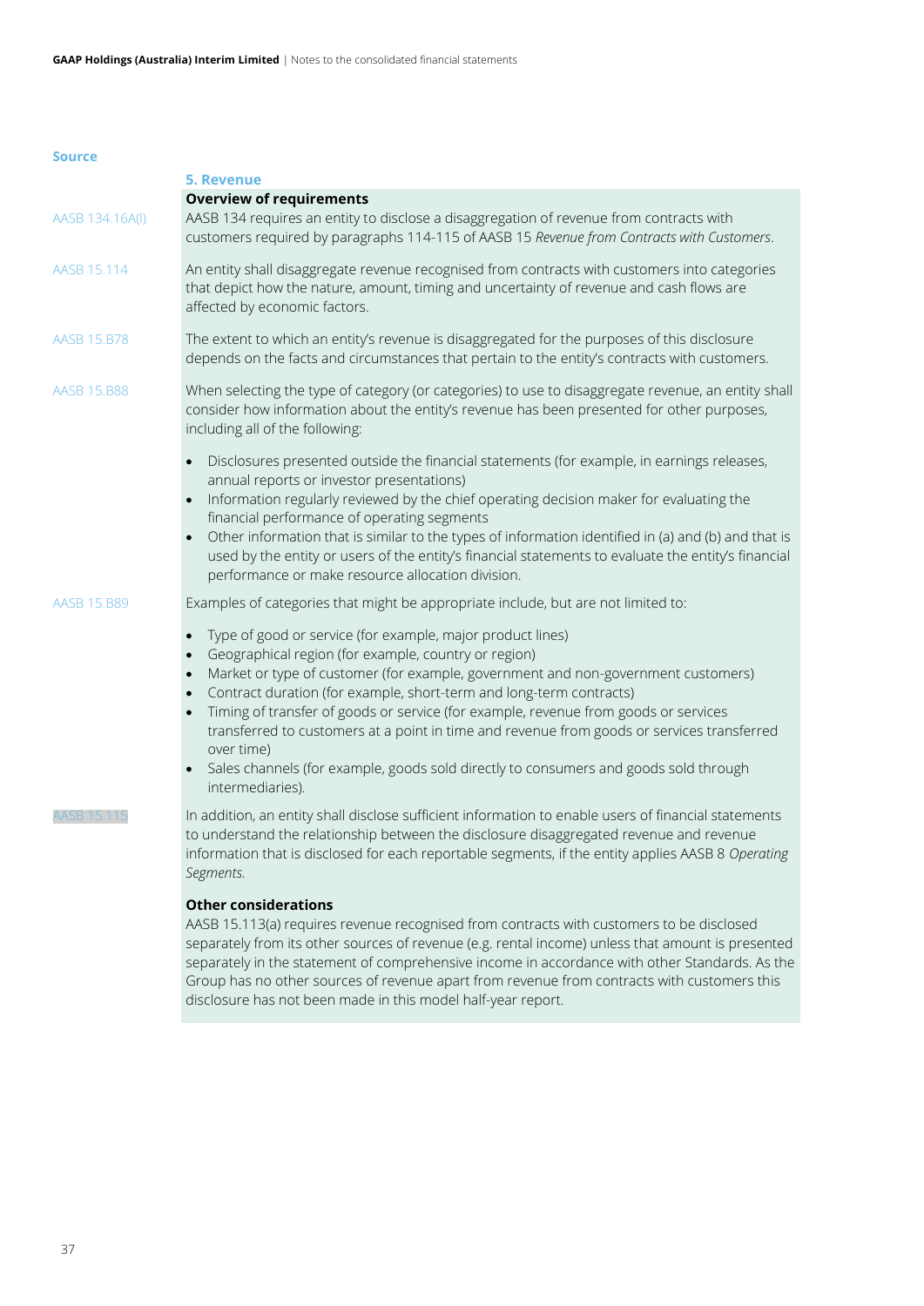Source

## 5. Revenue

**Overview of requirements**

AASB 134.16A(l)

AASB 134 requires an entity to disclose a disaggregation of revenue from contracts with customers required by paragraphs 114-115 of AASB 15 *Revenue from Contracts with Customers*.

AASB 15.114

An entity shall disaggregate revenue recognised from contracts with customers into categories that depict how the nature, amount, timing and uncertainty of revenue and cash flows are affected by economic factors.

AASB 15.B78

The extent to which an entity's revenue is disaggregated for the purposes of this disclosure depends on the facts and circumstances that pertain to the entity's contracts with customers.

AASB 15.B88

When selecting the type of category (or categories) to use to disaggregate revenue, an entity shall consider how information about the entity's revenue has been presented for other purposes, including all of the following:

- Disclosures presented outside the financial statements (for example, in earnings releases, annual reports or investor presentations)
- Information regularly reviewed by the chief operating decision maker for evaluating the financial performance of operating segments
- Other information that is similar to the types of information identified in (a) and (b) and that is used by the entity or users of the entity's financial statements to evaluate the entity's financial performance or make resource allocation division.

AASB 15.B89

Examples of categories that might be appropriate include, but are not limited to:

- Type of good or service (for example, major product lines)
- Geographical region (for example, country or region)
- Market or type of customer (for example, government and non-government customers)
- Contract duration (for example, short-term and long-term contracts)
- Timing of transfer of goods or service (for example, revenue from goods or services transferred to customers at a point in time and revenue from goods or services transferred over time)
- Sales channels (for example, goods sold directly to consumers and goods sold through intermediaries).

AASB 15.115

In addition, an entity shall disclose sufficient information to enable users of financial statements to understand the relationship between the disclosure disaggregated revenue and revenue information that is disclosed for each reportable segments, if the entity applies AASB 8 *Operating Segments*.

**Other considerations**

AASB 15.113(a) requires revenue recognised from contracts with customers to be disclosed separately from its other sources of revenue (e.g. rental income) unless that amount is presented separately in the statement of comprehensive income in accordance with other Standards. As the Group has no other sources of revenue apart from revenue from contracts with customers this disclosure has not been made in this model half-year report.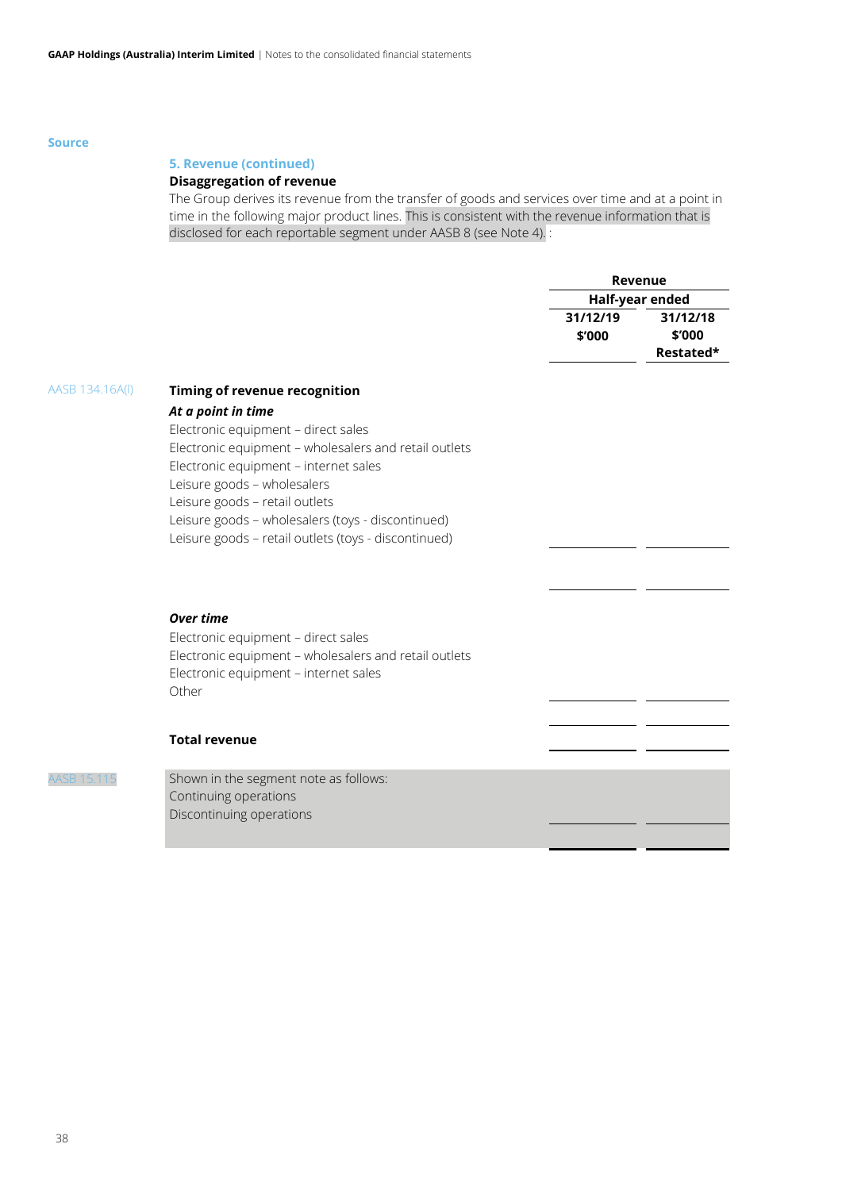Source

## 5. Revenue (continued)

### Disaggregation of revenue

The Group derives its revenue from the transfer of goods and services over time and at a point in time in the following major product lines. This is consistent with the revenue information that is disclosed for each reportable segment under AASB 8 (see Note 4). :

| Source | | Revenue Half-year ended 31/12/19 $'000 | Revenue Half-year ended 31/12/18 $'000 Restated* |
|---|---|---|---|
| AASB 134.16A(l) | **Timing of revenue recognition** | | |
| | ***At a point in time*** | | |
| | Electronic equipment – direct sales | | |
| | Electronic equipment – wholesalers and retail outlets | | |
| | Electronic equipment – internet sales | | |
| | Leisure goods – wholesalers | | |
| | Leisure goods – retail outlets | | |
| | Leisure goods – wholesalers (toys - discontinued) | | |
| | Leisure goods – retail outlets (toys - discontinued) | | |
| | | | |
| | | | |
| | ***Over time*** | | |
| | Electronic equipment – direct sales | | |
| | Electronic equipment – wholesalers and retail outlets | | |
| | Electronic equipment – internet sales | | |
| | Other | | |
| | | | |
| | **Total revenue** | | |
| AASB 15.115 | Shown in the segment note as follows: | | |
| | Continuing operations | | |
| | Discontinuing operations | | |
| | | | |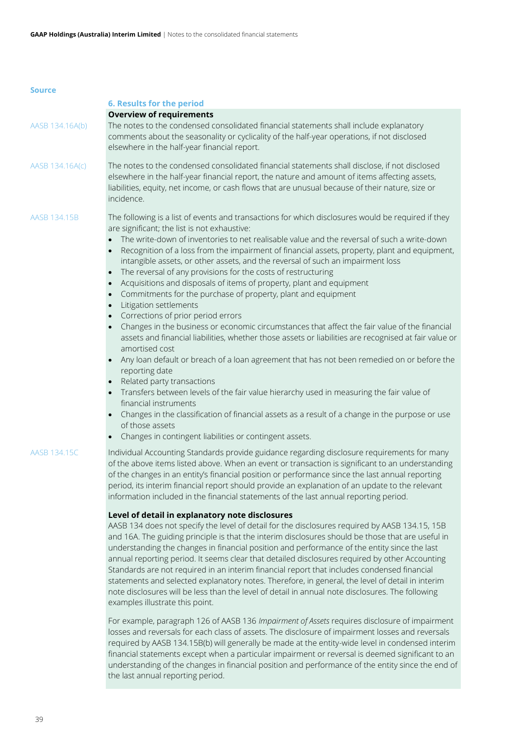Source

## 6. Results for the period

**Overview of requirements**

AASB 134.16A(b)

The notes to the condensed consolidated financial statements shall include explanatory comments about the seasonality or cyclicality of the half-year operations, if not disclosed elsewhere in the half-year financial report.

AASB 134.16A(c)

The notes to the condensed consolidated financial statements shall disclose, if not disclosed elsewhere in the half-year financial report, the nature and amount of items affecting assets, liabilities, equity, net income, or cash flows that are unusual because of their nature, size or incidence.

AASB 134.15B

The following is a list of events and transactions for which disclosures would be required if they are significant; the list is not exhaustive:

- The write-down of inventories to net realisable value and the reversal of such a write-down
- Recognition of a loss from the impairment of financial assets, property, plant and equipment, intangible assets, or other assets, and the reversal of such an impairment loss
- The reversal of any provisions for the costs of restructuring
- Acquisitions and disposals of items of property, plant and equipment
- Commitments for the purchase of property, plant and equipment
- Litigation settlements
- Corrections of prior period errors
- Changes in the business or economic circumstances that affect the fair value of the financial assets and financial liabilities, whether those assets or liabilities are recognised at fair value or amortised cost
- Any loan default or breach of a loan agreement that has not been remedied on or before the reporting date
- Related party transactions
- Transfers between levels of the fair value hierarchy used in measuring the fair value of financial instruments
- Changes in the classification of financial assets as a result of a change in the purpose or use of those assets
- Changes in contingent liabilities or contingent assets.

AASB 134.15C

Individual Accounting Standards provide guidance regarding disclosure requirements for many of the above items listed above. When an event or transaction is significant to an understanding of the changes in an entity's financial position or performance since the last annual reporting period, its interim financial report should provide an explanation of an update to the relevant information included in the financial statements of the last annual reporting period.

**Level of detail in explanatory note disclosures**

AASB 134 does not specify the level of detail for the disclosures required by AASB 134.15, 15B and 16A. The guiding principle is that the interim disclosures should be those that are useful in understanding the changes in financial position and performance of the entity since the last annual reporting period. It seems clear that detailed disclosures required by other Accounting Standards are not required in an interim financial report that includes condensed financial statements and selected explanatory notes. Therefore, in general, the level of detail in interim note disclosures will be less than the level of detail in annual note disclosures. The following examples illustrate this point.

For example, paragraph 126 of AASB 136 *Impairment of Assets* requires disclosure of impairment losses and reversals for each class of assets. The disclosure of impairment losses and reversals required by AASB 134.15B(b) will generally be made at the entity-wide level in condensed interim financial statements except when a particular impairment or reversal is deemed significant to an understanding of the changes in financial position and performance of the entity since the end of the last annual reporting period.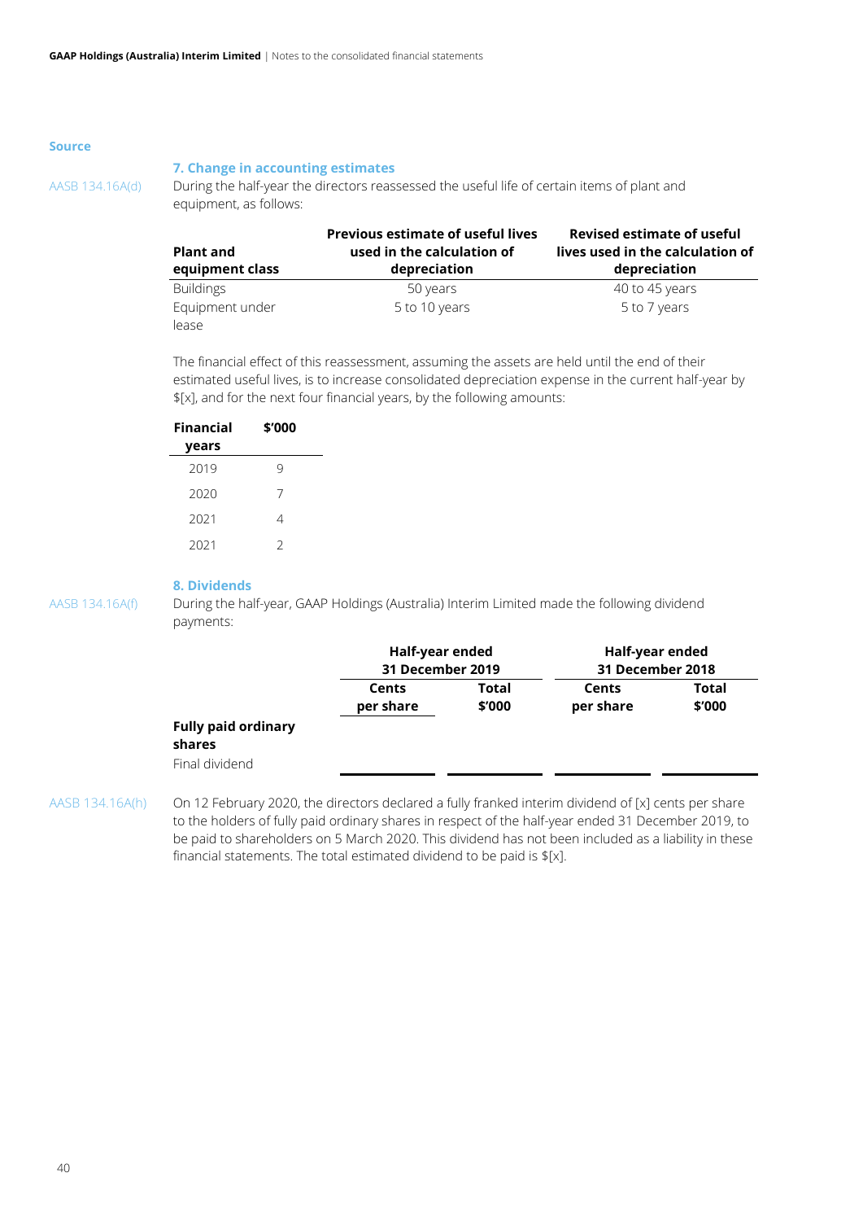Source

## 7. Change in accounting estimates

AASB 134.16A(d)

During the half-year the directors reassessed the useful life of certain items of plant and equipment, as follows:

| Plant and equipment class | Previous estimate of useful lives used in the calculation of depreciation | Revised estimate of useful lives used in the calculation of depreciation |
|---|---|---|
| Buildings | 50 years | 40 to 45 years |
| Equipment under lease | 5 to 10 years | 5 to 7 years |

The financial effect of this reassessment, assuming the assets are held until the end of their estimated useful lives, is to increase consolidated depreciation expense in the current half-year by $[x], and for the next four financial years, by the following amounts:

| Financial years | $'000 |
|---|---|
| 2019 | 9 |
| 2020 | 7 |
| 2021 | 4 |
| 2021 | 2 |

## 8. Dividends

AASB 134.16A(f)

During the half-year, GAAP Holdings (Australia) Interim Limited made the following dividend payments:

| | Half-year ended 31 December 2019 | | Half-year ended 31 December 2018 | |
|---|---|---|---|---|
| | Cents per share | Total $'000 | Cents per share | Total $'000 |
| **Fully paid ordinary shares** | | | | |
| Final dividend | | | | |

AASB 134.16A(h)

On 12 February 2020, the directors declared a fully franked interim dividend of [x] cents per share to the holders of fully paid ordinary shares in respect of the half-year ended 31 December 2019, to be paid to shareholders on 5 March 2020. This dividend has not been included as a liability in these financial statements. The total estimated dividend to be paid is $[x].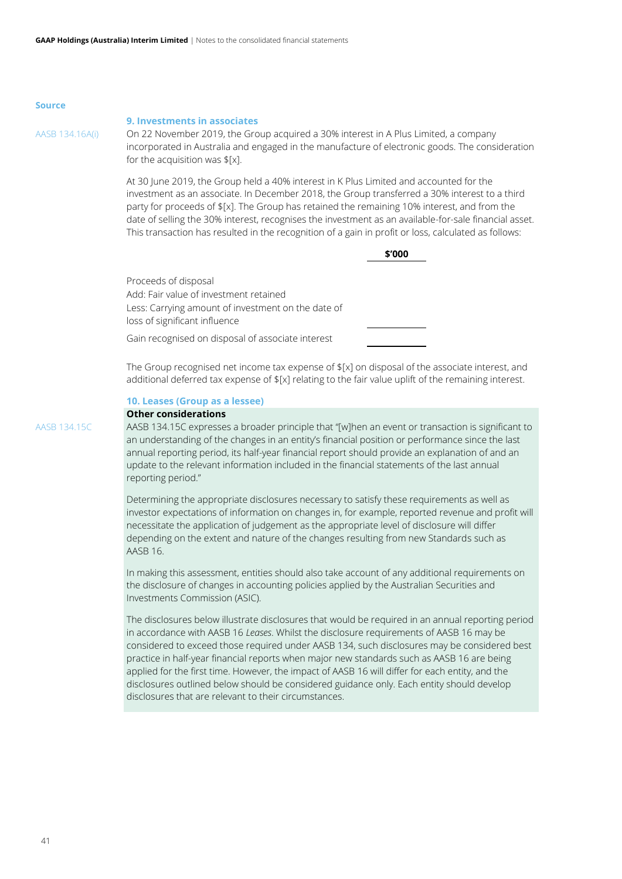Source

## 9. Investments in associates

AASB 134.16A(i)

On 22 November 2019, the Group acquired a 30% interest in A Plus Limited, a company incorporated in Australia and engaged in the manufacture of electronic goods. The consideration for the acquisition was $[x].

At 30 June 2019, the Group held a 40% interest in K Plus Limited and accounted for the investment as an associate. In December 2018, the Group transferred a 30% interest to a third party for proceeds of $[x]. The Group has retained the remaining 10% interest, and from the date of selling the 30% interest, recognises the investment as an available-for-sale financial asset. This transaction has resulted in the recognition of a gain in profit or loss, calculated as follows:

| | $'000 |
|---|---|
| Proceeds of disposal | |
| Add: Fair value of investment retained | |
| Less: Carrying amount of investment on the date of loss of significant influence | |
| Gain recognised on disposal of associate interest | |

The Group recognised net income tax expense of $[x] on disposal of the associate interest, and additional deferred tax expense of $[x] relating to the fair value uplift of the remaining interest.

## 10. Leases (Group as a lessee)

**Other considerations**

AASB 134.15C

AASB 134.15C expresses a broader principle that "[w]hen an event or transaction is significant to an understanding of the changes in an entity's financial position or performance since the last annual reporting period, its half-year financial report should provide an explanation of and an update to the relevant information included in the financial statements of the last annual reporting period."

Determining the appropriate disclosures necessary to satisfy these requirements as well as investor expectations of information on changes in, for example, reported revenue and profit will necessitate the application of judgement as the appropriate level of disclosure will differ depending on the extent and nature of the changes resulting from new Standards such as AASB 16.

In making this assessment, entities should also take account of any additional requirements on the disclosure of changes in accounting policies applied by the Australian Securities and Investments Commission (ASIC).

The disclosures below illustrate disclosures that would be required in an annual reporting period in accordance with AASB 16 *Leases*. Whilst the disclosure requirements of AASB 16 may be considered to exceed those required under AASB 134, such disclosures may be considered best practice in half-year financial reports when major new standards such as AASB 16 are being applied for the first time. However, the impact of AASB 16 will differ for each entity, and the disclosures outlined below should be considered guidance only. Each entity should develop disclosures that are relevant to their circumstances.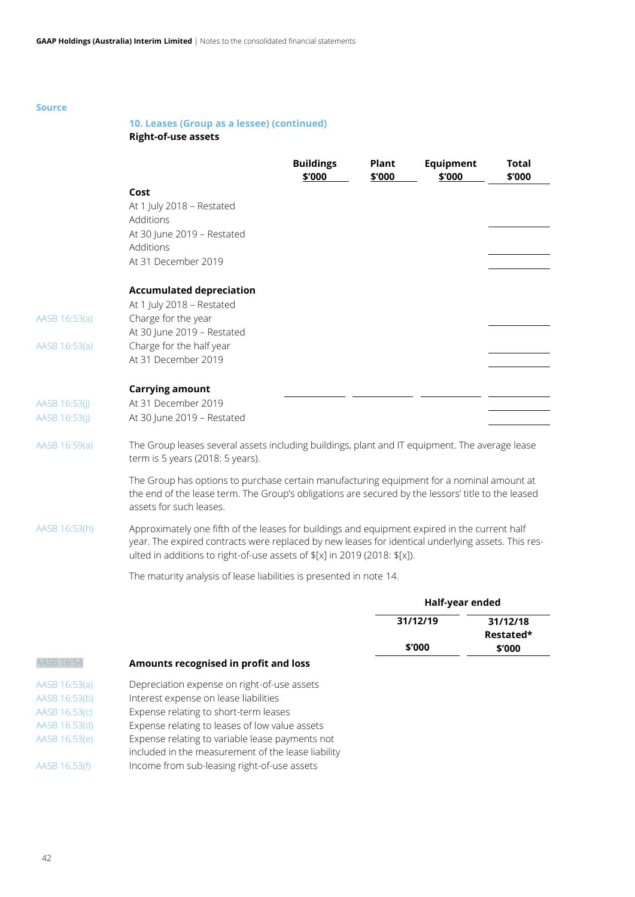Source

## 10. Leases (Group as a lessee) (continued)

**Right-of-use assets**

| Source | | Buildings $'000 | Plant $'000 | Equipment $'000 | Total $'000 |
|---|---|---|---|---|---|
| | **Cost** | | | | |
| | At 1 July 2018 – Restated | | | | |
| | Additions | | | | |
| | At 30 June 2019 – Restated | | | | |
| | Additions | | | | |
| | At 31 December 2019 | | | | |
| | **Accumulated depreciation** | | | | |
| | At 1 July 2018 – Restated | | | | |
| AASB 16:53(a) | Charge for the year | | | | |
| | At 30 June 2019 – Restated | | | | |
| AASB 16:53(a) | Charge for the half year | | | | |
| | At 31 December 2019 | | | | |
| | **Carrying amount** | | | | |
| AASB 16:53(j) | At 31 December 2019 | | | | |
| AASB 16:53(j) | At 30 June 2019 – Restated | | | | |

AASB 16:59(a) The Group leases several assets including buildings, plant and IT equipment. The average lease term is 5 years (2018: 5 years).

The Group has options to purchase certain manufacturing equipment for a nominal amount at the end of the lease term. The Group's obligations are secured by the lessors' title to the leased assets for such leases.

AASB 16:53(h) Approximately one fifth of the leases for buildings and equipment expired in the current half year. The expired contracts were replaced by new leases for identical underlying assets. This resulted in additions to right-of-use assets of $[x] in 2019 (2018: $[x]).

The maturity analysis of lease liabilities is presented in note 14.

| Source | | Half-year ended | |
|---|---|---|---|
| | | 31/12/19 $'000 | 31/12/18 Restated* $'000 |
| AASB 16:54 | **Amounts recognised in profit and loss** | | |
| AASB 16:53(a) | Depreciation expense on right-of-use assets | | |
| AASB 16:53(b) | Interest expense on lease liabilities | | |
| AASB 16.53(c) | Expense relating to short-term leases | | |
| AASB 16.53(d) | Expense relating to leases of low value assets | | |
| AASB 16.53(e) | Expense relating to variable lease payments not included in the measurement of the lease liability | | |
| AASB 16.53(f) | Income from sub-leasing right-of-use assets | | |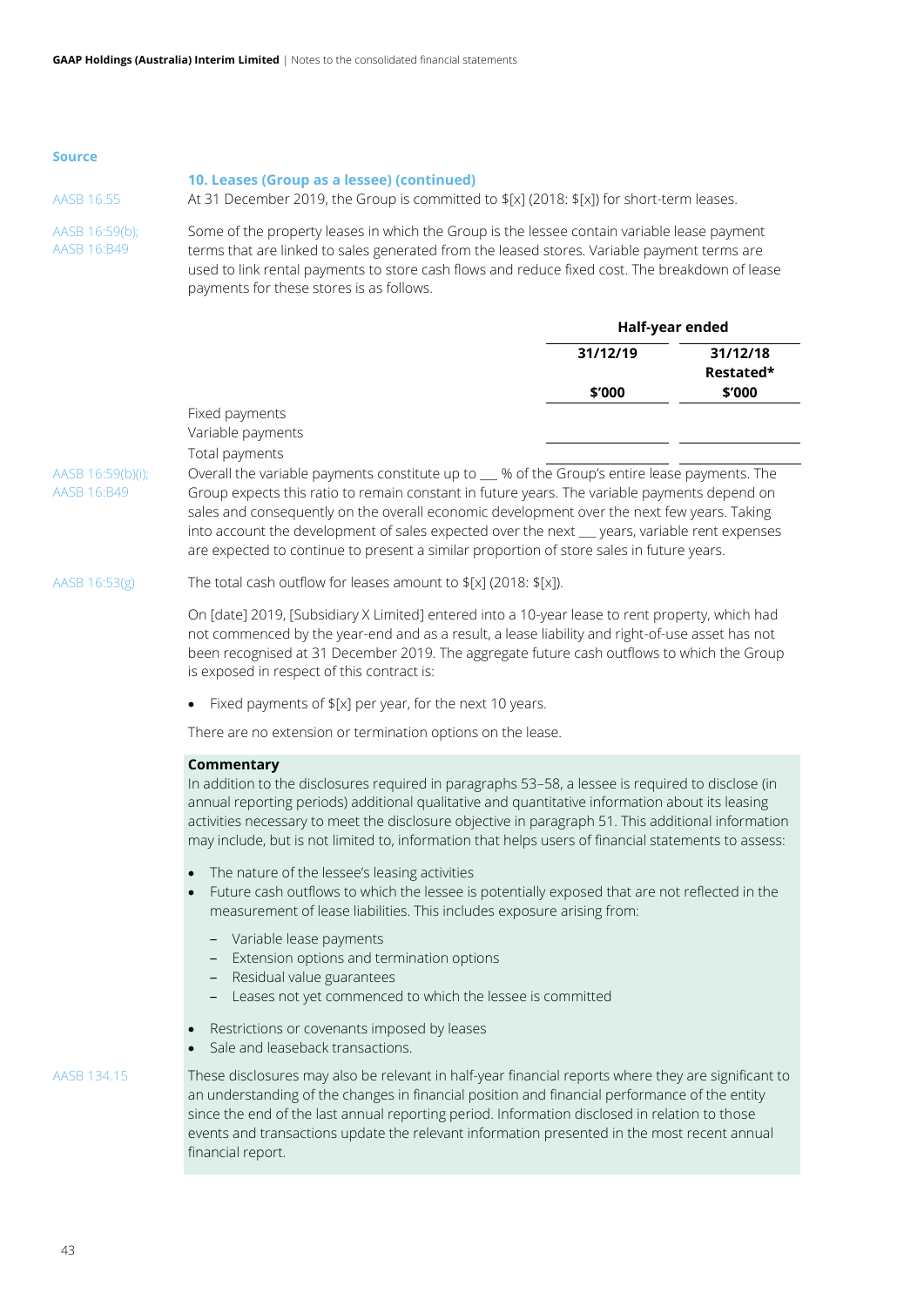Source

### 10. Leases (Group as a lessee) (continued)

AASB 16.55

At 31 December 2019, the Group is committed to $[x] (2018: $[x]) for short-term leases.

AASB 16:59(b); AASB 16:B49

Some of the property leases in which the Group is the lessee contain variable lease payment terms that are linked to sales generated from the leased stores. Variable payment terms are used to link rental payments to store cash flows and reduce fixed cost. The breakdown of lease payments for these stores is as follows.

| | Half-year ended | |
|---|---|---|
| | 31/12/19 | 31/12/18 Restated* |
| | $'000 | $'000 |
| Fixed payments | | |
| Variable payments | | |
| Total payments | | |

AASB 16:59(b)(i); AASB 16:B49

Overall the variable payments constitute up to __ % of the Group's entire lease payments. The Group expects this ratio to remain constant in future years. The variable payments depend on sales and consequently on the overall economic development over the next few years. Taking into account the development of sales expected over the next __ years, variable rent expenses are expected to continue to present a similar proportion of store sales in future years.

AASB 16:53(g)

The total cash outflow for leases amount to $[x] (2018: $[x]).

On [date] 2019, [Subsidiary X Limited] entered into a 10-year lease to rent property, which had not commenced by the year-end and as a result, a lease liability and right-of-use asset has not been recognised at 31 December 2019. The aggregate future cash outflows to which the Group is exposed in respect of this contract is:

- Fixed payments of $[x] per year, for the next 10 years.

There are no extension or termination options on the lease.

**Commentary**

In addition to the disclosures required in paragraphs 53–58, a lessee is required to disclose (in annual reporting periods) additional qualitative and quantitative information about its leasing activities necessary to meet the disclosure objective in paragraph 51. This additional information may include, but is not limited to, information that helps users of financial statements to assess:

- The nature of the lessee's leasing activities
- Future cash outflows to which the lessee is potentially exposed that are not reflected in the measurement of lease liabilities. This includes exposure arising from:
  - Variable lease payments
  - Extension options and termination options
  - Residual value guarantees
  - Leases not yet commenced to which the lessee is committed
- Restrictions or covenants imposed by leases
- Sale and leaseback transactions.

AASB 134.15

These disclosures may also be relevant in half-year financial reports where they are significant to an understanding of the changes in financial position and financial performance of the entity since the end of the last annual reporting period. Information disclosed in relation to those events and transactions update the relevant information presented in the most recent annual financial report.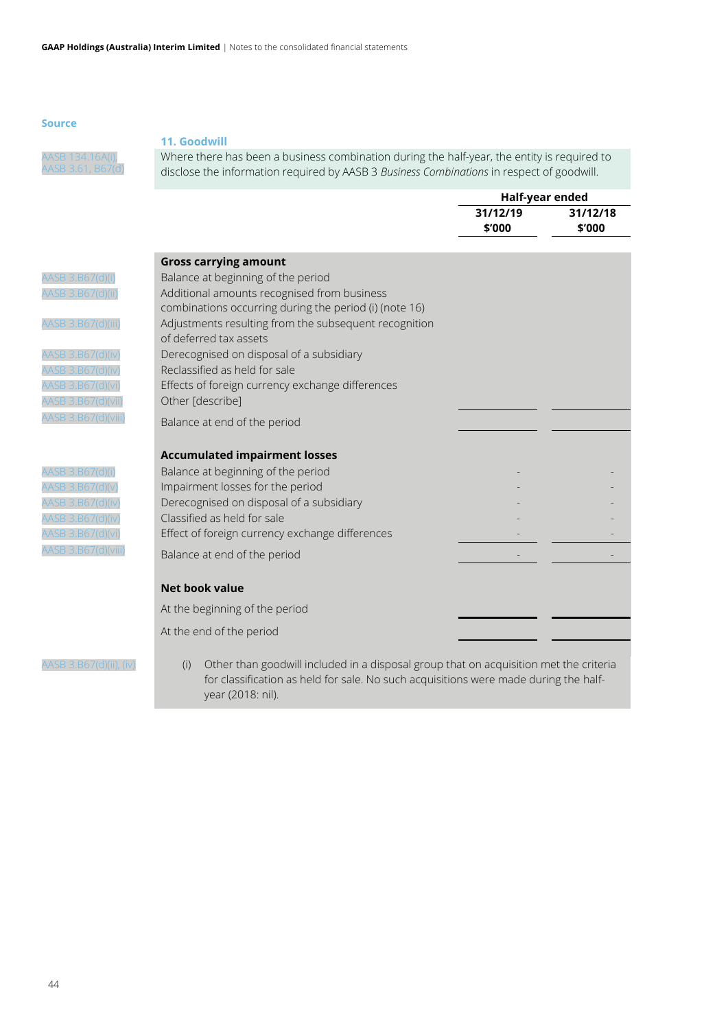Source

## 11. Goodwill

AASB 134.16A(i), AASB 3.61, B67(d)

Where there has been a business combination during the half-year, the entity is required to disclose the information required by AASB 3 *Business Combinations* in respect of goodwill.

| Source | | Half-year ended | |
|---|---|---|---|
| | | 31/12/19 $'000 | 31/12/18 $'000 |
| | **Gross carrying amount** | | |
| AASB 3.B67(d)(i) | Balance at beginning of the period | | |
| AASB 3.B67(d)(ii) | Additional amounts recognised from business combinations occurring during the period (i) (note 16) | | |
| AASB 3.B67(d)(iii) | Adjustments resulting from the subsequent recognition of deferred tax assets | | |
| AASB 3.B67(d)(iv) | Derecognised on disposal of a subsidiary | | |
| AASB 3.B67(d)(iv) | Reclassified as held for sale | | |
| AASB 3.B67(d)(vi) | Effects of foreign currency exchange differences | | |
| AASB 3.B67(d)(vii) | Other [describe] | | |
| AASB 3.B67(d)(viii) | Balance at end of the period | | |
| | **Accumulated impairment losses** | | |
| AASB 3.B67(d)(i) | Balance at beginning of the period | - | - |
| AASB 3.B67(d)(v) | Impairment losses for the period | - | - |
| AASB 3.B67(d)(iv) | Derecognised on disposal of a subsidiary | - | - |
| AASB 3.B67(d)(iv) | Classified as held for sale | - | - |
| AASB 3.B67(d)(vi) | Effect of foreign currency exchange differences | - | - |
| AASB 3.B67(d)(viii) | Balance at end of the period | - | - |
| | **Net book value** | | |
| | At the beginning of the period | | |
| | At the end of the period | | |

AASB 3.B67(d)(ii), (iv)

(i) Other than goodwill included in a disposal group that on acquisition met the criteria for classification as held for sale. No such acquisitions were made during the half-year (2018: nil).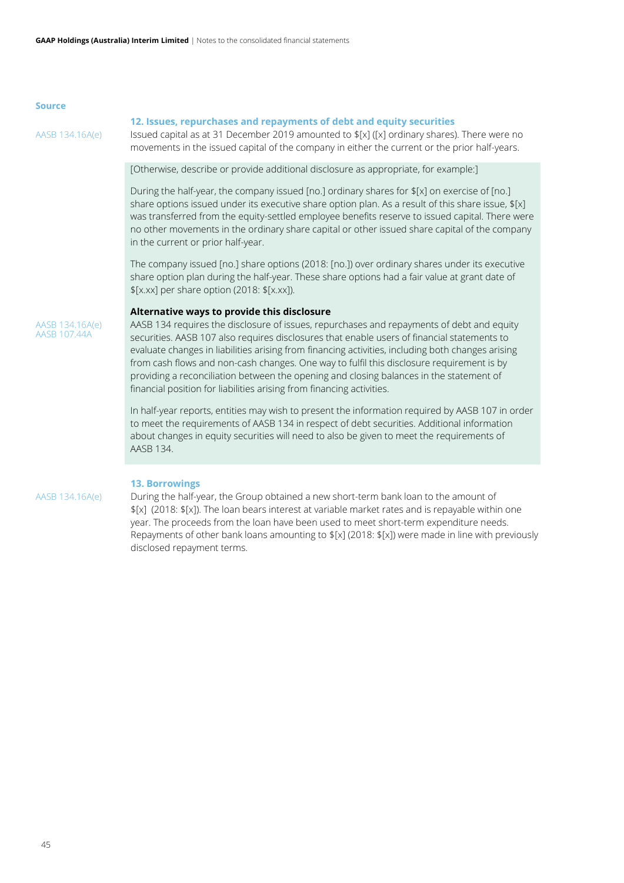Source

## 12. Issues, repurchases and repayments of debt and equity securities

AASB 134.16A(e)

Issued capital as at 31 December 2019 amounted to $[x] ([x] ordinary shares). There were no movements in the issued capital of the company in either the current or the prior half-years.

[Otherwise, describe or provide additional disclosure as appropriate, for example:]

During the half-year, the company issued [no.] ordinary shares for $[x] on exercise of [no.] share options issued under its executive share option plan. As a result of this share issue, $[x] was transferred from the equity-settled employee benefits reserve to issued capital. There were no other movements in the ordinary share capital or other issued share capital of the company in the current or prior half-year.

The company issued [no.] share options (2018: [no.]) over ordinary shares under its executive share option plan during the half-year. These share options had a fair value at grant date of $[x.xx] per share option (2018: $[x.xx]).

**Alternative ways to provide this disclosure**

AASB 134.16A(e)
AASB 107.44A

AASB 134 requires the disclosure of issues, repurchases and repayments of debt and equity securities. AASB 107 also requires disclosures that enable users of financial statements to evaluate changes in liabilities arising from financing activities, including both changes arising from cash flows and non-cash changes. One way to fulfil this disclosure requirement is by providing a reconciliation between the opening and closing balances in the statement of financial position for liabilities arising from financing activities.

In half-year reports, entities may wish to present the information required by AASB 107 in order to meet the requirements of AASB 134 in respect of debt securities. Additional information about changes in equity securities will need to also be given to meet the requirements of AASB 134.

## 13. Borrowings

AASB 134.16A(e)

During the half-year, the Group obtained a new short-term bank loan to the amount of $[x] (2018: $[x]). The loan bears interest at variable market rates and is repayable within one year. The proceeds from the loan have been used to meet short-term expenditure needs. Repayments of other bank loans amounting to $[x] (2018: $[x]) were made in line with previously disclosed repayment terms.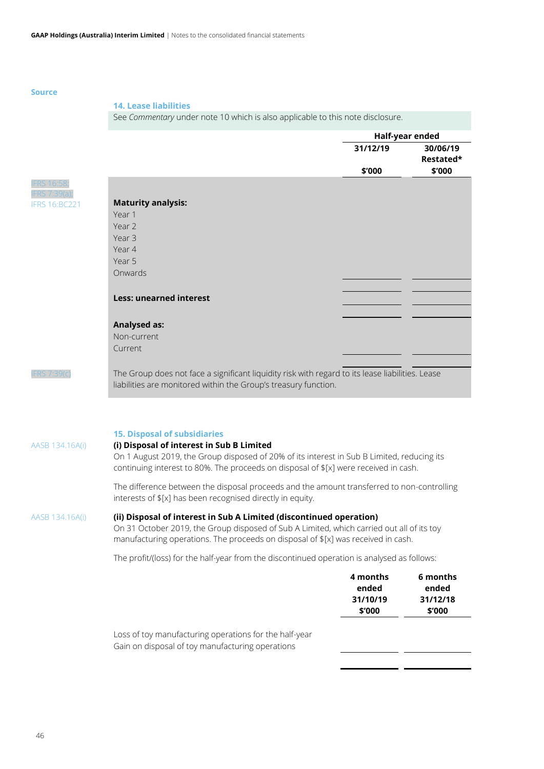Source

## 14. Lease liabilities

See *Commentary* under note 10 which is also applicable to this note disclosure.

IFRS 16:58, IFRS 7:39(a), IFRS 16:BC221

| | Half-year ended | |
|---|---|---|
| | 31/12/19 | 30/06/19 Restated* |
| | $'000 | $'000 |
| **Maturity analysis:** | | |
| Year 1 | | |
| Year 2 | | |
| Year 3 | | |
| Year 4 | | |
| Year 5 | | |
| Onwards | | |
| | | |
| **Less: unearned interest** | | |
| | | |
| **Analysed as:** | | |
| Non-current | | |
| Current | | |
| | | |

IFRS 7:39(c)

The Group does not face a significant liquidity risk with regard to its lease liabilities. Lease liabilities are monitored within the Group's treasury function.

## 15. Disposal of subsidiaries

AASB 134.16A(i)

**(i) Disposal of interest in Sub B Limited**

On 1 August 2019, the Group disposed of 20% of its interest in Sub B Limited, reducing its continuing interest to 80%. The proceeds on disposal of $[x] were received in cash.

The difference between the disposal proceeds and the amount transferred to non-controlling interests of $[x] has been recognised directly in equity.

AASB 134.16A(i)

**(ii) Disposal of interest in Sub A Limited (discontinued operation)**

On 31 October 2019, the Group disposed of Sub A Limited, which carried out all of its toy manufacturing operations. The proceeds on disposal of $[x] was received in cash.

The profit/(loss) for the half-year from the discontinued operation is analysed as follows:

| | 4 months ended 31/10/19 $'000 | 6 months ended 31/12/18 $'000 |
|---|---|---|
| Loss of toy manufacturing operations for the half-year | | |
| Gain on disposal of toy manufacturing operations | | |
| | | |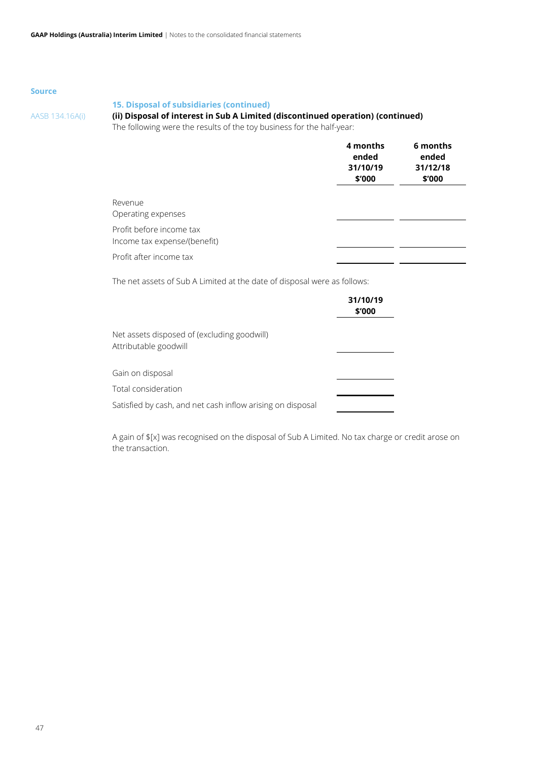Source

### 15. Disposal of subsidiaries (continued)

AASB 134.16A(i)

**(ii) Disposal of interest in Sub A Limited (discontinued operation) (continued)**

The following were the results of the toy business for the half-year:

| | 4 months ended 31/10/19 $'000 | 6 months ended 31/12/18 $'000 |
|---|---|---|
| Revenue | | |
| Operating expenses | | |
| Profit before income tax | | |
| Income tax expense/(benefit) | | |
| Profit after income tax | | |

The net assets of Sub A Limited at the date of disposal were as follows:

| | 31/10/19 $'000 |
|---|---|
| Net assets disposed of (excluding goodwill) | |
| Attributable goodwill | |
| | |
| Gain on disposal | |
| Total consideration | |
| Satisfied by cash, and net cash inflow arising on disposal | |

A gain of $[x] was recognised on the disposal of Sub A Limited. No tax charge or credit arose on the transaction.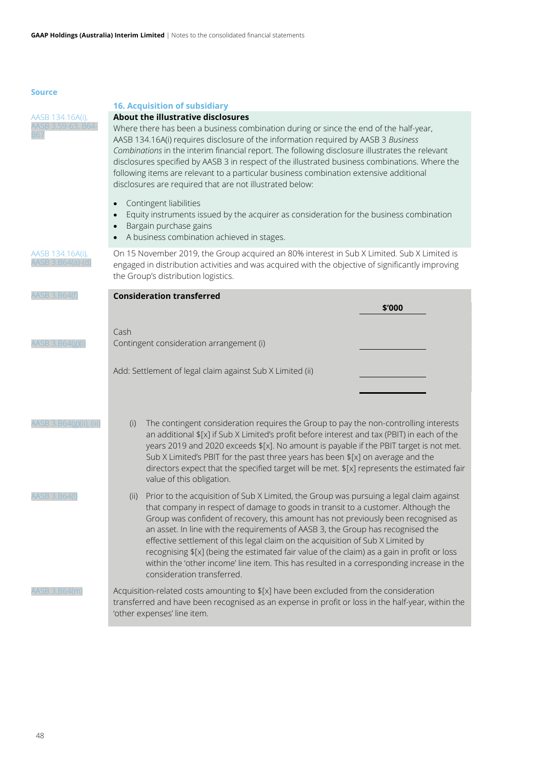Source

## 16. Acquisition of subsidiary

AASB 134.16A(i), AASB 3.59-63, B64-B67

**About the illustrative disclosures**

Where there has been a business combination during or since the end of the half-year, AASB 134.16A(i) requires disclosure of the information required by AASB 3 *Business Combinations* in the interim financial report. The following disclosure illustrates the relevant disclosures specified by AASB 3 in respect of the illustrated business combinations. Where the following items are relevant to a particular business combination extensive additional disclosures are required that are not illustrated below:

- Contingent liabilities
- Equity instruments issued by the acquirer as consideration for the business combination
- Bargain purchase gains
- A business combination achieved in stages.

AASB 134.16A(i), AASB 3.B64(a)-(d)

On 15 November 2019, the Group acquired an 80% interest in Sub X Limited. Sub X Limited is engaged in distribution activities and was acquired with the objective of significantly improving the Group's distribution logistics.

AASB 3.B64(f)

| **Consideration transferred** | **$'000** |
|---|---|
| Cash | |
| Contingent consideration arrangement (i) (AASB 3.B64(g)(i)) | |
| | |
| Add: Settlement of legal claim against Sub X Limited (ii) | |
| | |

AASB 3.B64(g)(ii), (iii)

(i) The contingent consideration requires the Group to pay the non-controlling interests an additional $[x] if Sub X Limited's profit before interest and tax (PBIT) in each of the years 2019 and 2020 exceeds $[x]. No amount is payable if the PBIT target is not met. Sub X Limited's PBIT for the past three years has been $[x] on average and the directors expect that the specified target will be met. $[x] represents the estimated fair value of this obligation.

AASB 3.B64(l)

(ii) Prior to the acquisition of Sub X Limited, the Group was pursuing a legal claim against that company in respect of damage to goods in transit to a customer. Although the Group was confident of recovery, this amount has not previously been recognised as an asset. In line with the requirements of AASB 3, the Group has recognised the effective settlement of this legal claim on the acquisition of Sub X Limited by recognising $[x] (being the estimated fair value of the claim) as a gain in profit or loss within the 'other income' line item. This has resulted in a corresponding increase in the consideration transferred.

AASB 3.B64(m)

Acquisition-related costs amounting to $[x] have been excluded from the consideration transferred and have been recognised as an expense in profit or loss in the half-year, within the 'other expenses' line item.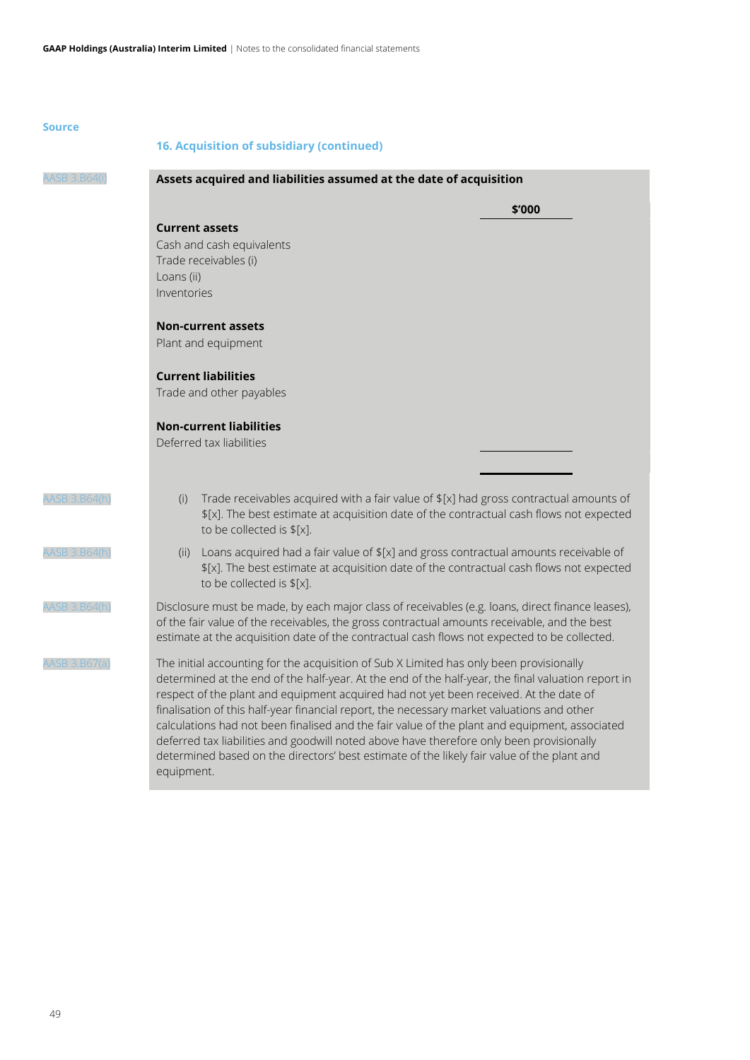Source

## 16. Acquisition of subsidiary (continued)

AASB 3.B64(i)

**Assets acquired and liabilities assumed at the date of acquisition**

| | $'000 |
|---|---|
| **Current assets** | |
| Cash and cash equivalents | |
| Trade receivables (i) | |
| Loans (ii) | |
| Inventories | |
| | |
| **Non-current assets** | |
| Plant and equipment | |
| | |
| **Current liabilities** | |
| Trade and other payables | |
| | |
| **Non-current liabilities** | |
| Deferred tax liabilities | |
| | |

AASB 3.B64(h)

(i) Trade receivables acquired with a fair value of $[x] had gross contractual amounts of $[x]. The best estimate at acquisition date of the contractual cash flows not expected to be collected is $[x].

AASB 3.B64(h)

(ii) Loans acquired had a fair value of $[x] and gross contractual amounts receivable of $[x]. The best estimate at acquisition date of the contractual cash flows not expected to be collected is $[x].

AASB 3.B64(h)

Disclosure must be made, by each major class of receivables (e.g. loans, direct finance leases), of the fair value of the receivables, the gross contractual amounts receivable, and the best estimate at the acquisition date of the contractual cash flows not expected to be collected.

AASB 3.B67(a)

The initial accounting for the acquisition of Sub X Limited has only been provisionally determined at the end of the half-year. At the end of the half-year, the final valuation report in respect of the plant and equipment acquired had not yet been received. At the date of finalisation of this half-year financial report, the necessary market valuations and other calculations had not been finalised and the fair value of the plant and equipment, associated deferred tax liabilities and goodwill noted above have therefore only been provisionally determined based on the directors' best estimate of the likely fair value of the plant and equipment.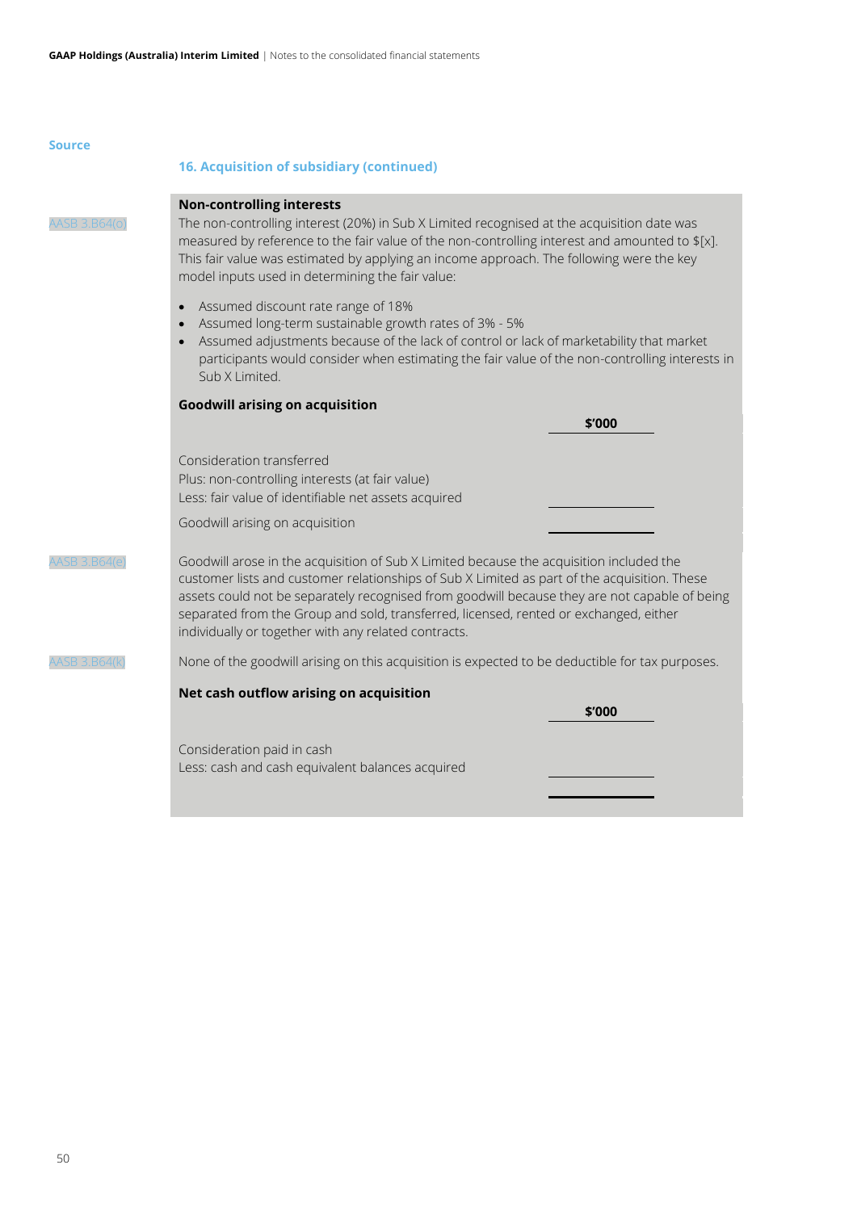Source

## 16. Acquisition of subsidiary (continued)

**Non-controlling interests**

AASB 3.B64(o)

The non-controlling interest (20%) in Sub X Limited recognised at the acquisition date was measured by reference to the fair value of the non-controlling interest and amounted to $[x]. This fair value was estimated by applying an income approach. The following were the key model inputs used in determining the fair value:

- Assumed discount rate range of 18%
- Assumed long-term sustainable growth rates of 3% - 5%
- Assumed adjustments because of the lack of control or lack of marketability that market participants would consider when estimating the fair value of the non-controlling interests in Sub X Limited.

**Goodwill arising on acquisition**

| | $'000 |
|---|---|
| Consideration transferred | |
| Plus: non-controlling interests (at fair value) | |
| Less: fair value of identifiable net assets acquired | |
| Goodwill arising on acquisition | |

AASB 3.B64(e)

Goodwill arose in the acquisition of Sub X Limited because the acquisition included the customer lists and customer relationships of Sub X Limited as part of the acquisition. These assets could not be separately recognised from goodwill because they are not capable of being separated from the Group and sold, transferred, licensed, rented or exchanged, either individually or together with any related contracts.

AASB 3.B64(k)

None of the goodwill arising on this acquisition is expected to be deductible for tax purposes.

**Net cash outflow arising on acquisition**

| | $'000 |
|---|---|
| Consideration paid in cash | |
| Less: cash and cash equivalent balances acquired | |
| | |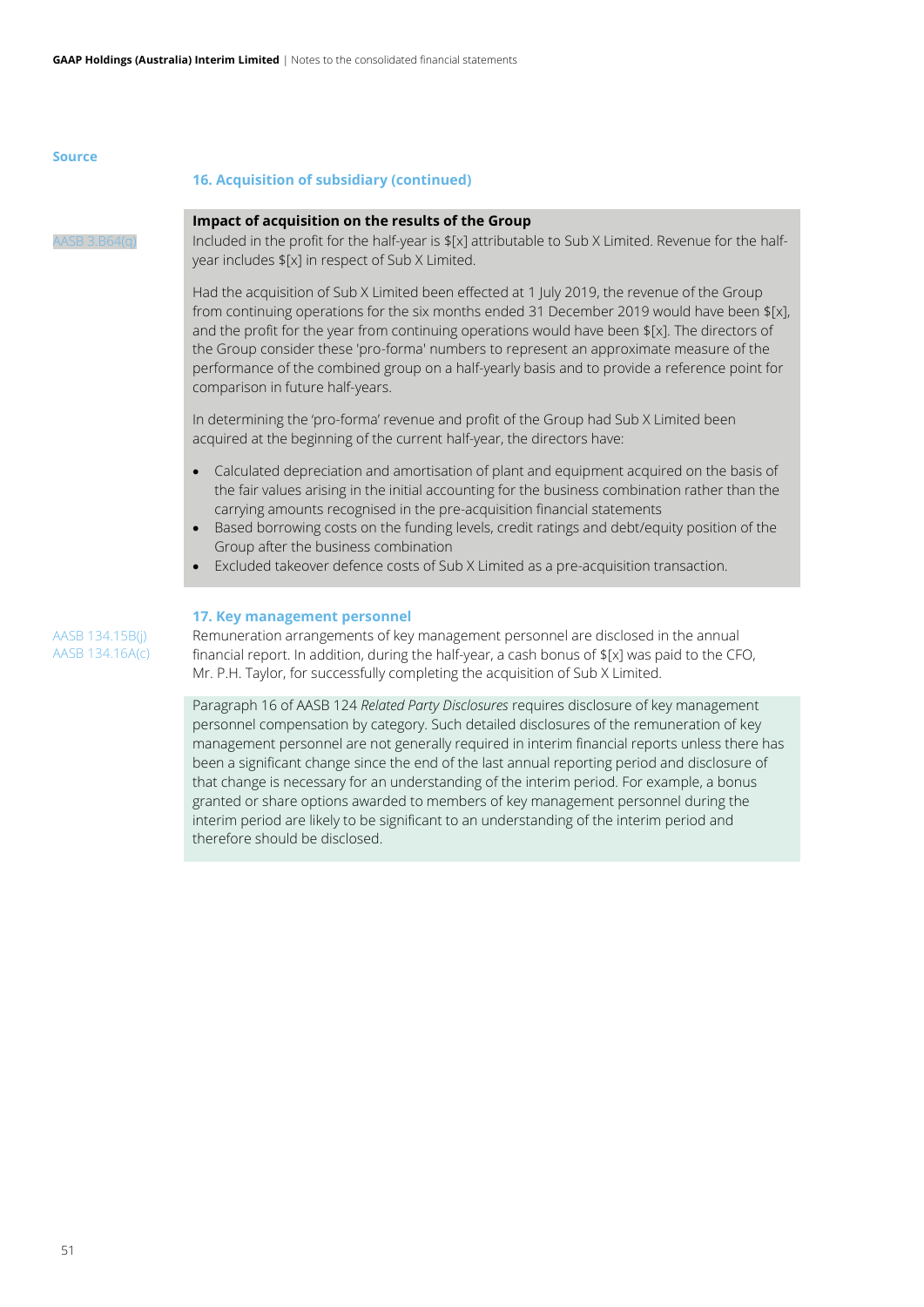Source

## 16. Acquisition of subsidiary (continued)

AASB 3.B64(q)

**Impact of acquisition on the results of the Group**

Included in the profit for the half-year is $[x] attributable to Sub X Limited. Revenue for the half-year includes $[x] in respect of Sub X Limited.

Had the acquisition of Sub X Limited been effected at 1 July 2019, the revenue of the Group from continuing operations for the six months ended 31 December 2019 would have been $[x], and the profit for the year from continuing operations would have been $[x]. The directors of the Group consider these 'pro-forma' numbers to represent an approximate measure of the performance of the combined group on a half-yearly basis and to provide a reference point for comparison in future half-years.

In determining the 'pro-forma' revenue and profit of the Group had Sub X Limited been acquired at the beginning of the current half-year, the directors have:

- Calculated depreciation and amortisation of plant and equipment acquired on the basis of the fair values arising in the initial accounting for the business combination rather than the carrying amounts recognised in the pre-acquisition financial statements
- Based borrowing costs on the funding levels, credit ratings and debt/equity position of the Group after the business combination
- Excluded takeover defence costs of Sub X Limited as a pre-acquisition transaction.

## 17. Key management personnel

AASB 134.15B(j)
AASB 134.16A(c)

Remuneration arrangements of key management personnel are disclosed in the annual financial report. In addition, during the half-year, a cash bonus of $[x] was paid to the CFO, Mr. P.H. Taylor, for successfully completing the acquisition of Sub X Limited.

Paragraph 16 of AASB 124 *Related Party Disclosures* requires disclosure of key management personnel compensation by category. Such detailed disclosures of the remuneration of key management personnel are not generally required in interim financial reports unless there has been a significant change since the end of the last annual reporting period and disclosure of that change is necessary for an understanding of the interim period. For example, a bonus granted or share options awarded to members of key management personnel during the interim period are likely to be significant to an understanding of the interim period and therefore should be disclosed.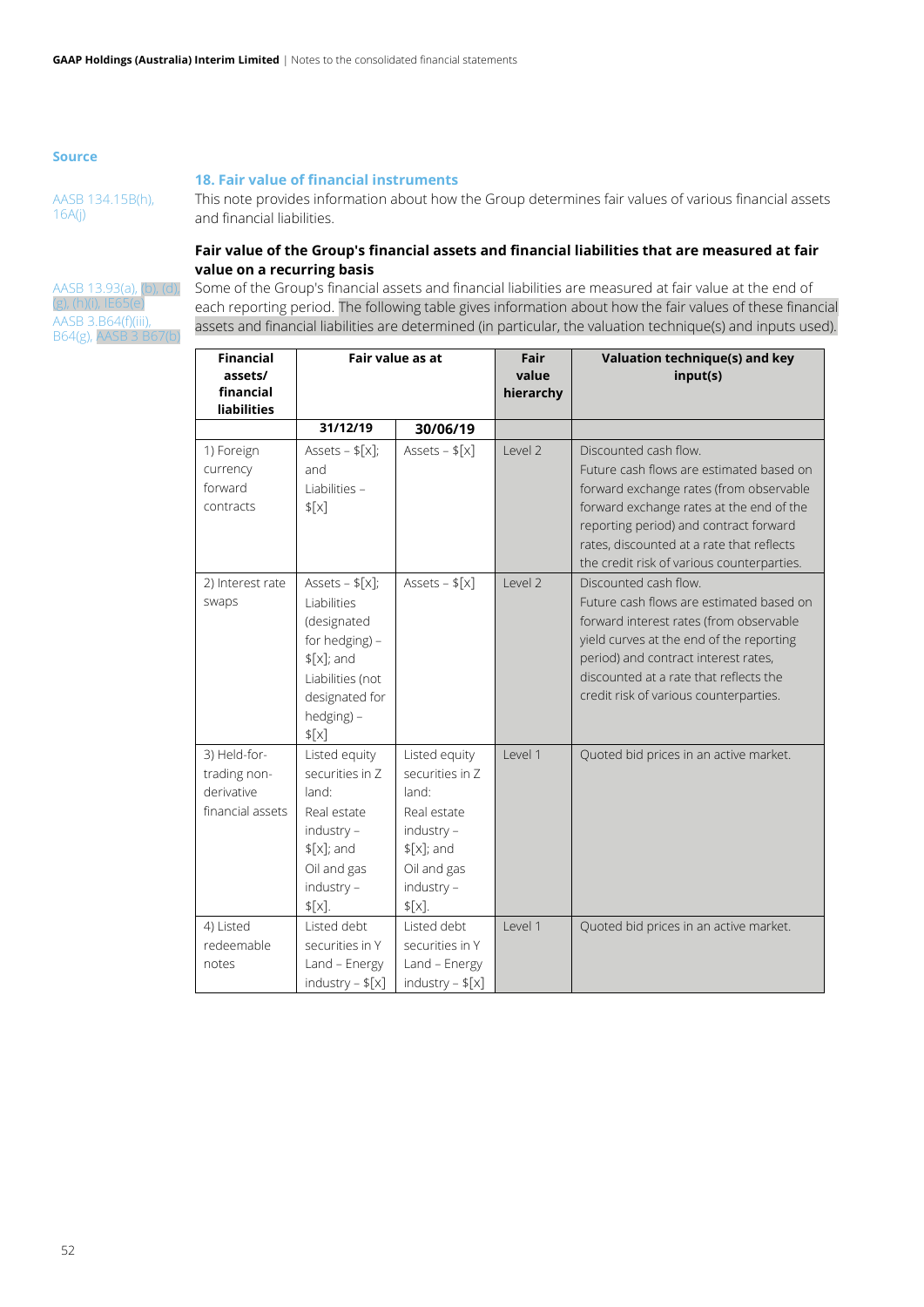Source

## 18. Fair value of financial instruments

AASB 134.15B(h), 16A(j)

This note provides information about how the Group determines fair values of various financial assets and financial liabilities.

### Fair value of the Group's financial assets and financial liabilities that are measured at fair value on a recurring basis

AASB 13.93(a), (b), (d), (g), (h)(i), IE65(e)
AASB 3.B64(f)(iii), B64(g), AASB 3 B67(b)

Some of the Group's financial assets and financial liabilities are measured at fair value at the end of each reporting period. The following table gives information about how the fair values of these financial assets and financial liabilities are determined (in particular, the valuation technique(s) and inputs used).

| Financial assets/ financial liabilities | Fair value as at | | Fair value hierarchy | Valuation technique(s) and key input(s) |
|---|---|---|---|---|
| | 31/12/19 | 30/06/19 | | |
| 1) Foreign currency forward contracts | Assets – $[x]; and Liabilities – $[x] | Assets – $[x] | Level 2 | Discounted cash flow. Future cash flows are estimated based on forward exchange rates (from observable forward exchange rates at the end of the reporting period) and contract forward rates, discounted at a rate that reflects the credit risk of various counterparties. |
| 2) Interest rate swaps | Assets – $[x]; Liabilities (designated for hedging) – $[x]; and Liabilities (not designated for hedging) – $[x] | Assets – $[x] | Level 2 | Discounted cash flow. Future cash flows are estimated based on forward interest rates (from observable yield curves at the end of the reporting period) and contract interest rates, discounted at a rate that reflects the credit risk of various counterparties. |
| 3) Held-for-trading non-derivative financial assets | Listed equity securities in Z land: Real estate industry – $[x]; and Oil and gas industry – $[x]. | Listed equity securities in Z land: Real estate industry – $[x]; and Oil and gas industry – $[x]. | Level 1 | Quoted bid prices in an active market. |
| 4) Listed redeemable notes | Listed debt securities in Y Land – Energy industry – $[x] | Listed debt securities in Y Land – Energy industry – $[x] | Level 1 | Quoted bid prices in an active market. |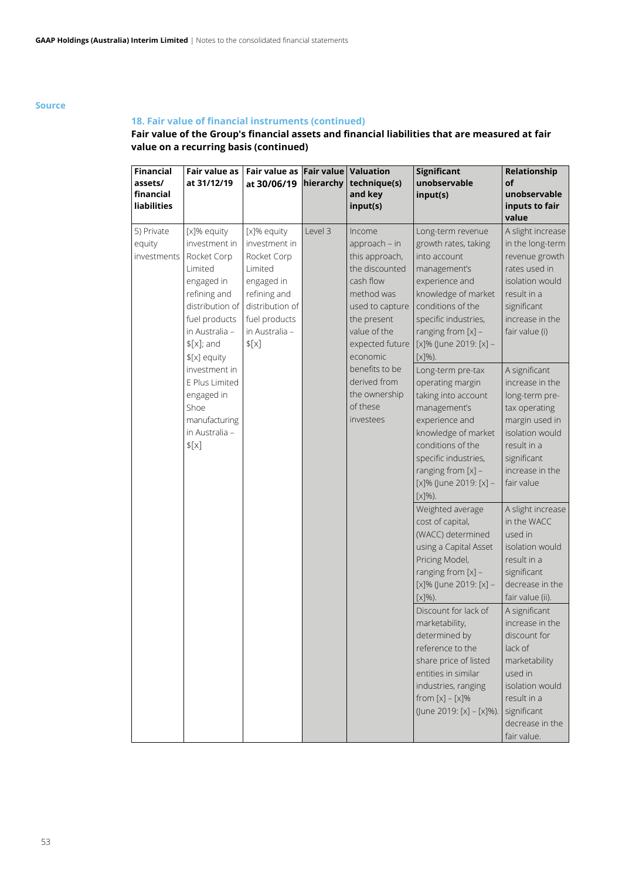Source

## 18. Fair value of financial instruments (continued)

**Fair value of the Group's financial assets and financial liabilities that are measured at fair value on a recurring basis (continued)**

| Financial assets/ financial liabilities | Fair value as at 31/12/19 | Fair value as at 30/06/19 | Fair value hierarchy | Valuation technique(s) and key input(s) | Significant unobservable input(s) | Relationship of unobservable inputs to fair value |
|---|---|---|---|---|---|---|
| 5) Private equity investments | [x]% equity investment in Rocket Corp Limited engaged in refining and distribution of fuel products in Australia – $[x]; and $[x] equity investment in E Plus Limited engaged in Shoe manufacturing in Australia – $[x] | [x]% equity investment in Rocket Corp Limited engaged in refining and distribution of fuel products in Australia – $[x] | Level 3 | Income approach – in this approach, the discounted cash flow method was used to capture the present value of the expected future economic benefits to be derived from the ownership of these investees | Long-term revenue growth rates, taking into account management's experience and knowledge of market conditions of the specific industries, ranging from [x] – [x]% (June 2019: [x] – [x]%). | A slight increase in the long-term revenue growth rates used in isolation would result in a significant increase in the fair value (i) |
| | | | | | Long-term pre-tax operating margin taking into account management's experience and knowledge of market conditions of the specific industries, ranging from [x] – [x]% (June 2019: [x] – [x]%). | A significant increase in the long-term pre-tax operating margin used in isolation would result in a significant increase in the fair value |
| | | | | | Weighted average cost of capital, (WACC) determined using a Capital Asset Pricing Model, ranging from [x] – [x]% (June 2019: [x] – [x]%). | A slight increase in the WACC used in isolation would result in a significant decrease in the fair value (ii). |
| | | | | | Discount for lack of marketability, determined by reference to the share price of listed entities in similar industries, ranging from [x] – [x]% (June 2019: [x] – [x]%). | A significant increase in the discount for lack of marketability used in isolation would result in a significant decrease in the fair value. |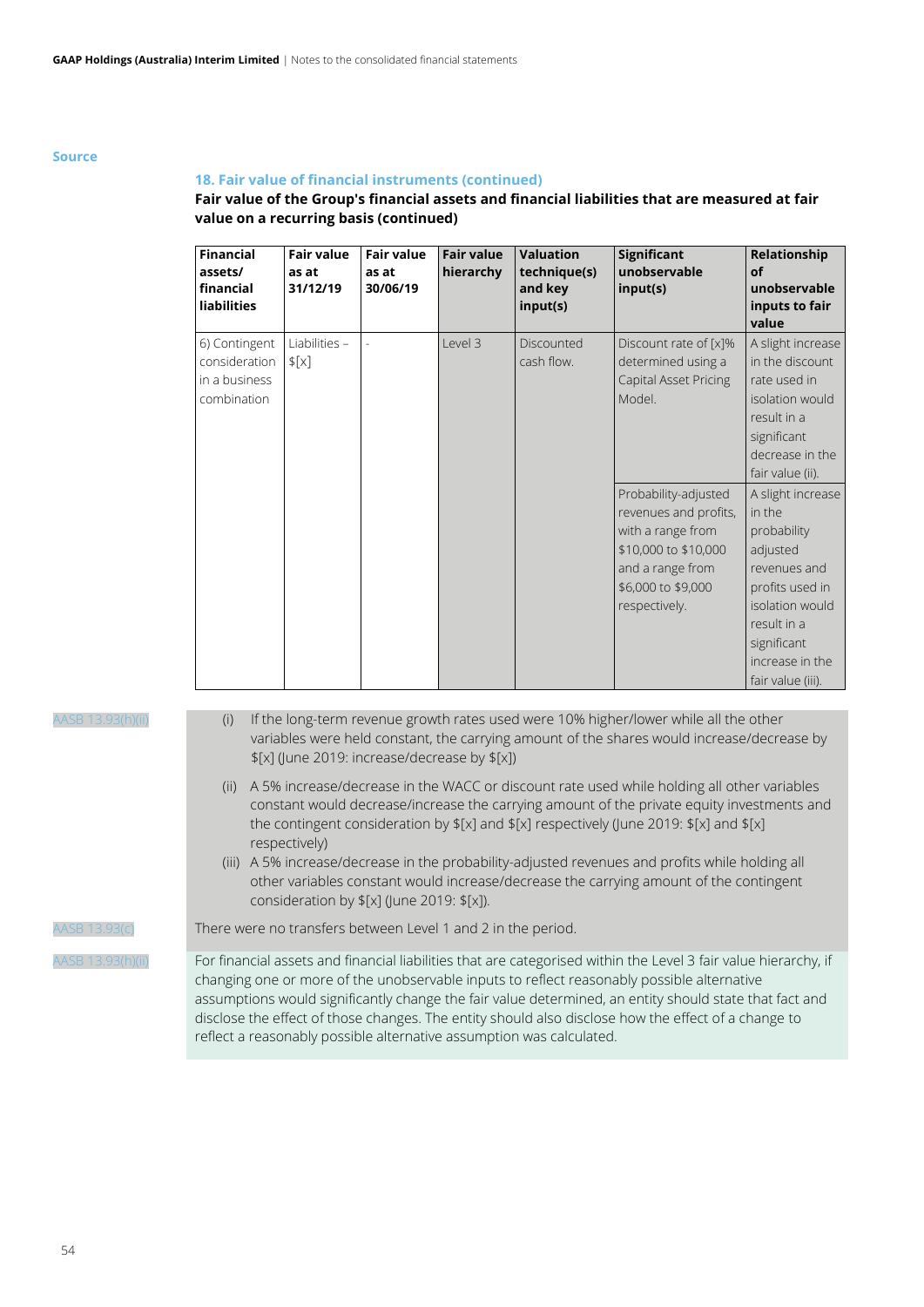Source

### 18. Fair value of financial instruments (continued)

**Fair value of the Group's financial assets and financial liabilities that are measured at fair value on a recurring basis (continued)**

| Financial assets/ financial liabilities | Fair value as at 31/12/19 | Fair value as at 30/06/19 | Fair value hierarchy | Valuation technique(s) and key input(s) | Significant unobservable input(s) | Relationship of unobservable inputs to fair value |
|---|---|---|---|---|---|---|
| 6) Contingent consideration in a business combination | Liabilities – $[x] | - | Level 3 | Discounted cash flow. | Discount rate of [x]% determined using a Capital Asset Pricing Model. | A slight increase in the discount rate used in isolation would result in a significant decrease in the fair value (ii). |
| | | | | | Probability-adjusted revenues and profits, with a range from $10,000 to $10,000 and a range from $6,000 to $9,000 respectively. | A slight increase in the probability adjusted revenues and profits used in isolation would result in a significant increase in the fair value (iii). |

AASB 13.93(h)(ii)

(i) If the long-term revenue growth rates used were 10% higher/lower while all the other variables were held constant, the carrying amount of the shares would increase/decrease by $[x] (June 2019: increase/decrease by $[x])

(ii) A 5% increase/decrease in the WACC or discount rate used while holding all other variables constant would decrease/increase the carrying amount of the private equity investments and the contingent consideration by $[x] and $[x] respectively (June 2019: $[x] and $[x] respectively)

(iii) A 5% increase/decrease in the probability-adjusted revenues and profits while holding all other variables constant would increase/decrease the carrying amount of the contingent consideration by $[x] (June 2019: $[x]).

AASB 13.93(c)

There were no transfers between Level 1 and 2 in the period.

AASB 13.93(h)(ii)

For financial assets and financial liabilities that are categorised within the Level 3 fair value hierarchy, if changing one or more of the unobservable inputs to reflect reasonably possible alternative assumptions would significantly change the fair value determined, an entity should state that fact and disclose the effect of those changes. The entity should also disclose how the effect of a change to reflect a reasonably possible alternative assumption was calculated.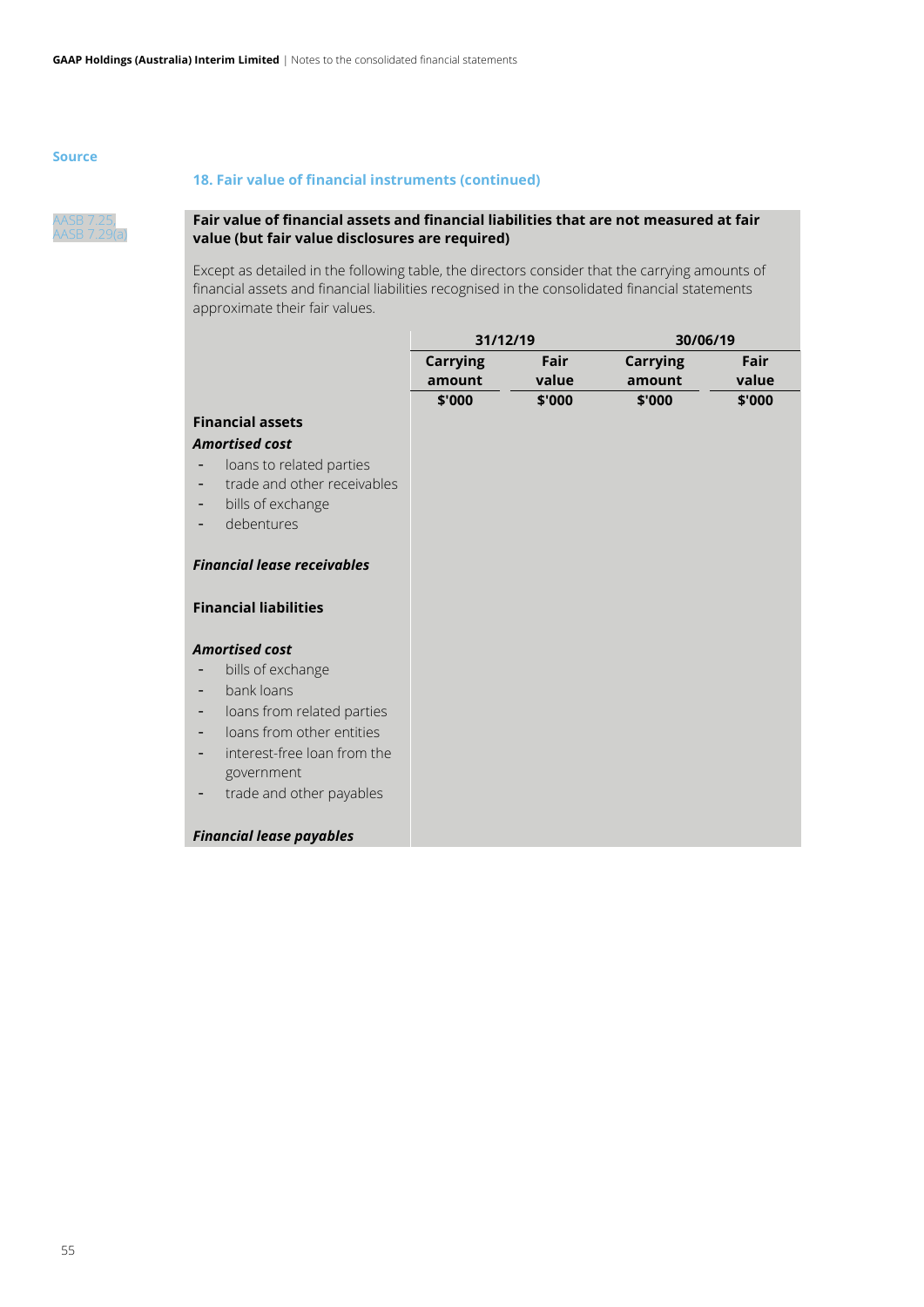Source

### 18. Fair value of financial instruments (continued)

AASB 7.25, AASB 7.29(a)

**Fair value of financial assets and financial liabilities that are not measured at fair value (but fair value disclosures are required)**

Except as detailed in the following table, the directors consider that the carrying amounts of financial assets and financial liabilities recognised in the consolidated financial statements approximate their fair values.

| | 31/12/19 | | 30/06/19 | |
|---|---|---|---|---|
| | Carrying amount | Fair value | Carrying amount | Fair value |
| | $'000 | $'000 | $'000 | $'000 |
| **Financial assets** | | | | |
| ***Amortised cost*** | | | | |
| - loans to related parties | | | | |
| - trade and other receivables | | | | |
| - bills of exchange | | | | |
| - debentures | | | | |
| ***Financial lease receivables*** | | | | |
| **Financial liabilities** | | | | |
| ***Amortised cost*** | | | | |
| - bills of exchange | | | | |
| - bank loans | | | | |
| - loans from related parties | | | | |
| - loans from other entities | | | | |
| - interest-free loan from the government | | | | |
| - trade and other payables | | | | |
| ***Financial lease payables*** | | | | |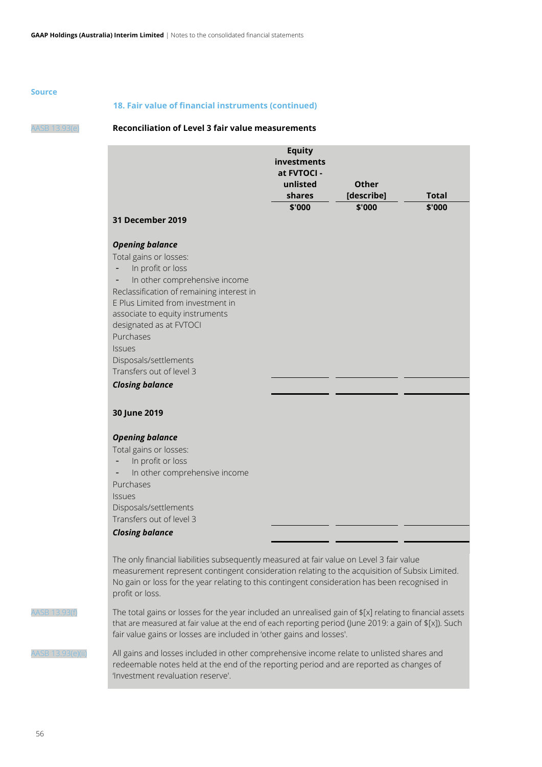Source

## 18. Fair value of financial instruments (continued)

AASB 13.93(e)

### Reconciliation of Level 3 fair value measurements

| | Equity investments at FVTOCI - unlisted shares | Other [describe] | Total |
|---|---|---|---|
| | $'000 | $'000 | $'000 |
| **31 December 2019** | | | |
| ***Opening balance*** | | | |
| Total gains or losses: | | | |
| - In profit or loss | | | |
| - In other comprehensive income | | | |
| Reclassification of remaining interest in E Plus Limited from investment in associate to equity instruments designated as at FVTOCI | | | |
| Purchases | | | |
| Issues | | | |
| Disposals/settlements | | | |
| Transfers out of level 3 | | | |
| ***Closing balance*** | | | |
| **30 June 2019** | | | |
| ***Opening balance*** | | | |
| Total gains or losses: | | | |
| - In profit or loss | | | |
| - In other comprehensive income | | | |
| Purchases | | | |
| Issues | | | |
| Disposals/settlements | | | |
| Transfers out of level 3 | | | |
| ***Closing balance*** | | | |

The only financial liabilities subsequently measured at fair value on Level 3 fair value measurement represent contingent consideration relating to the acquisition of Subsix Limited. No gain or loss for the year relating to this contingent consideration has been recognised in profit or loss.

AASB 13.93(f)

The total gains or losses for the year included an unrealised gain of $[x] relating to financial assets that are measured at fair value at the end of each reporting period (June 2019: a gain of $[x]). Such fair value gains or losses are included in 'other gains and losses'.

AASB 13.93(e)(ii)

All gains and losses included in other comprehensive income relate to unlisted shares and redeemable notes held at the end of the reporting period and are reported as changes of 'Investment revaluation reserve'.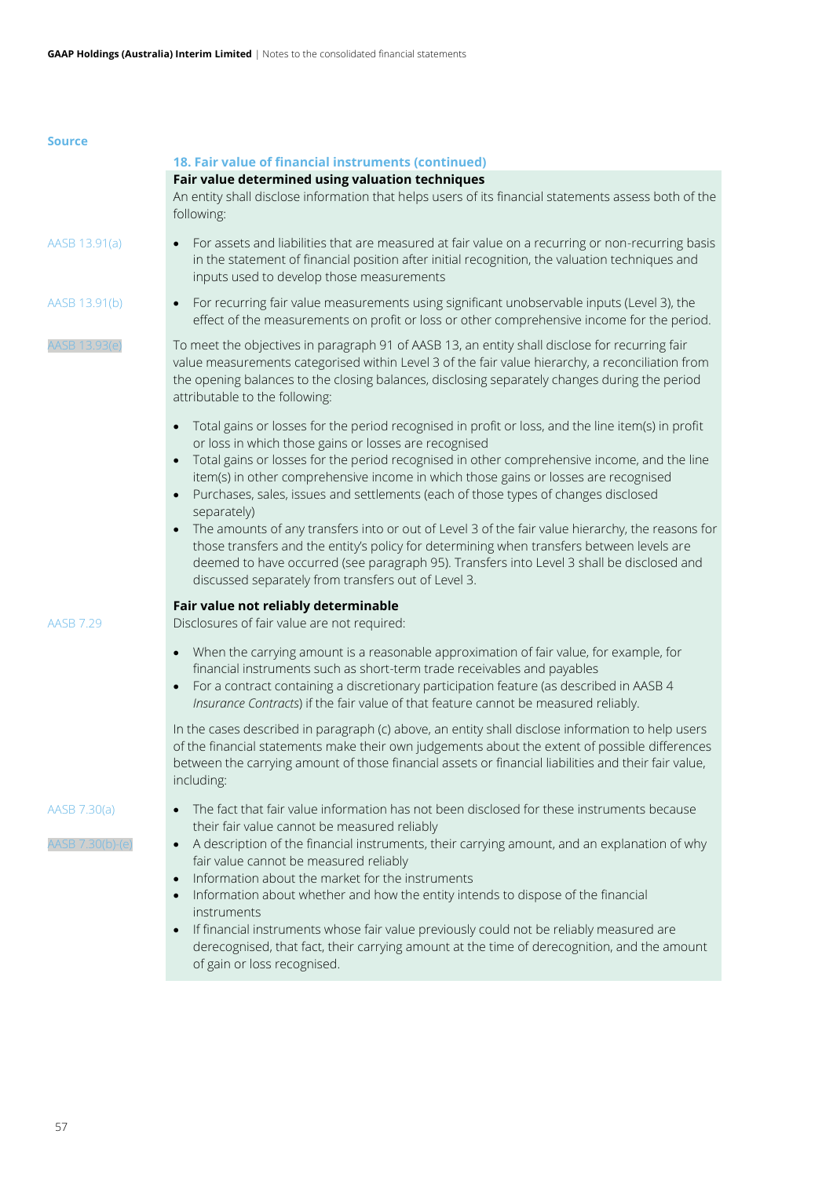Source

## 18. Fair value of financial instruments (continued)

**Fair value determined using valuation techniques**

An entity shall disclose information that helps users of its financial statements assess both of the following:

AASB 13.91(a)

- For assets and liabilities that are measured at fair value on a recurring or non-recurring basis in the statement of financial position after initial recognition, the valuation techniques and inputs used to develop those measurements

AASB 13.91(b)

- For recurring fair value measurements using significant unobservable inputs (Level 3), the effect of the measurements on profit or loss or other comprehensive income for the period.

AASB 13.93(e)

To meet the objectives in paragraph 91 of AASB 13, an entity shall disclose for recurring fair value measurements categorised within Level 3 of the fair value hierarchy, a reconciliation from the opening balances to the closing balances, disclosing separately changes during the period attributable to the following:

- Total gains or losses for the period recognised in profit or loss, and the line item(s) in profit or loss in which those gains or losses are recognised
- Total gains or losses for the period recognised in other comprehensive income, and the line item(s) in other comprehensive income in which those gains or losses are recognised
- Purchases, sales, issues and settlements (each of those types of changes disclosed separately)
- The amounts of any transfers into or out of Level 3 of the fair value hierarchy, the reasons for those transfers and the entity's policy for determining when transfers between levels are deemed to have occurred (see paragraph 95). Transfers into Level 3 shall be disclosed and discussed separately from transfers out of Level 3.

**Fair value not reliably determinable**

AASB 7.29

Disclosures of fair value are not required:

- When the carrying amount is a reasonable approximation of fair value, for example, for financial instruments such as short-term trade receivables and payables
- For a contract containing a discretionary participation feature (as described in AASB 4 *Insurance Contracts*) if the fair value of that feature cannot be measured reliably.

In the cases described in paragraph (c) above, an entity shall disclose information to help users of the financial statements make their own judgements about the extent of possible differences between the carrying amount of those financial assets or financial liabilities and their fair value, including:

AASB 7.30(a)

- The fact that fair value information has not been disclosed for these instruments because their fair value cannot be measured reliably

AASB 7.30(b)-(e)

- A description of the financial instruments, their carrying amount, and an explanation of why fair value cannot be measured reliably
- Information about the market for the instruments
- Information about whether and how the entity intends to dispose of the financial instruments
- If financial instruments whose fair value previously could not be reliably measured are derecognised, that fact, their carrying amount at the time of derecognition, and the amount of gain or loss recognised.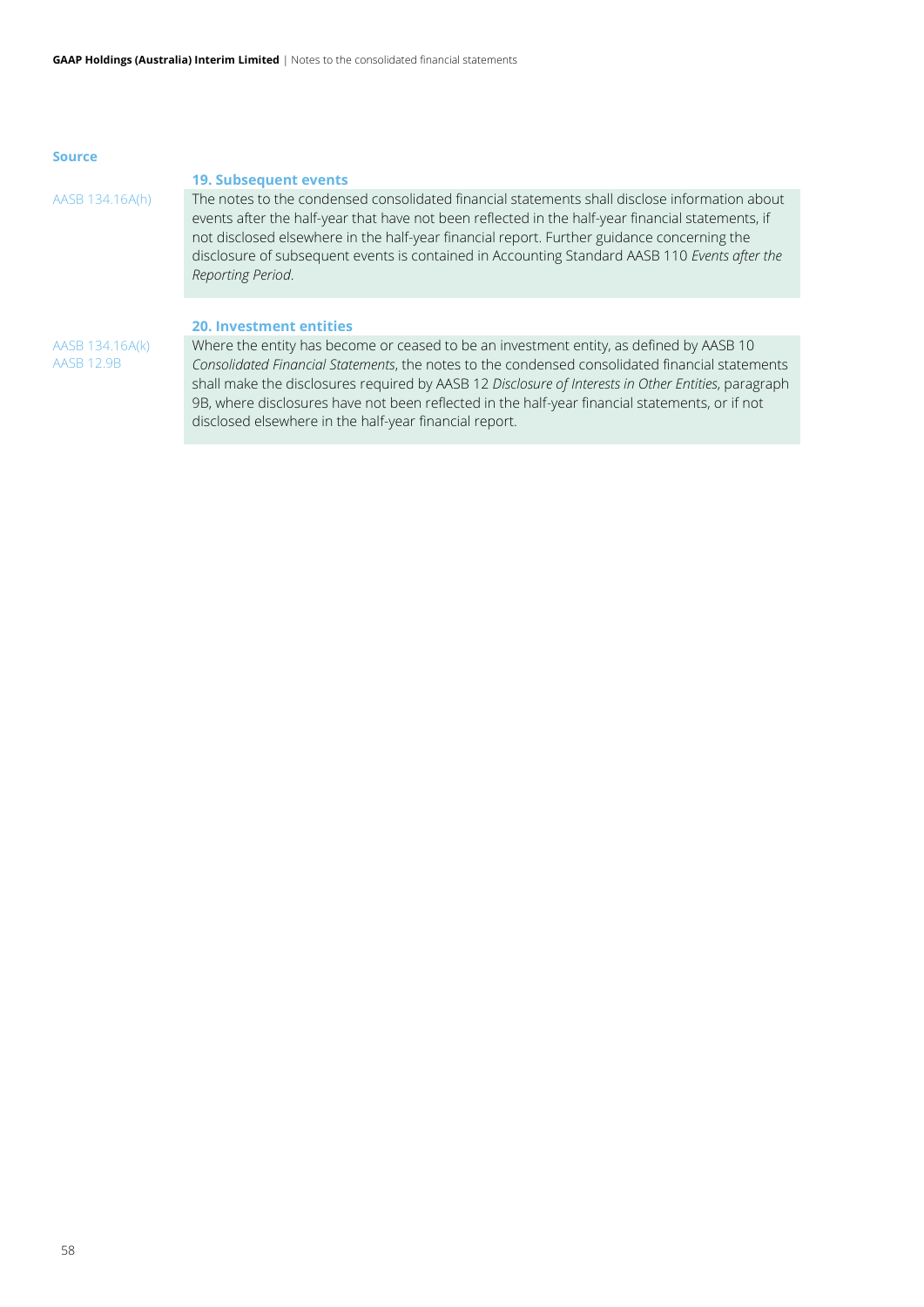**Source**

## 19. Subsequent events

AASB 134.16A(h)

The notes to the condensed consolidated financial statements shall disclose information about events after the half-year that have not been reflected in the half-year financial statements, if not disclosed elsewhere in the half-year financial report. Further guidance concerning the disclosure of subsequent events is contained in Accounting Standard AASB 110 *Events after the Reporting Period*.

## 20. Investment entities

AASB 134.16A(k)
AASB 12.9B

Where the entity has become or ceased to be an investment entity, as defined by AASB 10 *Consolidated Financial Statements*, the notes to the condensed consolidated financial statements shall make the disclosures required by AASB 12 *Disclosure of Interests in Other Entities*, paragraph 9B, where disclosures have not been reflected in the half-year financial statements, or if not disclosed elsewhere in the half-year financial report.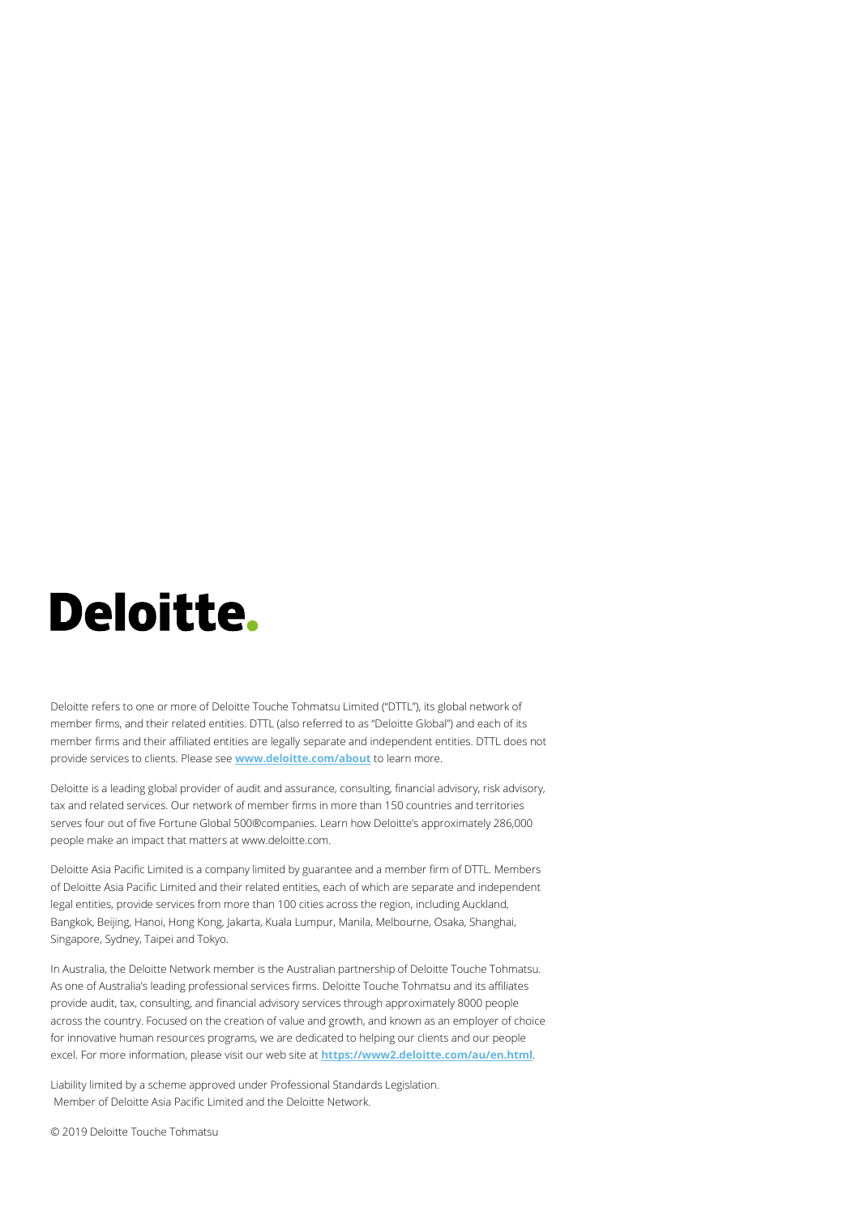# Deloitte.

Deloitte refers to one or more of Deloitte Touche Tohmatsu Limited ("DTTL"), its global network of member firms, and their related entities. DTTL (also referred to as "Deloitte Global") and each of its member firms and their affiliated entities are legally separate and independent entities. DTTL does not provide services to clients. Please see **www.deloitte.com/about** to learn more.

Deloitte is a leading global provider of audit and assurance, consulting, financial advisory, risk advisory, tax and related services. Our network of member firms in more than 150 countries and territories serves four out of five Fortune Global 500®companies. Learn how Deloitte's approximately 286,000 people make an impact that matters at www.deloitte.com.

Deloitte Asia Pacific Limited is a company limited by guarantee and a member firm of DTTL. Members of Deloitte Asia Pacific Limited and their related entities, each of which are separate and independent legal entities, provide services from more than 100 cities across the region, including Auckland, Bangkok, Beijing, Hanoi, Hong Kong, Jakarta, Kuala Lumpur, Manila, Melbourne, Osaka, Shanghai, Singapore, Sydney, Taipei and Tokyo.

In Australia, the Deloitte Network member is the Australian partnership of Deloitte Touche Tohmatsu. As one of Australia's leading professional services firms. Deloitte Touche Tohmatsu and its affiliates provide audit, tax, consulting, and financial advisory services through approximately 8000 people across the country. Focused on the creation of value and growth, and known as an employer of choice for innovative human resources programs, we are dedicated to helping our clients and our people excel. For more information, please visit our web site at **https://www2.deloitte.com/au/en.html**.

Liability limited by a scheme approved under Professional Standards Legislation.
Member of Deloitte Asia Pacific Limited and the Deloitte Network.

© 2019 Deloitte Touche Tohmatsu